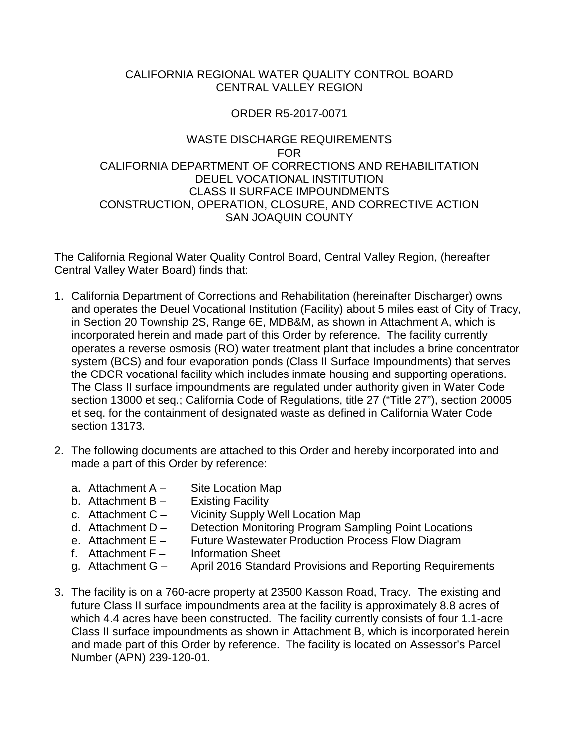CALIFORNIA REGIONAL WATER QUALITY CONTROL BOARD
CENTRAL VALLEY REGION

ORDER R5-2017-0071

WASTE DISCHARGE REQUIREMENTS
FOR
CALIFORNIA DEPARTMENT OF CORRECTIONS AND REHABILITATION
DEUEL VOCATIONAL INSTITUTION
CLASS II SURFACE IMPOUNDMENTS
CONSTRUCTION, OPERATION, CLOSURE, AND CORRECTIVE ACTION
SAN JOAQUIN COUNTY

The California Regional Water Quality Control Board, Central Valley Region, (hereafter Central Valley Water Board) finds that:

1. California Department of Corrections and Rehabilitation (hereinafter Discharger) owns and operates the Deuel Vocational Institution (Facility) about 5 miles east of City of Tracy, in Section 20 Township 2S, Range 6E, MDB&M, as shown in Attachment A, which is incorporated herein and made part of this Order by reference. The facility currently operates a reverse osmosis (RO) water treatment plant that includes a brine concentrator system (BCS) and four evaporation ponds (Class II Surface Impoundments) that serves the CDCR vocational facility which includes inmate housing and supporting operations. The Class II surface impoundments are regulated under authority given in Water Code section 13000 et seq.; California Code of Regulations, title 27 ("Title 27"), section 20005 et seq. for the containment of designated waste as defined in California Water Code section 13173.

2. The following documents are attached to this Order and hereby incorporated into and made a part of this Order by reference:

   a. Attachment A – Site Location Map
   b. Attachment B – Existing Facility
   c. Attachment C – Vicinity Supply Well Location Map
   d. Attachment D – Detection Monitoring Program Sampling Point Locations
   e. Attachment E – Future Wastewater Production Process Flow Diagram
   f. Attachment F – Information Sheet
   g. Attachment G – April 2016 Standard Provisions and Reporting Requirements

3. The facility is on a 760-acre property at 23500 Kasson Road, Tracy. The existing and future Class II surface impoundments area at the facility is approximately 8.8 acres of which 4.4 acres have been constructed. The facility currently consists of four 1.1-acre Class II surface impoundments as shown in Attachment B, which is incorporated herein and made part of this Order by reference. The facility is located on Assessor's Parcel Number (APN) 239-120-01.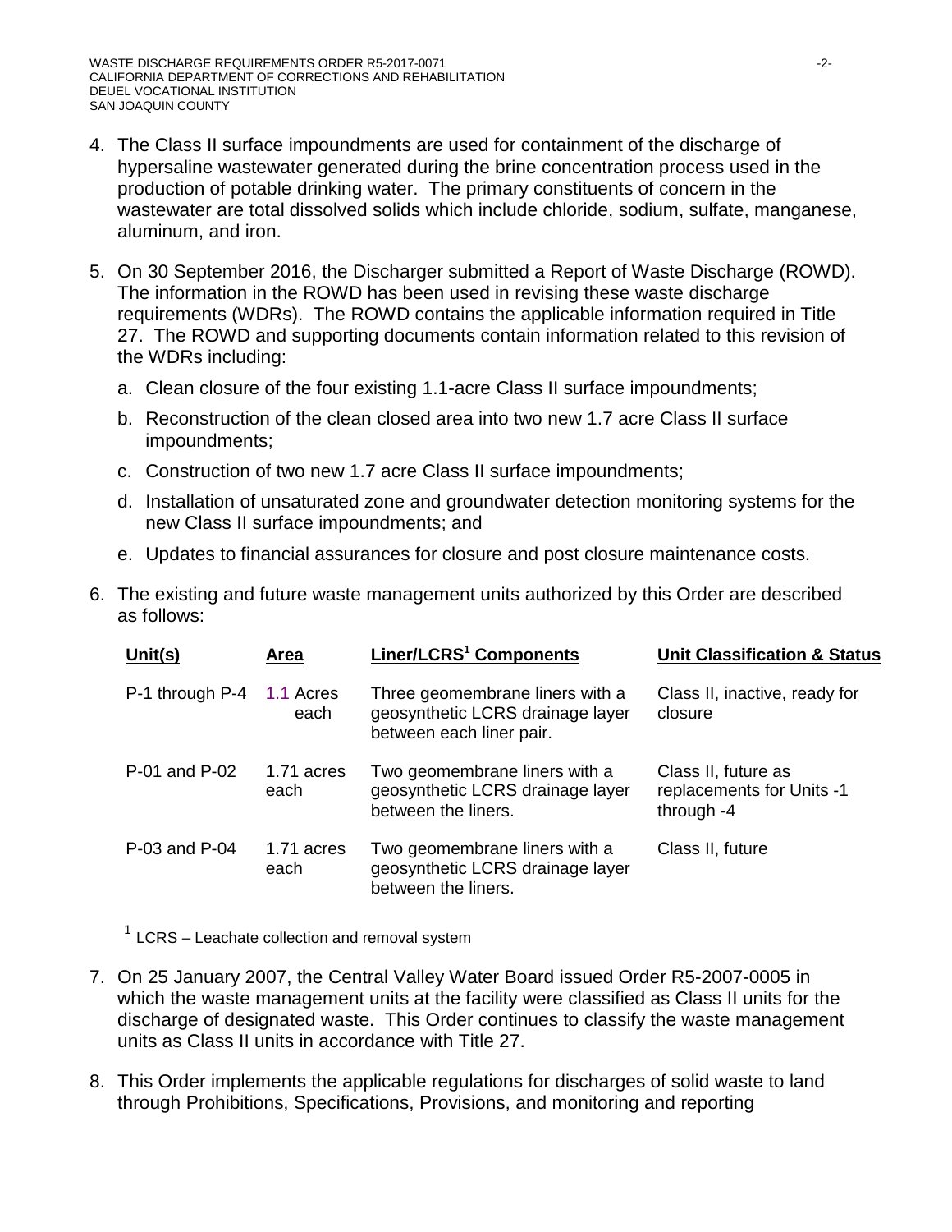4. The Class II surface impoundments are used for containment of the discharge of hypersaline wastewater generated during the brine concentration process used in the production of potable drinking water. The primary constituents of concern in the wastewater are total dissolved solids which include chloride, sodium, sulfate, manganese, aluminum, and iron.

5. On 30 September 2016, the Discharger submitted a Report of Waste Discharge (ROWD). The information in the ROWD has been used in revising these waste discharge requirements (WDRs). The ROWD contains the applicable information required in Title 27. The ROWD and supporting documents contain information related to this revision of the WDRs including:

   a. Clean closure of the four existing 1.1-acre Class II surface impoundments;

   b. Reconstruction of the clean closed area into two new 1.7 acre Class II surface impoundments;

   c. Construction of two new 1.7 acre Class II surface impoundments;

   d. Installation of unsaturated zone and groundwater detection monitoring systems for the new Class II surface impoundments; and

   e. Updates to financial assurances for closure and post closure maintenance costs.

6. The existing and future waste management units authorized by this Order are described as follows:

| Unit(s) | Area | Liner/LCRS[1] Components | Unit Classification & Status |
|---|---|---|---|
| P-1 through P-4 | 1.1 Acres each | Three geomembrane liners with a geosynthetic LCRS drainage layer between each liner pair. | Class II, inactive, ready for closure |
| P-01 and P-02 | 1.71 acres each | Two geomembrane liners with a geosynthetic LCRS drainage layer between the liners. | Class II, future as replacements for Units -1 through -4 |
| P-03 and P-04 | 1.71 acres each | Two geomembrane liners with a geosynthetic LCRS drainage layer between the liners. | Class II, future |

[1] LCRS – Leachate collection and removal system

7. On 25 January 2007, the Central Valley Water Board issued Order R5-2007-0005 in which the waste management units at the facility were classified as Class II units for the discharge of designated waste. This Order continues to classify the waste management units as Class II units in accordance with Title 27.

8. This Order implements the applicable regulations for discharges of solid waste to land through Prohibitions, Specifications, Provisions, and monitoring and reporting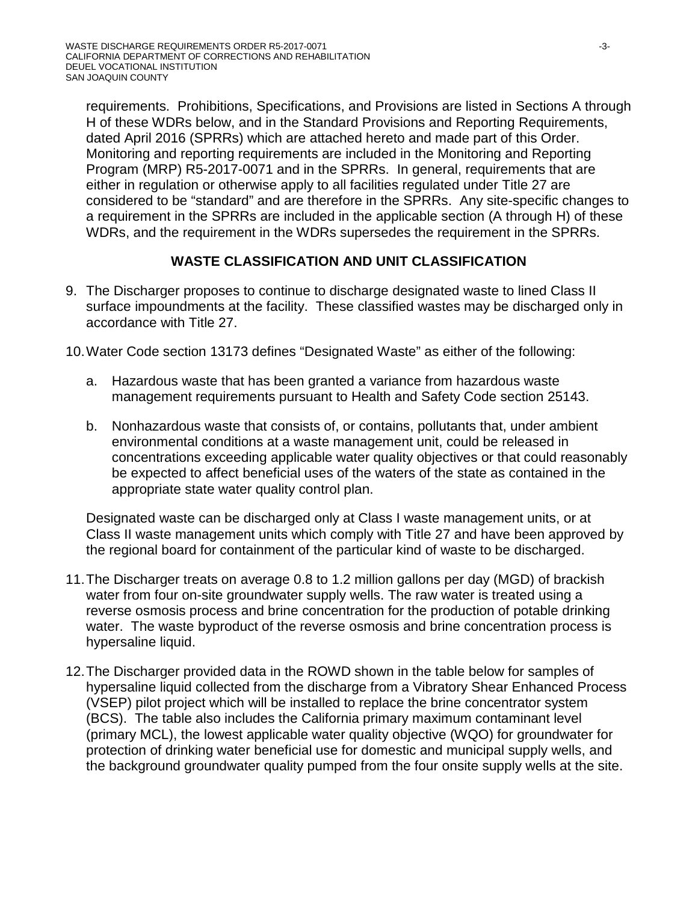requirements. Prohibitions, Specifications, and Provisions are listed in Sections A through H of these WDRs below, and in the Standard Provisions and Reporting Requirements, dated April 2016 (SPRRs) which are attached hereto and made part of this Order. Monitoring and reporting requirements are included in the Monitoring and Reporting Program (MRP) R5-2017-0071 and in the SPRRs. In general, requirements that are either in regulation or otherwise apply to all facilities regulated under Title 27 are considered to be "standard" and are therefore in the SPRRs. Any site-specific changes to a requirement in the SPRRs are included in the applicable section (A through H) of these WDRs, and the requirement in the WDRs supersedes the requirement in the SPRRs.

## WASTE CLASSIFICATION AND UNIT CLASSIFICATION

9. The Discharger proposes to continue to discharge designated waste to lined Class II surface impoundments at the facility. These classified wastes may be discharged only in accordance with Title 27.

10. Water Code section 13173 defines "Designated Waste" as either of the following:

    a. Hazardous waste that has been granted a variance from hazardous waste management requirements pursuant to Health and Safety Code section 25143.

    b. Nonhazardous waste that consists of, or contains, pollutants that, under ambient environmental conditions at a waste management unit, could be released in concentrations exceeding applicable water quality objectives or that could reasonably be expected to affect beneficial uses of the waters of the state as contained in the appropriate state water quality control plan.

    Designated waste can be discharged only at Class I waste management units, or at Class II waste management units which comply with Title 27 and have been approved by the regional board for containment of the particular kind of waste to be discharged.

11. The Discharger treats on average 0.8 to 1.2 million gallons per day (MGD) of brackish water from four on-site groundwater supply wells. The raw water is treated using a reverse osmosis process and brine concentration for the production of potable drinking water. The waste byproduct of the reverse osmosis and brine concentration process is hypersaline liquid.

12. The Discharger provided data in the ROWD shown in the table below for samples of hypersaline liquid collected from the discharge from a Vibratory Shear Enhanced Process (VSEP) pilot project which will be installed to replace the brine concentrator system (BCS). The table also includes the California primary maximum contaminant level (primary MCL), the lowest applicable water quality objective (WQO) for groundwater for protection of drinking water beneficial use for domestic and municipal supply wells, and the background groundwater quality pumped from the four onsite supply wells at the site.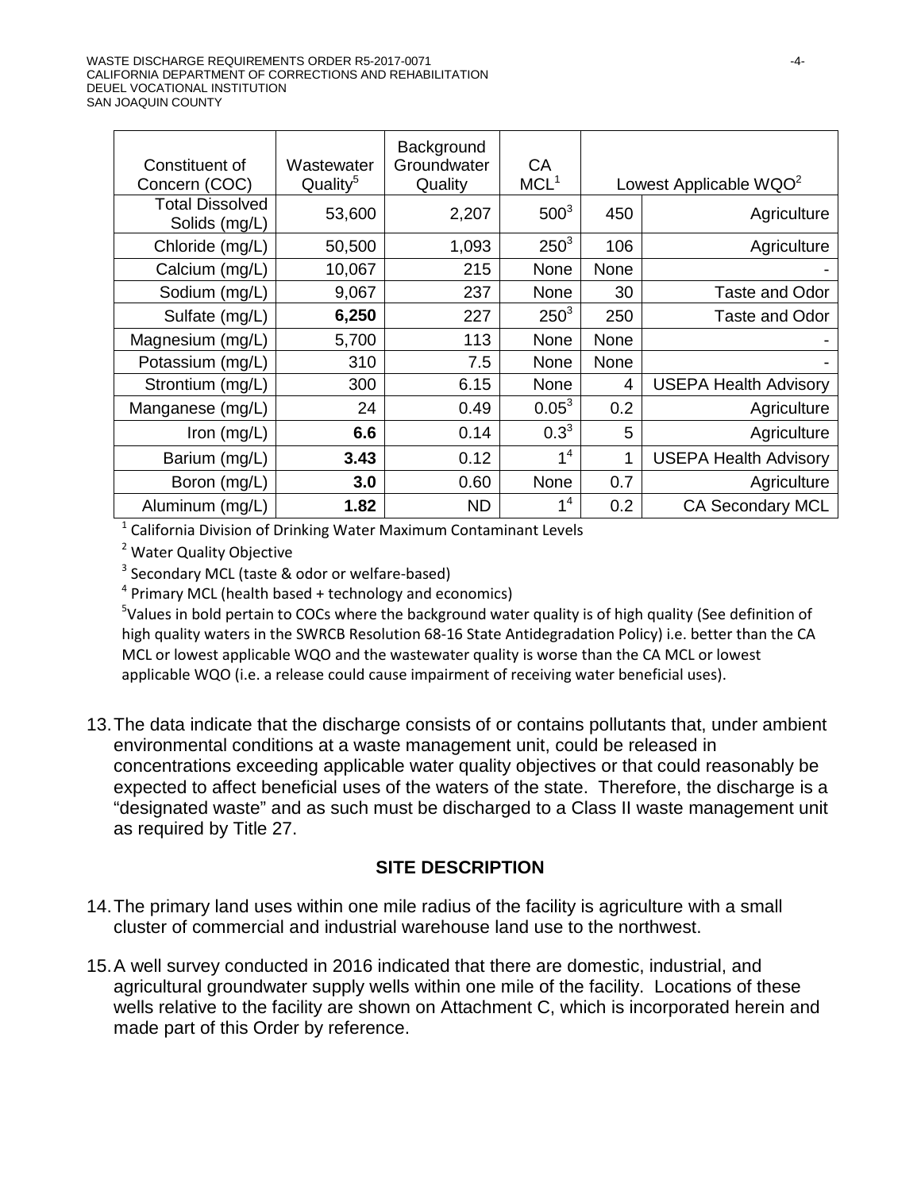| Constituent of Concern (COC) | Wastewater Quality[5] | Background Groundwater Quality | CA MCL[1] | Lowest Applicable WQO[2] | |
|---|---|---|---|---|---|
| Total Dissolved Solids (mg/L) | 53,600 | 2,207 | 500[3] | 450 | Agriculture |
| Chloride (mg/L) | 50,500 | 1,093 | 250[3] | 106 | Agriculture |
| Calcium (mg/L) | 10,067 | 215 | None | None | - |
| Sodium (mg/L) | 9,067 | 237 | None | 30 | Taste and Odor |
| Sulfate (mg/L) | **6,250** | 227 | 250[3] | 250 | Taste and Odor |
| Magnesium (mg/L) | 5,700 | 113 | None | None | - |
| Potassium (mg/L) | 310 | 7.5 | None | None | - |
| Strontium (mg/L) | 300 | 6.15 | None | 4 | USEPA Health Advisory |
| Manganese (mg/L) | 24 | 0.49 | 0.05[3] | 0.2 | Agriculture |
| Iron (mg/L) | **6.6** | 0.14 | 0.3[3] | 5 | Agriculture |
| Barium (mg/L) | **3.43** | 0.12 | 1[4] | 1 | USEPA Health Advisory |
| Boron (mg/L) | **3.0** | 0.60 | None | 0.7 | Agriculture |
| Aluminum (mg/L) | **1.82** | ND | 1[4] | 0.2 | CA Secondary MCL |

[1] California Division of Drinking Water Maximum Contaminant Levels

[2] Water Quality Objective

[3] Secondary MCL (taste & odor or welfare-based)

[4] Primary MCL (health based + technology and economics)

[5] Values in bold pertain to COCs where the background water quality is of high quality (See definition of high quality waters in the SWRCB Resolution 68-16 State Antidegradation Policy) i.e. better than the CA MCL or lowest applicable WQO and the wastewater quality is worse than the CA MCL or lowest applicable WQO (i.e. a release could cause impairment of receiving water beneficial uses).

13. The data indicate that the discharge consists of or contains pollutants that, under ambient environmental conditions at a waste management unit, could be released in concentrations exceeding applicable water quality objectives or that could reasonably be expected to affect beneficial uses of the waters of the state. Therefore, the discharge is a "designated waste" and as such must be discharged to a Class II waste management unit as required by Title 27.

## SITE DESCRIPTION

14. The primary land uses within one mile radius of the facility is agriculture with a small cluster of commercial and industrial warehouse land use to the northwest.

15. A well survey conducted in 2016 indicated that there are domestic, industrial, and agricultural groundwater supply wells within one mile of the facility. Locations of these wells relative to the facility are shown on Attachment C, which is incorporated herein and made part of this Order by reference.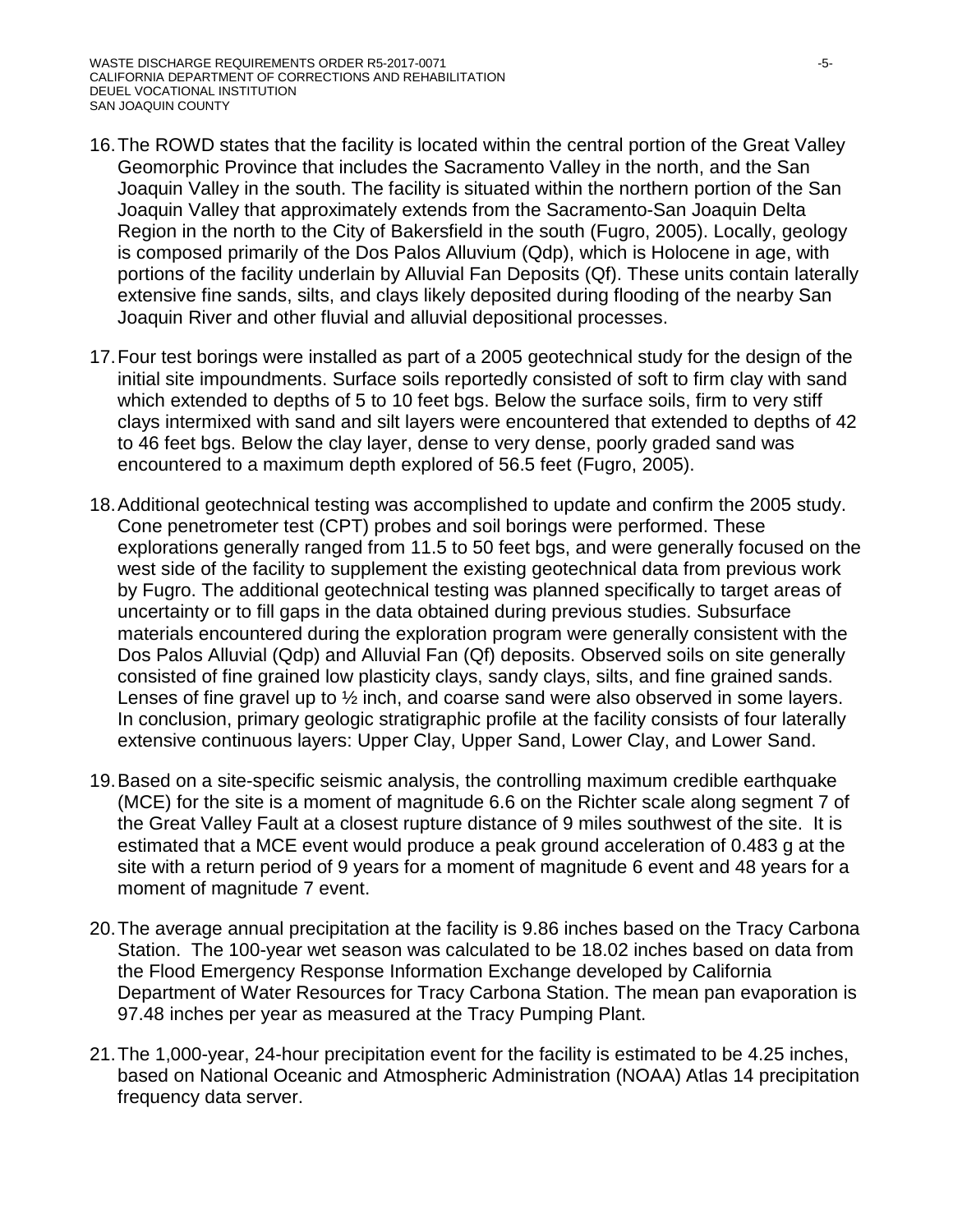16. The ROWD states that the facility is located within the central portion of the Great Valley Geomorphic Province that includes the Sacramento Valley in the north, and the San Joaquin Valley in the south. The facility is situated within the northern portion of the San Joaquin Valley that approximately extends from the Sacramento-San Joaquin Delta Region in the north to the City of Bakersfield in the south (Fugro, 2005). Locally, geology is composed primarily of the Dos Palos Alluvium (Qdp), which is Holocene in age, with portions of the facility underlain by Alluvial Fan Deposits (Qf). These units contain laterally extensive fine sands, silts, and clays likely deposited during flooding of the nearby San Joaquin River and other fluvial and alluvial depositional processes.

17. Four test borings were installed as part of a 2005 geotechnical study for the design of the initial site impoundments. Surface soils reportedly consisted of soft to firm clay with sand which extended to depths of 5 to 10 feet bgs. Below the surface soils, firm to very stiff clays intermixed with sand and silt layers were encountered that extended to depths of 42 to 46 feet bgs. Below the clay layer, dense to very dense, poorly graded sand was encountered to a maximum depth explored of 56.5 feet (Fugro, 2005).

18. Additional geotechnical testing was accomplished to update and confirm the 2005 study. Cone penetrometer test (CPT) probes and soil borings were performed. These explorations generally ranged from 11.5 to 50 feet bgs, and were generally focused on the west side of the facility to supplement the existing geotechnical data from previous work by Fugro. The additional geotechnical testing was planned specifically to target areas of uncertainty or to fill gaps in the data obtained during previous studies. Subsurface materials encountered during the exploration program were generally consistent with the Dos Palos Alluvial (Qdp) and Alluvial Fan (Qf) deposits. Observed soils on site generally consisted of fine grained low plasticity clays, sandy clays, silts, and fine grained sands. Lenses of fine gravel up to ½ inch, and coarse sand were also observed in some layers. In conclusion, primary geologic stratigraphic profile at the facility consists of four laterally extensive continuous layers: Upper Clay, Upper Sand, Lower Clay, and Lower Sand.

19. Based on a site-specific seismic analysis, the controlling maximum credible earthquake (MCE) for the site is a moment of magnitude 6.6 on the Richter scale along segment 7 of the Great Valley Fault at a closest rupture distance of 9 miles southwest of the site. It is estimated that a MCE event would produce a peak ground acceleration of 0.483 g at the site with a return period of 9 years for a moment of magnitude 6 event and 48 years for a moment of magnitude 7 event.

20. The average annual precipitation at the facility is 9.86 inches based on the Tracy Carbona Station. The 100-year wet season was calculated to be 18.02 inches based on data from the Flood Emergency Response Information Exchange developed by California Department of Water Resources for Tracy Carbona Station. The mean pan evaporation is 97.48 inches per year as measured at the Tracy Pumping Plant.

21. The 1,000-year, 24-hour precipitation event for the facility is estimated to be 4.25 inches, based on National Oceanic and Atmospheric Administration (NOAA) Atlas 14 precipitation frequency data server.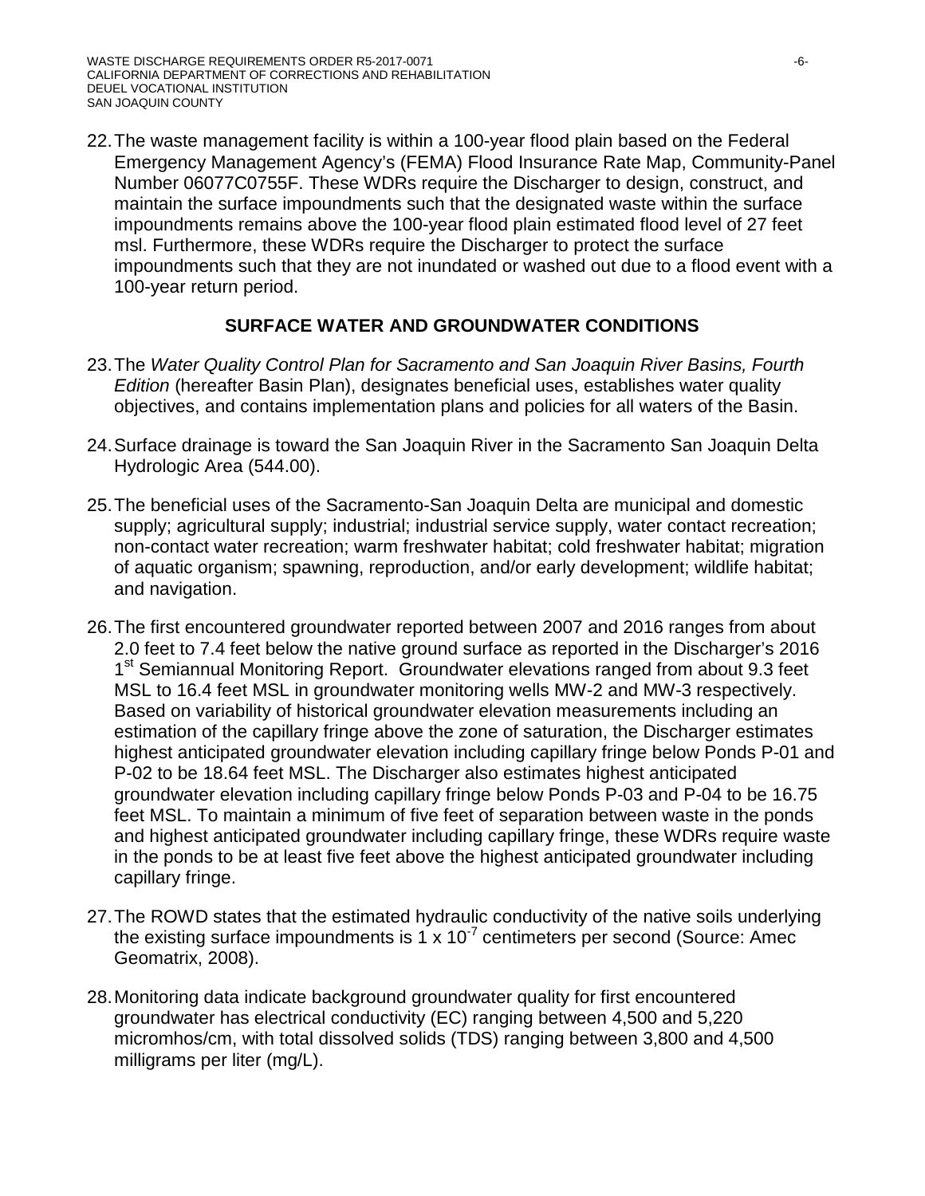22. The waste management facility is within a 100-year flood plain based on the Federal Emergency Management Agency's (FEMA) Flood Insurance Rate Map, Community-Panel Number 06077C0755F. These WDRs require the Discharger to design, construct, and maintain the surface impoundments such that the designated waste within the surface impoundments remains above the 100-year flood plain estimated flood level of 27 feet msl. Furthermore, these WDRs require the Discharger to protect the surface impoundments such that they are not inundated or washed out due to a flood event with a 100-year return period.

## SURFACE WATER AND GROUNDWATER CONDITIONS

23. The *Water Quality Control Plan for Sacramento and San Joaquin River Basins, Fourth Edition* (hereafter Basin Plan), designates beneficial uses, establishes water quality objectives, and contains implementation plans and policies for all waters of the Basin.

24. Surface drainage is toward the San Joaquin River in the Sacramento San Joaquin Delta Hydrologic Area (544.00).

25. The beneficial uses of the Sacramento-San Joaquin Delta are municipal and domestic supply; agricultural supply; industrial; industrial service supply, water contact recreation; non-contact water recreation; warm freshwater habitat; cold freshwater habitat; migration of aquatic organism; spawning, reproduction, and/or early development; wildlife habitat; and navigation.

26. The first encountered groundwater reported between 2007 and 2016 ranges from about 2.0 feet to 7.4 feet below the native ground surface as reported in the Discharger's 2016 1st Semiannual Monitoring Report. Groundwater elevations ranged from about 9.3 feet MSL to 16.4 feet MSL in groundwater monitoring wells MW-2 and MW-3 respectively. Based on variability of historical groundwater elevation measurements including an estimation of the capillary fringe above the zone of saturation, the Discharger estimates highest anticipated groundwater elevation including capillary fringe below Ponds P-01 and P-02 to be 18.64 feet MSL. The Discharger also estimates highest anticipated groundwater elevation including capillary fringe below Ponds P-03 and P-04 to be 16.75 feet MSL. To maintain a minimum of five feet of separation between waste in the ponds and highest anticipated groundwater including capillary fringe, these WDRs require waste in the ponds to be at least five feet above the highest anticipated groundwater including capillary fringe.

27. The ROWD states that the estimated hydraulic conductivity of the native soils underlying the existing surface impoundments is $1 \times 10^{-7}$ centimeters per second (Source: Amec Geomatrix, 2008).

28. Monitoring data indicate background groundwater quality for first encountered groundwater has electrical conductivity (EC) ranging between 4,500 and 5,220 micromhos/cm, with total dissolved solids (TDS) ranging between 3,800 and 4,500 milligrams per liter (mg/L).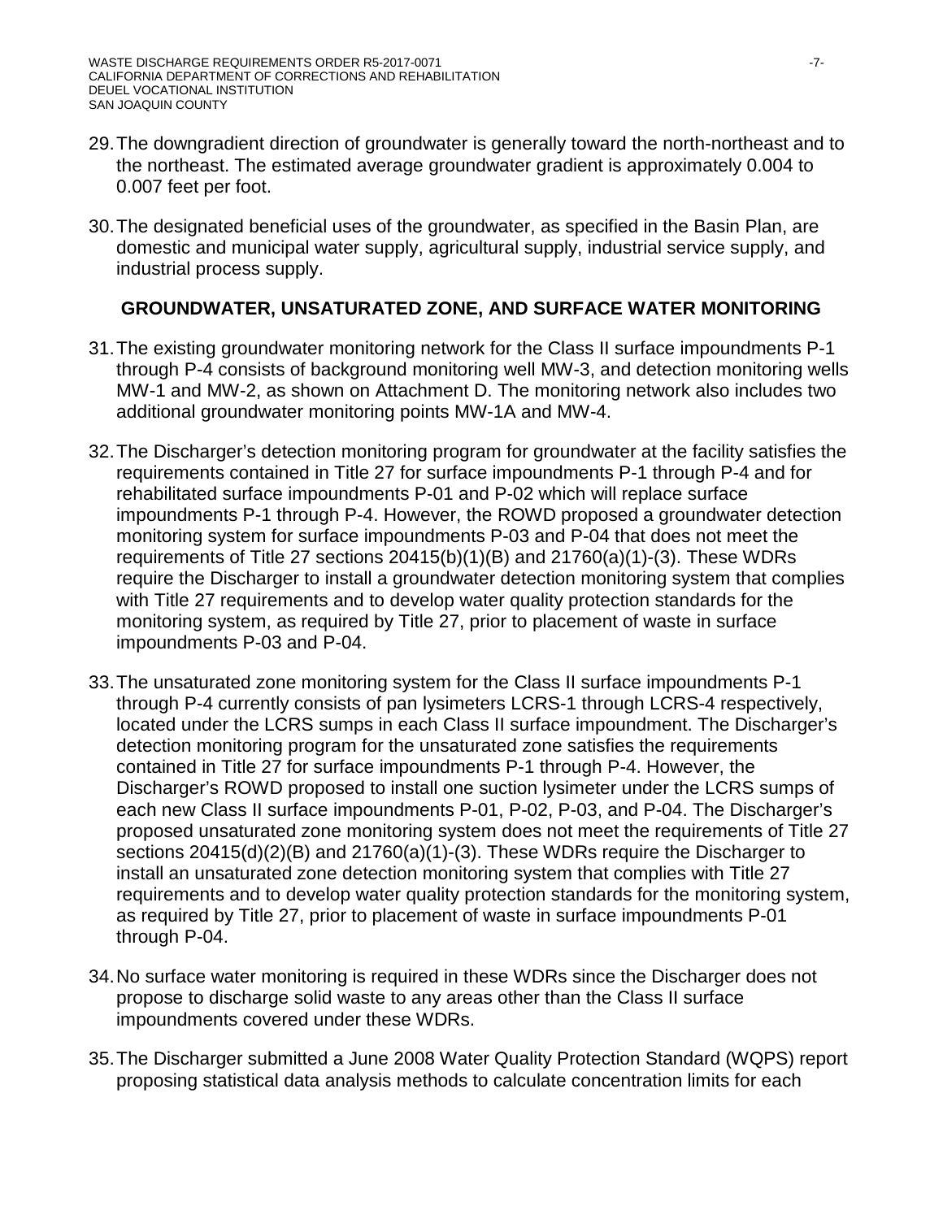29. The downgradient direction of groundwater is generally toward the north-northeast and to the northeast. The estimated average groundwater gradient is approximately 0.004 to 0.007 feet per foot.

30. The designated beneficial uses of the groundwater, as specified in the Basin Plan, are domestic and municipal water supply, agricultural supply, industrial service supply, and industrial process supply.

## GROUNDWATER, UNSATURATED ZONE, AND SURFACE WATER MONITORING

31. The existing groundwater monitoring network for the Class II surface impoundments P-1 through P-4 consists of background monitoring well MW-3, and detection monitoring wells MW-1 and MW-2, as shown on Attachment D. The monitoring network also includes two additional groundwater monitoring points MW-1A and MW-4.

32. The Discharger's detection monitoring program for groundwater at the facility satisfies the requirements contained in Title 27 for surface impoundments P-1 through P-4 and for rehabilitated surface impoundments P-01 and P-02 which will replace surface impoundments P-1 through P-4. However, the ROWD proposed a groundwater detection monitoring system for surface impoundments P-03 and P-04 that does not meet the requirements of Title 27 sections 20415(b)(1)(B) and 21760(a)(1)-(3). These WDRs require the Discharger to install a groundwater detection monitoring system that complies with Title 27 requirements and to develop water quality protection standards for the monitoring system, as required by Title 27, prior to placement of waste in surface impoundments P-03 and P-04.

33. The unsaturated zone monitoring system for the Class II surface impoundments P-1 through P-4 currently consists of pan lysimeters LCRS-1 through LCRS-4 respectively, located under the LCRS sumps in each Class II surface impoundment. The Discharger's detection monitoring program for the unsaturated zone satisfies the requirements contained in Title 27 for surface impoundments P-1 through P-4. However, the Discharger's ROWD proposed to install one suction lysimeter under the LCRS sumps of each new Class II surface impoundments P-01, P-02, P-03, and P-04. The Discharger's proposed unsaturated zone monitoring system does not meet the requirements of Title 27 sections 20415(d)(2)(B) and 21760(a)(1)-(3). These WDRs require the Discharger to install an unsaturated zone detection monitoring system that complies with Title 27 requirements and to develop water quality protection standards for the monitoring system, as required by Title 27, prior to placement of waste in surface impoundments P-01 through P-04.

34. No surface water monitoring is required in these WDRs since the Discharger does not propose to discharge solid waste to any areas other than the Class II surface impoundments covered under these WDRs.

35. The Discharger submitted a June 2008 Water Quality Protection Standard (WQPS) report proposing statistical data analysis methods to calculate concentration limits for each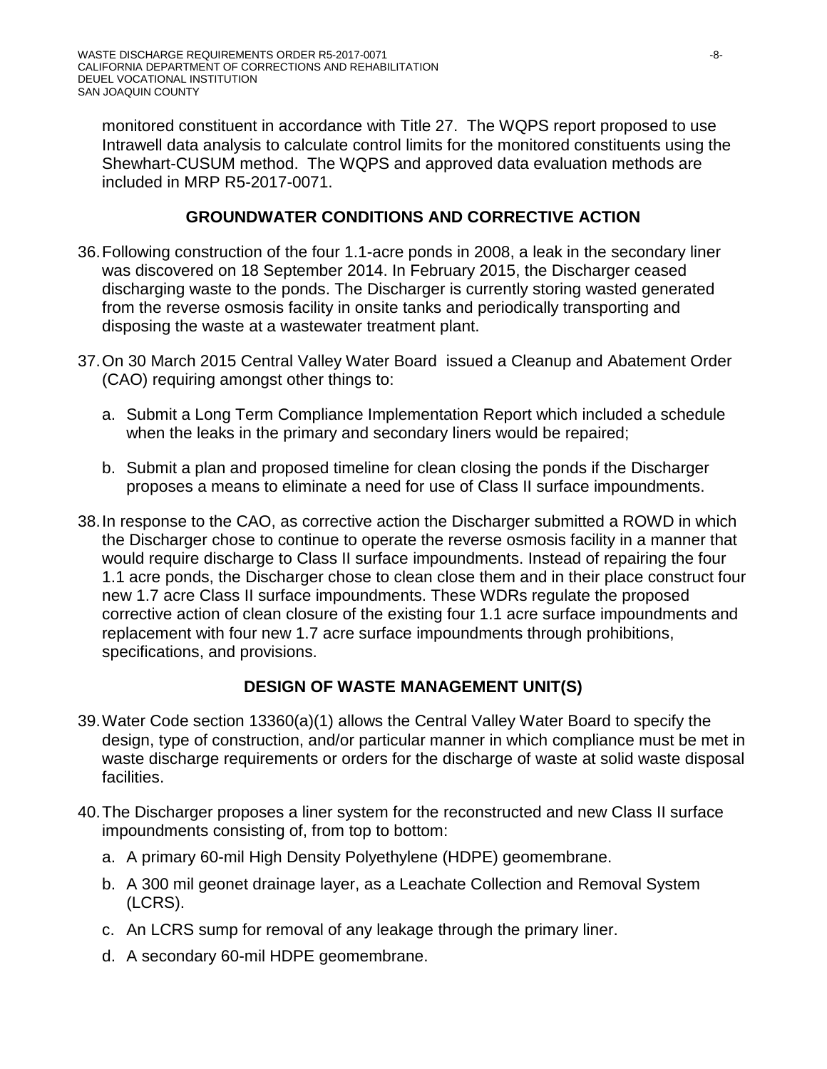monitored constituent in accordance with Title 27. The WQPS report proposed to use Intrawell data analysis to calculate control limits for the monitored constituents using the Shewhart-CUSUM method. The WQPS and approved data evaluation methods are included in MRP R5-2017-0071.

## GROUNDWATER CONDITIONS AND CORRECTIVE ACTION

36. Following construction of the four 1.1-acre ponds in 2008, a leak in the secondary liner was discovered on 18 September 2014. In February 2015, the Discharger ceased discharging waste to the ponds. The Discharger is currently storing wasted generated from the reverse osmosis facility in onsite tanks and periodically transporting and disposing the waste at a wastewater treatment plant.

37. On 30 March 2015 Central Valley Water Board issued a Cleanup and Abatement Order (CAO) requiring amongst other things to:

    a. Submit a Long Term Compliance Implementation Report which included a schedule when the leaks in the primary and secondary liners would be repaired;

    b. Submit a plan and proposed timeline for clean closing the ponds if the Discharger proposes a means to eliminate a need for use of Class II surface impoundments.

38. In response to the CAO, as corrective action the Discharger submitted a ROWD in which the Discharger chose to continue to operate the reverse osmosis facility in a manner that would require discharge to Class II surface impoundments. Instead of repairing the four 1.1 acre ponds, the Discharger chose to clean close them and in their place construct four new 1.7 acre Class II surface impoundments. These WDRs regulate the proposed corrective action of clean closure of the existing four 1.1 acre surface impoundments and replacement with four new 1.7 acre surface impoundments through prohibitions, specifications, and provisions.

## DESIGN OF WASTE MANAGEMENT UNIT(S)

39. Water Code section 13360(a)(1) allows the Central Valley Water Board to specify the design, type of construction, and/or particular manner in which compliance must be met in waste discharge requirements or orders for the discharge of waste at solid waste disposal facilities.

40. The Discharger proposes a liner system for the reconstructed and new Class II surface impoundments consisting of, from top to bottom:

    a. A primary 60-mil High Density Polyethylene (HDPE) geomembrane.

    b. A 300 mil geonet drainage layer, as a Leachate Collection and Removal System (LCRS).

    c. An LCRS sump for removal of any leakage through the primary liner.

    d. A secondary 60-mil HDPE geomembrane.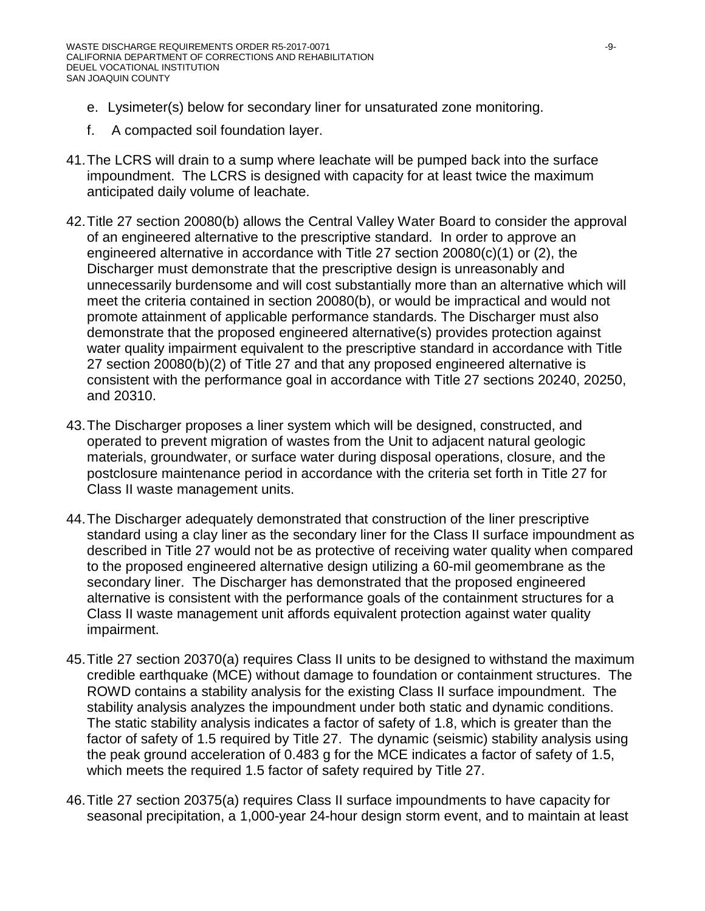e. Lysimeter(s) below for secondary liner for unsaturated zone monitoring.

f. A compacted soil foundation layer.

41. The LCRS will drain to a sump where leachate will be pumped back into the surface impoundment. The LCRS is designed with capacity for at least twice the maximum anticipated daily volume of leachate.

42. Title 27 section 20080(b) allows the Central Valley Water Board to consider the approval of an engineered alternative to the prescriptive standard. In order to approve an engineered alternative in accordance with Title 27 section 20080(c)(1) or (2), the Discharger must demonstrate that the prescriptive design is unreasonably and unnecessarily burdensome and will cost substantially more than an alternative which will meet the criteria contained in section 20080(b), or would be impractical and would not promote attainment of applicable performance standards. The Discharger must also demonstrate that the proposed engineered alternative(s) provides protection against water quality impairment equivalent to the prescriptive standard in accordance with Title 27 section 20080(b)(2) of Title 27 and that any proposed engineered alternative is consistent with the performance goal in accordance with Title 27 sections 20240, 20250, and 20310.

43. The Discharger proposes a liner system which will be designed, constructed, and operated to prevent migration of wastes from the Unit to adjacent natural geologic materials, groundwater, or surface water during disposal operations, closure, and the postclosure maintenance period in accordance with the criteria set forth in Title 27 for Class II waste management units.

44. The Discharger adequately demonstrated that construction of the liner prescriptive standard using a clay liner as the secondary liner for the Class II surface impoundment as described in Title 27 would not be as protective of receiving water quality when compared to the proposed engineered alternative design utilizing a 60-mil geomembrane as the secondary liner. The Discharger has demonstrated that the proposed engineered alternative is consistent with the performance goals of the containment structures for a Class II waste management unit affords equivalent protection against water quality impairment.

45. Title 27 section 20370(a) requires Class II units to be designed to withstand the maximum credible earthquake (MCE) without damage to foundation or containment structures. The ROWD contains a stability analysis for the existing Class II surface impoundment. The stability analysis analyzes the impoundment under both static and dynamic conditions. The static stability analysis indicates a factor of safety of 1.8, which is greater than the factor of safety of 1.5 required by Title 27. The dynamic (seismic) stability analysis using the peak ground acceleration of 0.483 g for the MCE indicates a factor of safety of 1.5, which meets the required 1.5 factor of safety required by Title 27.

46. Title 27 section 20375(a) requires Class II surface impoundments to have capacity for seasonal precipitation, a 1,000-year 24-hour design storm event, and to maintain at least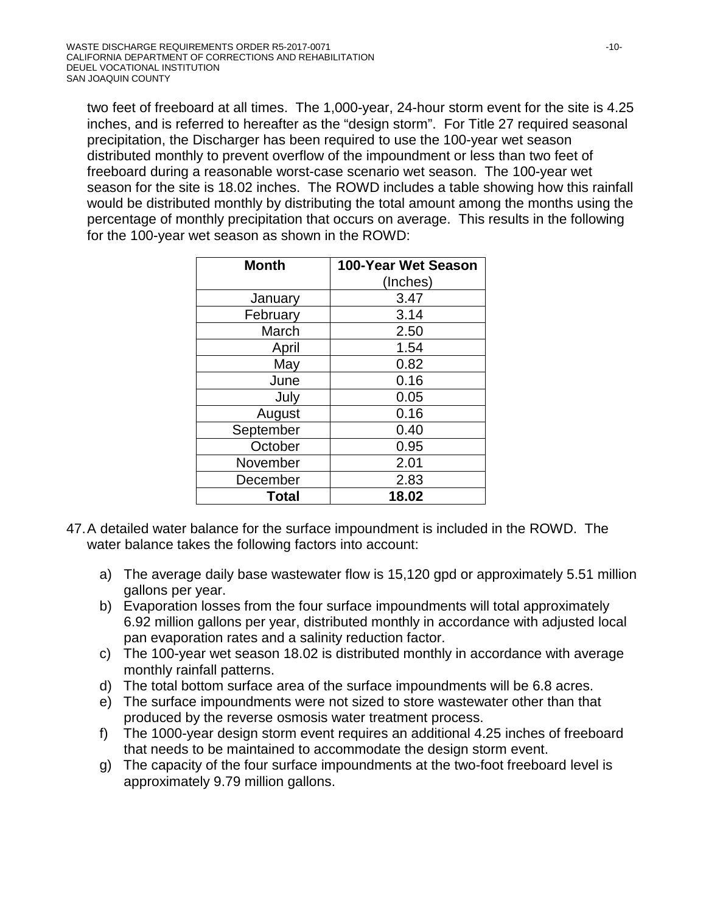two feet of freeboard at all times. The 1,000-year, 24-hour storm event for the site is 4.25 inches, and is referred to hereafter as the "design storm". For Title 27 required seasonal precipitation, the Discharger has been required to use the 100-year wet season distributed monthly to prevent overflow of the impoundment or less than two feet of freeboard during a reasonable worst-case scenario wet season. The 100-year wet season for the site is 18.02 inches. The ROWD includes a table showing how this rainfall would be distributed monthly by distributing the total amount among the months using the percentage of monthly precipitation that occurs on average. This results in the following for the 100-year wet season as shown in the ROWD:

| Month | 100-Year Wet Season (Inches) |
|---|---|
| January | 3.47 |
| February | 3.14 |
| March | 2.50 |
| April | 1.54 |
| May | 0.82 |
| June | 0.16 |
| July | 0.05 |
| August | 0.16 |
| September | 0.40 |
| October | 0.95 |
| November | 2.01 |
| December | 2.83 |
| **Total** | **18.02** |

47. A detailed water balance for the surface impoundment is included in the ROWD. The water balance takes the following factors into account:

    a) The average daily base wastewater flow is 15,120 gpd or approximately 5.51 million gallons per year.
    b) Evaporation losses from the four surface impoundments will total approximately 6.92 million gallons per year, distributed monthly in accordance with adjusted local pan evaporation rates and a salinity reduction factor.
    c) The 100-year wet season 18.02 is distributed monthly in accordance with average monthly rainfall patterns.
    d) The total bottom surface area of the surface impoundments will be 6.8 acres.
    e) The surface impoundments were not sized to store wastewater other than that produced by the reverse osmosis water treatment process.
    f) The 1000-year design storm event requires an additional 4.25 inches of freeboard that needs to be maintained to accommodate the design storm event.
    g) The capacity of the four surface impoundments at the two-foot freeboard level is approximately 9.79 million gallons.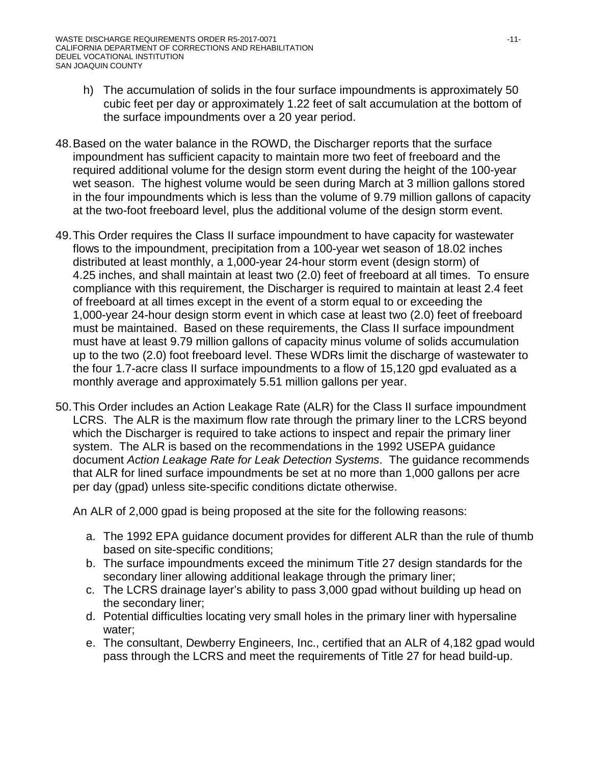h) The accumulation of solids in the four surface impoundments is approximately 50 cubic feet per day or approximately 1.22 feet of salt accumulation at the bottom of the surface impoundments over a 20 year period.

48. Based on the water balance in the ROWD, the Discharger reports that the surface impoundment has sufficient capacity to maintain more two feet of freeboard and the required additional volume for the design storm event during the height of the 100-year wet season. The highest volume would be seen during March at 3 million gallons stored in the four impoundments which is less than the volume of 9.79 million gallons of capacity at the two-foot freeboard level, plus the additional volume of the design storm event.

49. This Order requires the Class II surface impoundment to have capacity for wastewater flows to the impoundment, precipitation from a 100-year wet season of 18.02 inches distributed at least monthly, a 1,000-year 24-hour storm event (design storm) of 4.25 inches, and shall maintain at least two (2.0) feet of freeboard at all times. To ensure compliance with this requirement, the Discharger is required to maintain at least 2.4 feet of freeboard at all times except in the event of a storm equal to or exceeding the 1,000-year 24-hour design storm event in which case at least two (2.0) feet of freeboard must be maintained. Based on these requirements, the Class II surface impoundment must have at least 9.79 million gallons of capacity minus volume of solids accumulation up to the two (2.0) foot freeboard level. These WDRs limit the discharge of wastewater to the four 1.7-acre class II surface impoundments to a flow of 15,120 gpd evaluated as a monthly average and approximately 5.51 million gallons per year.

50. This Order includes an Action Leakage Rate (ALR) for the Class II surface impoundment LCRS. The ALR is the maximum flow rate through the primary liner to the LCRS beyond which the Discharger is required to take actions to inspect and repair the primary liner system. The ALR is based on the recommendations in the 1992 USEPA guidance document *Action Leakage Rate for Leak Detection Systems*. The guidance recommends that ALR for lined surface impoundments be set at no more than 1,000 gallons per acre per day (gpad) unless site-specific conditions dictate otherwise.

    An ALR of 2,000 gpad is being proposed at the site for the following reasons:

    a. The 1992 EPA guidance document provides for different ALR than the rule of thumb based on site-specific conditions;
    b. The surface impoundments exceed the minimum Title 27 design standards for the secondary liner allowing additional leakage through the primary liner;
    c. The LCRS drainage layer's ability to pass 3,000 gpad without building up head on the secondary liner;
    d. Potential difficulties locating very small holes in the primary liner with hypersaline water;
    e. The consultant, Dewberry Engineers, Inc., certified that an ALR of 4,182 gpad would pass through the LCRS and meet the requirements of Title 27 for head build-up.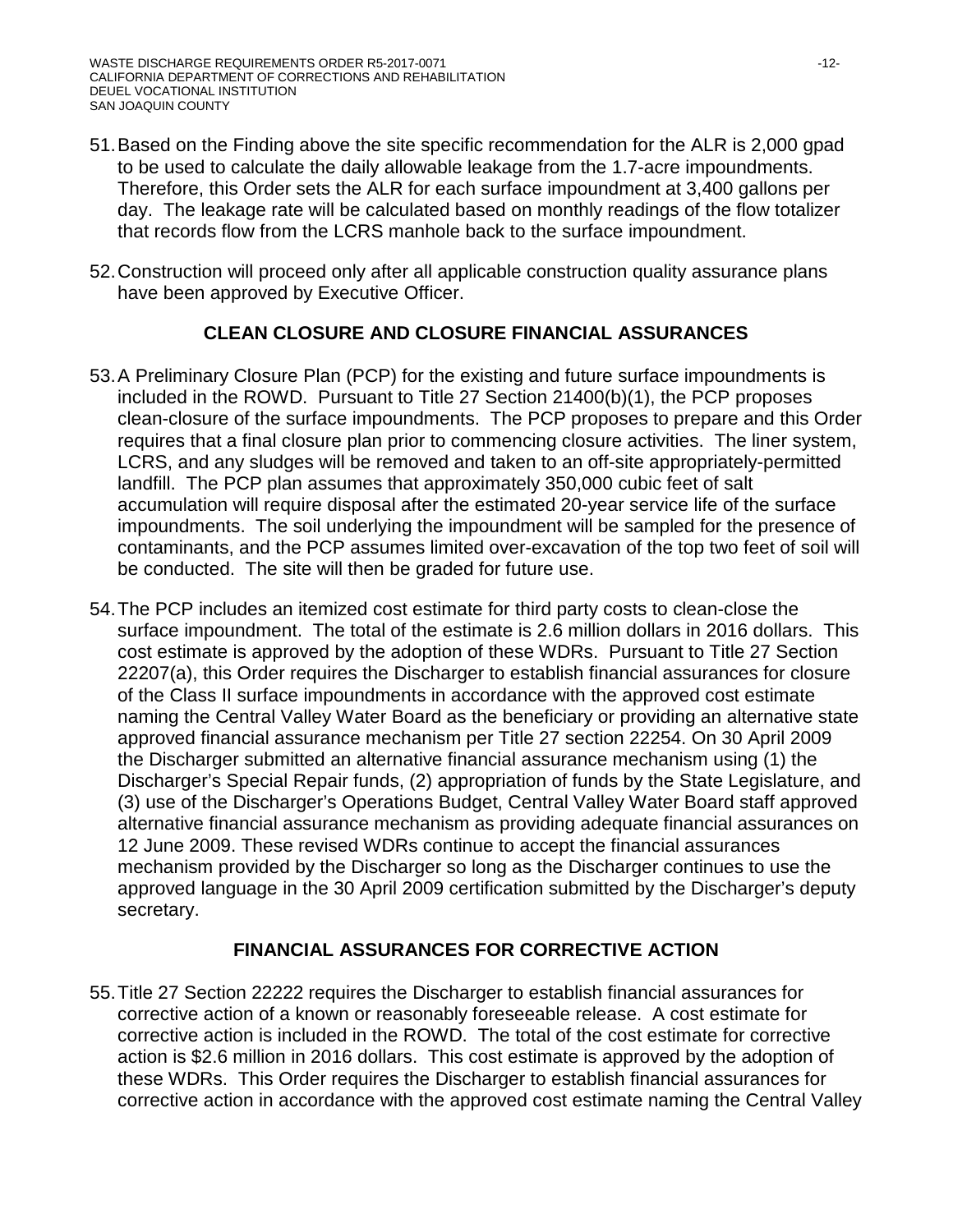51. Based on the Finding above the site specific recommendation for the ALR is 2,000 gpad to be used to calculate the daily allowable leakage from the 1.7-acre impoundments. Therefore, this Order sets the ALR for each surface impoundment at 3,400 gallons per day. The leakage rate will be calculated based on monthly readings of the flow totalizer that records flow from the LCRS manhole back to the surface impoundment.

52. Construction will proceed only after all applicable construction quality assurance plans have been approved by Executive Officer.

## CLEAN CLOSURE AND CLOSURE FINANCIAL ASSURANCES

53. A Preliminary Closure Plan (PCP) for the existing and future surface impoundments is included in the ROWD. Pursuant to Title 27 Section 21400(b)(1), the PCP proposes clean-closure of the surface impoundments. The PCP proposes to prepare and this Order requires that a final closure plan prior to commencing closure activities. The liner system, LCRS, and any sludges will be removed and taken to an off-site appropriately-permitted landfill. The PCP plan assumes that approximately 350,000 cubic feet of salt accumulation will require disposal after the estimated 20-year service life of the surface impoundments. The soil underlying the impoundment will be sampled for the presence of contaminants, and the PCP assumes limited over-excavation of the top two feet of soil will be conducted. The site will then be graded for future use.

54. The PCP includes an itemized cost estimate for third party costs to clean-close the surface impoundment. The total of the estimate is 2.6 million dollars in 2016 dollars. This cost estimate is approved by the adoption of these WDRs. Pursuant to Title 27 Section 22207(a), this Order requires the Discharger to establish financial assurances for closure of the Class II surface impoundments in accordance with the approved cost estimate naming the Central Valley Water Board as the beneficiary or providing an alternative state approved financial assurance mechanism per Title 27 section 22254. On 30 April 2009 the Discharger submitted an alternative financial assurance mechanism using (1) the Discharger's Special Repair funds, (2) appropriation of funds by the State Legislature, and (3) use of the Discharger's Operations Budget, Central Valley Water Board staff approved alternative financial assurance mechanism as providing adequate financial assurances on 12 June 2009. These revised WDRs continue to accept the financial assurances mechanism provided by the Discharger so long as the Discharger continues to use the approved language in the 30 April 2009 certification submitted by the Discharger's deputy secretary.

## FINANCIAL ASSURANCES FOR CORRECTIVE ACTION

55. Title 27 Section 22222 requires the Discharger to establish financial assurances for corrective action of a known or reasonably foreseeable release. A cost estimate for corrective action is included in the ROWD. The total of the cost estimate for corrective action is $2.6 million in 2016 dollars. This cost estimate is approved by the adoption of these WDRs. This Order requires the Discharger to establish financial assurances for corrective action in accordance with the approved cost estimate naming the Central Valley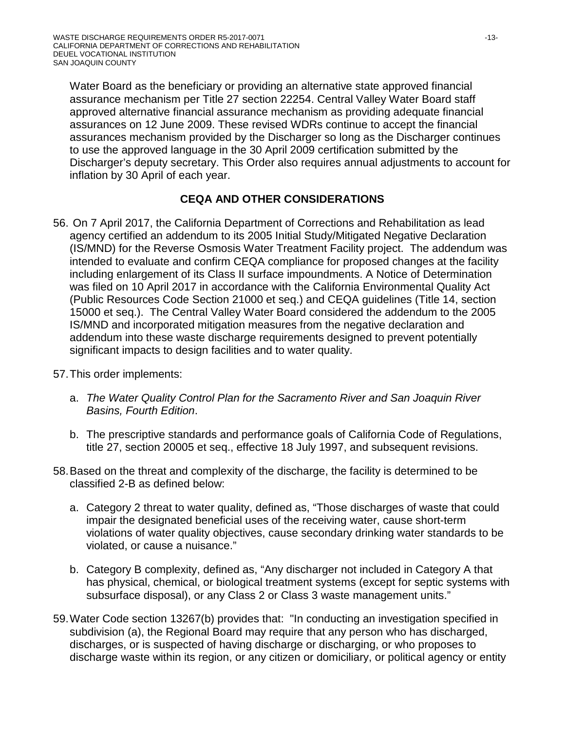Water Board as the beneficiary or providing an alternative state approved financial assurance mechanism per Title 27 section 22254. Central Valley Water Board staff approved alternative financial assurance mechanism as providing adequate financial assurances on 12 June 2009. These revised WDRs continue to accept the financial assurances mechanism provided by the Discharger so long as the Discharger continues to use the approved language in the 30 April 2009 certification submitted by the Discharger's deputy secretary. This Order also requires annual adjustments to account for inflation by 30 April of each year.

## CEQA AND OTHER CONSIDERATIONS

56. On 7 April 2017, the California Department of Corrections and Rehabilitation as lead agency certified an addendum to its 2005 Initial Study/Mitigated Negative Declaration (IS/MND) for the Reverse Osmosis Water Treatment Facility project. The addendum was intended to evaluate and confirm CEQA compliance for proposed changes at the facility including enlargement of its Class II surface impoundments. A Notice of Determination was filed on 10 April 2017 in accordance with the California Environmental Quality Act (Public Resources Code Section 21000 et seq.) and CEQA guidelines (Title 14, section 15000 et seq.). The Central Valley Water Board considered the addendum to the 2005 IS/MND and incorporated mitigation measures from the negative declaration and addendum into these waste discharge requirements designed to prevent potentially significant impacts to design facilities and to water quality.

57. This order implements:

    a. *The Water Quality Control Plan for the Sacramento River and San Joaquin River Basins, Fourth Edition*.

    b. The prescriptive standards and performance goals of California Code of Regulations, title 27, section 20005 et seq., effective 18 July 1997, and subsequent revisions.

58. Based on the threat and complexity of the discharge, the facility is determined to be classified 2-B as defined below:

    a. Category 2 threat to water quality, defined as, "Those discharges of waste that could impair the designated beneficial uses of the receiving water, cause short-term violations of water quality objectives, cause secondary drinking water standards to be violated, or cause a nuisance."

    b. Category B complexity, defined as, "Any discharger not included in Category A that has physical, chemical, or biological treatment systems (except for septic systems with subsurface disposal), or any Class 2 or Class 3 waste management units."

59. Water Code section 13267(b) provides that: "In conducting an investigation specified in subdivision (a), the Regional Board may require that any person who has discharged, discharges, or is suspected of having discharge or discharging, or who proposes to discharge waste within its region, or any citizen or domiciliary, or political agency or entity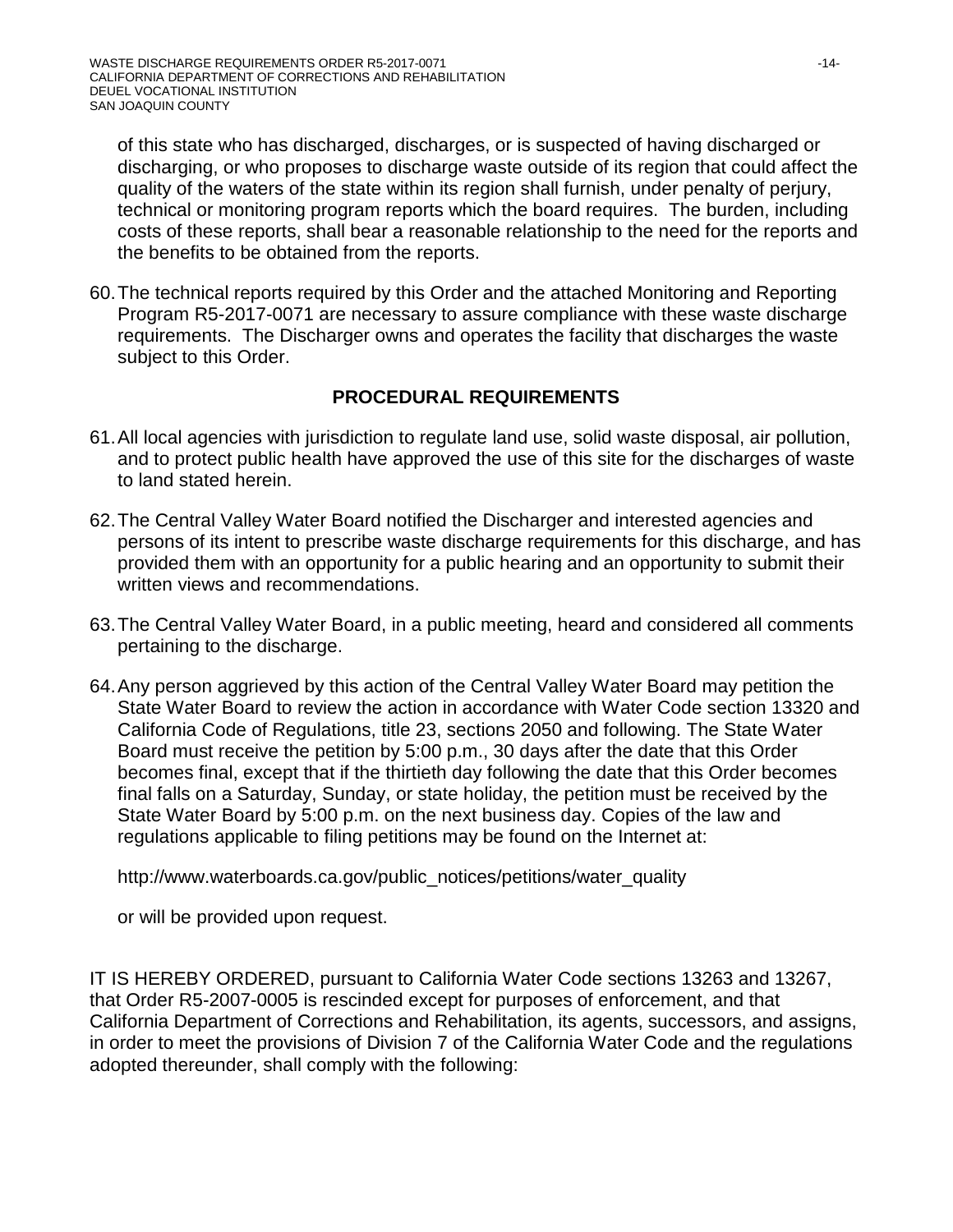of this state who has discharged, discharges, or is suspected of having discharged or discharging, or who proposes to discharge waste outside of its region that could affect the quality of the waters of the state within its region shall furnish, under penalty of perjury, technical or monitoring program reports which the board requires. The burden, including costs of these reports, shall bear a reasonable relationship to the need for the reports and the benefits to be obtained from the reports.

60. The technical reports required by this Order and the attached Monitoring and Reporting Program R5-2017-0071 are necessary to assure compliance with these waste discharge requirements. The Discharger owns and operates the facility that discharges the waste subject to this Order.

## PROCEDURAL REQUIREMENTS

61. All local agencies with jurisdiction to regulate land use, solid waste disposal, air pollution, and to protect public health have approved the use of this site for the discharges of waste to land stated herein.

62. The Central Valley Water Board notified the Discharger and interested agencies and persons of its intent to prescribe waste discharge requirements for this discharge, and has provided them with an opportunity for a public hearing and an opportunity to submit their written views and recommendations.

63. The Central Valley Water Board, in a public meeting, heard and considered all comments pertaining to the discharge.

64. Any person aggrieved by this action of the Central Valley Water Board may petition the State Water Board to review the action in accordance with Water Code section 13320 and California Code of Regulations, title 23, sections 2050 and following. The State Water Board must receive the petition by 5:00 p.m., 30 days after the date that this Order becomes final, except that if the thirtieth day following the date that this Order becomes final falls on a Saturday, Sunday, or state holiday, the petition must be received by the State Water Board by 5:00 p.m. on the next business day. Copies of the law and regulations applicable to filing petitions may be found on the Internet at:

    http://www.waterboards.ca.gov/public_notices/petitions/water_quality

    or will be provided upon request.

IT IS HEREBY ORDERED, pursuant to California Water Code sections 13263 and 13267, that Order R5-2007-0005 is rescinded except for purposes of enforcement, and that California Department of Corrections and Rehabilitation, its agents, successors, and assigns, in order to meet the provisions of Division 7 of the California Water Code and the regulations adopted thereunder, shall comply with the following: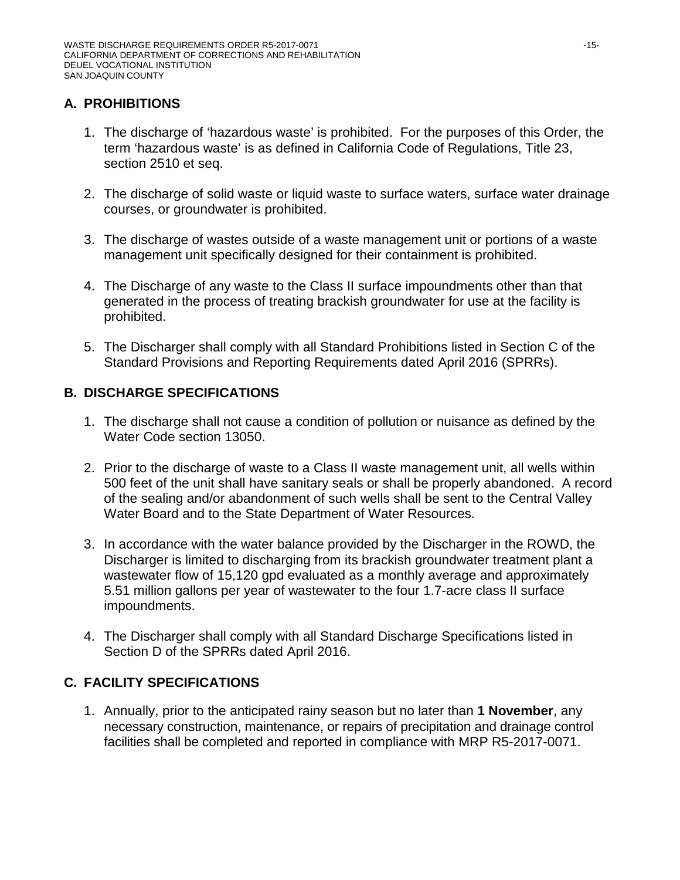## A. PROHIBITIONS

1. The discharge of 'hazardous waste' is prohibited. For the purposes of this Order, the term 'hazardous waste' is as defined in California Code of Regulations, Title 23, section 2510 et seq.

2. The discharge of solid waste or liquid waste to surface waters, surface water drainage courses, or groundwater is prohibited.

3. The discharge of wastes outside of a waste management unit or portions of a waste management unit specifically designed for their containment is prohibited.

4. The Discharge of any waste to the Class II surface impoundments other than that generated in the process of treating brackish groundwater for use at the facility is prohibited.

5. The Discharger shall comply with all Standard Prohibitions listed in Section C of the Standard Provisions and Reporting Requirements dated April 2016 (SPRRs).

## B. DISCHARGE SPECIFICATIONS

1. The discharge shall not cause a condition of pollution or nuisance as defined by the Water Code section 13050.

2. Prior to the discharge of waste to a Class II waste management unit, all wells within 500 feet of the unit shall have sanitary seals or shall be properly abandoned. A record of the sealing and/or abandonment of such wells shall be sent to the Central Valley Water Board and to the State Department of Water Resources.

3. In accordance with the water balance provided by the Discharger in the ROWD, the Discharger is limited to discharging from its brackish groundwater treatment plant a wastewater flow of 15,120 gpd evaluated as a monthly average and approximately 5.51 million gallons per year of wastewater to the four 1.7-acre class II surface impoundments.

4. The Discharger shall comply with all Standard Discharge Specifications listed in Section D of the SPRRs dated April 2016.

## C. FACILITY SPECIFICATIONS

1. Annually, prior to the anticipated rainy season but no later than **1 November**, any necessary construction, maintenance, or repairs of precipitation and drainage control facilities shall be completed and reported in compliance with MRP R5-2017-0071.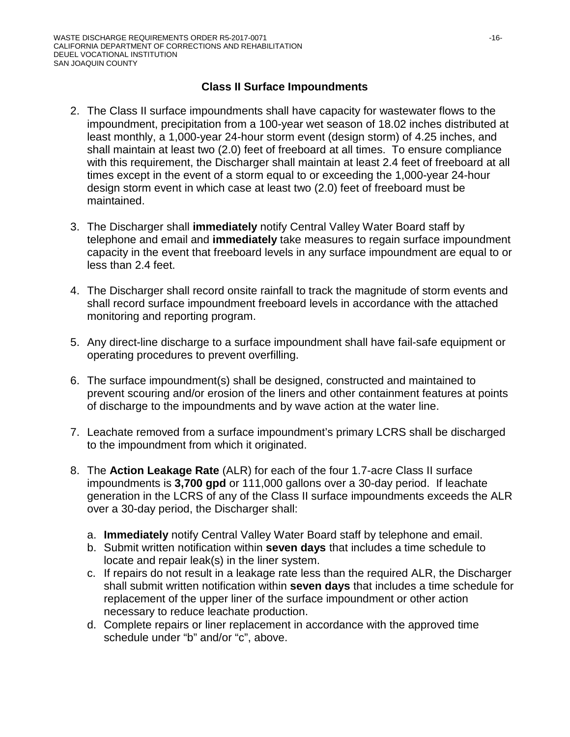### Class II Surface Impoundments

2. The Class II surface impoundments shall have capacity for wastewater flows to the impoundment, precipitation from a 100-year wet season of 18.02 inches distributed at least monthly, a 1,000-year 24-hour storm event (design storm) of 4.25 inches, and shall maintain at least two (2.0) feet of freeboard at all times. To ensure compliance with this requirement, the Discharger shall maintain at least 2.4 feet of freeboard at all times except in the event of a storm equal to or exceeding the 1,000-year 24-hour design storm event in which case at least two (2.0) feet of freeboard must be maintained.

3. The Discharger shall **immediately** notify Central Valley Water Board staff by telephone and email and **immediately** take measures to regain surface impoundment capacity in the event that freeboard levels in any surface impoundment are equal to or less than 2.4 feet.

4. The Discharger shall record onsite rainfall to track the magnitude of storm events and shall record surface impoundment freeboard levels in accordance with the attached monitoring and reporting program.

5. Any direct-line discharge to a surface impoundment shall have fail-safe equipment or operating procedures to prevent overfilling.

6. The surface impoundment(s) shall be designed, constructed and maintained to prevent scouring and/or erosion of the liners and other containment features at points of discharge to the impoundments and by wave action at the water line.

7. Leachate removed from a surface impoundment's primary LCRS shall be discharged to the impoundment from which it originated.

8. The **Action Leakage Rate** (ALR) for each of the four 1.7-acre Class II surface impoundments is **3,700 gpd** or 111,000 gallons over a 30-day period. If leachate generation in the LCRS of any of the Class II surface impoundments exceeds the ALR over a 30-day period, the Discharger shall:

   a. **Immediately** notify Central Valley Water Board staff by telephone and email.
   b. Submit written notification within **seven days** that includes a time schedule to locate and repair leak(s) in the liner system.
   c. If repairs do not result in a leakage rate less than the required ALR, the Discharger shall submit written notification within **seven days** that includes a time schedule for replacement of the upper liner of the surface impoundment or other action necessary to reduce leachate production.
   d. Complete repairs or liner replacement in accordance with the approved time schedule under "b" and/or "c", above.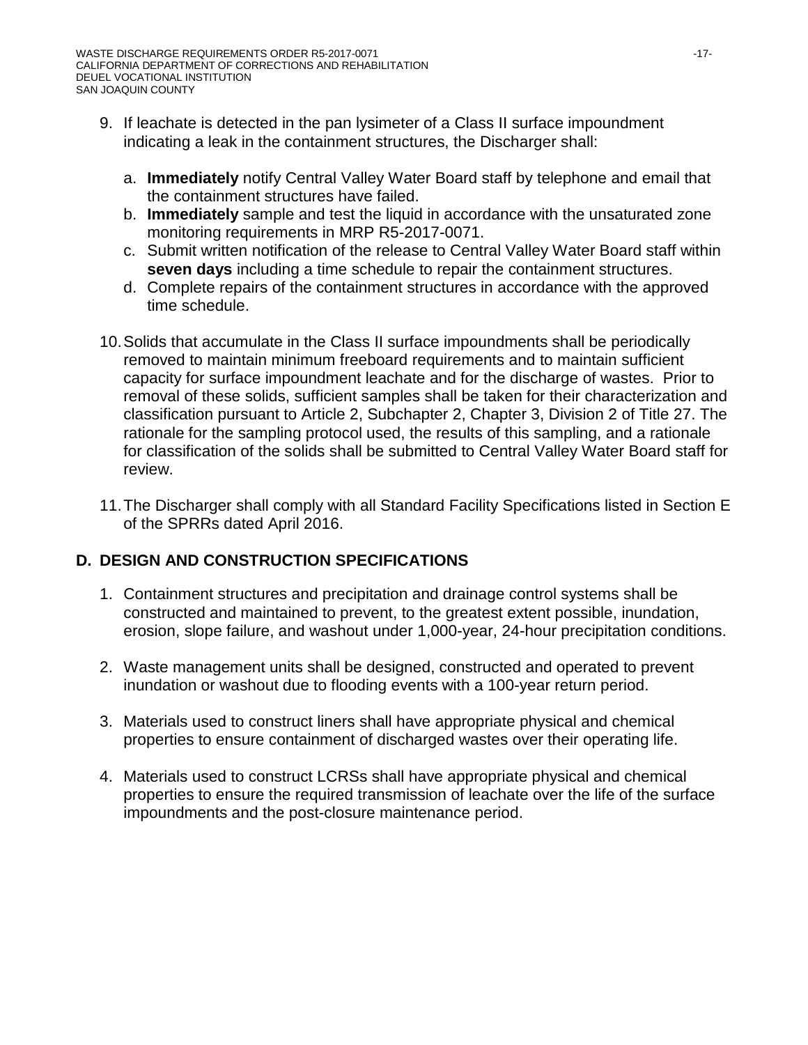9. If leachate is detected in the pan lysimeter of a Class II surface impoundment indicating a leak in the containment structures, the Discharger shall:

   a. **Immediately** notify Central Valley Water Board staff by telephone and email that the containment structures have failed.
   b. **Immediately** sample and test the liquid in accordance with the unsaturated zone monitoring requirements in MRP R5-2017-0071.
   c. Submit written notification of the release to Central Valley Water Board staff within **seven days** including a time schedule to repair the containment structures.
   d. Complete repairs of the containment structures in accordance with the approved time schedule.

10. Solids that accumulate in the Class II surface impoundments shall be periodically removed to maintain minimum freeboard requirements and to maintain sufficient capacity for surface impoundment leachate and for the discharge of wastes. Prior to removal of these solids, sufficient samples shall be taken for their characterization and classification pursuant to Article 2, Subchapter 2, Chapter 3, Division 2 of Title 27. The rationale for the sampling protocol used, the results of this sampling, and a rationale for classification of the solids shall be submitted to Central Valley Water Board staff for review.

11. The Discharger shall comply with all Standard Facility Specifications listed in Section E of the SPRRs dated April 2016.

## D. DESIGN AND CONSTRUCTION SPECIFICATIONS

1. Containment structures and precipitation and drainage control systems shall be constructed and maintained to prevent, to the greatest extent possible, inundation, erosion, slope failure, and washout under 1,000-year, 24-hour precipitation conditions.

2. Waste management units shall be designed, constructed and operated to prevent inundation or washout due to flooding events with a 100-year return period.

3. Materials used to construct liners shall have appropriate physical and chemical properties to ensure containment of discharged wastes over their operating life.

4. Materials used to construct LCRSs shall have appropriate physical and chemical properties to ensure the required transmission of leachate over the life of the surface impoundments and the post-closure maintenance period.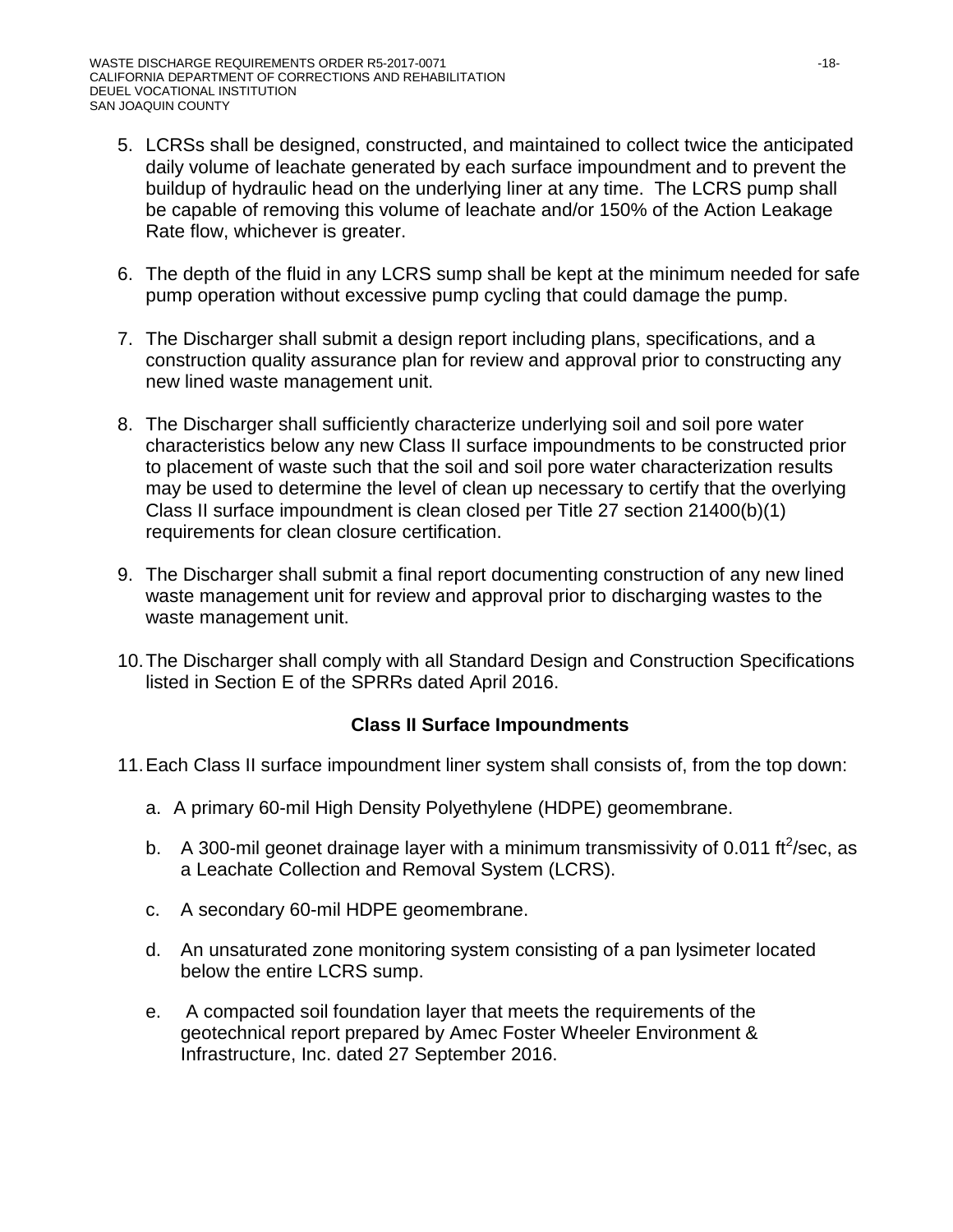5. LCRSs shall be designed, constructed, and maintained to collect twice the anticipated daily volume of leachate generated by each surface impoundment and to prevent the buildup of hydraulic head on the underlying liner at any time. The LCRS pump shall be capable of removing this volume of leachate and/or 150% of the Action Leakage Rate flow, whichever is greater.

6. The depth of the fluid in any LCRS sump shall be kept at the minimum needed for safe pump operation without excessive pump cycling that could damage the pump.

7. The Discharger shall submit a design report including plans, specifications, and a construction quality assurance plan for review and approval prior to constructing any new lined waste management unit.

8. The Discharger shall sufficiently characterize underlying soil and soil pore water characteristics below any new Class II surface impoundments to be constructed prior to placement of waste such that the soil and soil pore water characterization results may be used to determine the level of clean up necessary to certify that the overlying Class II surface impoundment is clean closed per Title 27 section 21400(b)(1) requirements for clean closure certification.

9. The Discharger shall submit a final report documenting construction of any new lined waste management unit for review and approval prior to discharging wastes to the waste management unit.

10. The Discharger shall comply with all Standard Design and Construction Specifications listed in Section E of the SPRRs dated April 2016.

### Class II Surface Impoundments

11. Each Class II surface impoundment liner system shall consists of, from the top down:

    a. A primary 60-mil High Density Polyethylene (HDPE) geomembrane.

    b. A 300-mil geonet drainage layer with a minimum transmissivity of 0.011 $ft^2$/sec, as a Leachate Collection and Removal System (LCRS).

    c. A secondary 60-mil HDPE geomembrane.

    d. An unsaturated zone monitoring system consisting of a pan lysimeter located below the entire LCRS sump.

    e. A compacted soil foundation layer that meets the requirements of the geotechnical report prepared by Amec Foster Wheeler Environment & Infrastructure, Inc. dated 27 September 2016.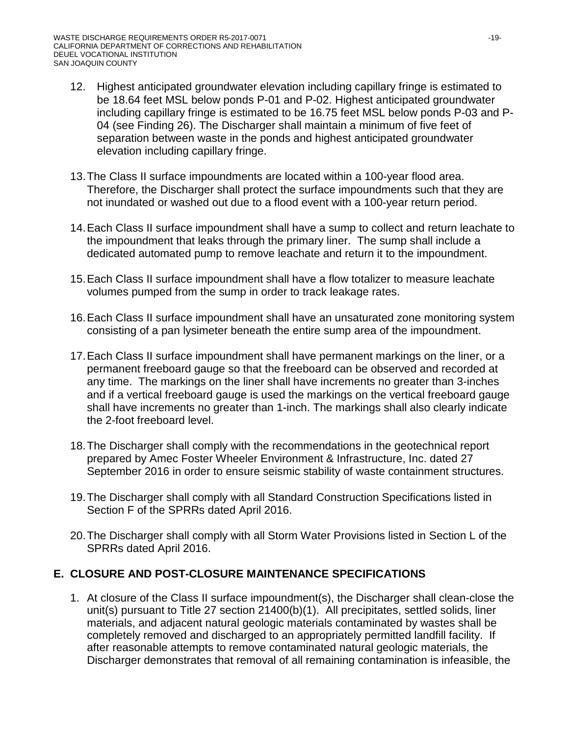12. Highest anticipated groundwater elevation including capillary fringe is estimated to be 18.64 feet MSL below ponds P-01 and P-02. Highest anticipated groundwater including capillary fringe is estimated to be 16.75 feet MSL below ponds P-03 and P-04 (see Finding 26). The Discharger shall maintain a minimum of five feet of separation between waste in the ponds and highest anticipated groundwater elevation including capillary fringe.

13. The Class II surface impoundments are located within a 100-year flood area. Therefore, the Discharger shall protect the surface impoundments such that they are not inundated or washed out due to a flood event with a 100-year return period.

14. Each Class II surface impoundment shall have a sump to collect and return leachate to the impoundment that leaks through the primary liner. The sump shall include a dedicated automated pump to remove leachate and return it to the impoundment.

15. Each Class II surface impoundment shall have a flow totalizer to measure leachate volumes pumped from the sump in order to track leakage rates.

16. Each Class II surface impoundment shall have an unsaturated zone monitoring system consisting of a pan lysimeter beneath the entire sump area of the impoundment.

17. Each Class II surface impoundment shall have permanent markings on the liner, or a permanent freeboard gauge so that the freeboard can be observed and recorded at any time. The markings on the liner shall have increments no greater than 3-inches and if a vertical freeboard gauge is used the markings on the vertical freeboard gauge shall have increments no greater than 1-inch. The markings shall also clearly indicate the 2-foot freeboard level.

18. The Discharger shall comply with the recommendations in the geotechnical report prepared by Amec Foster Wheeler Environment & Infrastructure, Inc. dated 27 September 2016 in order to ensure seismic stability of waste containment structures.

19. The Discharger shall comply with all Standard Construction Specifications listed in Section F of the SPRRs dated April 2016.

20. The Discharger shall comply with all Storm Water Provisions listed in Section L of the SPRRs dated April 2016.

## E. CLOSURE AND POST-CLOSURE MAINTENANCE SPECIFICATIONS

1. At closure of the Class II surface impoundment(s), the Discharger shall clean-close the unit(s) pursuant to Title 27 section 21400(b)(1). All precipitates, settled solids, liner materials, and adjacent natural geologic materials contaminated by wastes shall be completely removed and discharged to an appropriately permitted landfill facility. If after reasonable attempts to remove contaminated natural geologic materials, the Discharger demonstrates that removal of all remaining contamination is infeasible, the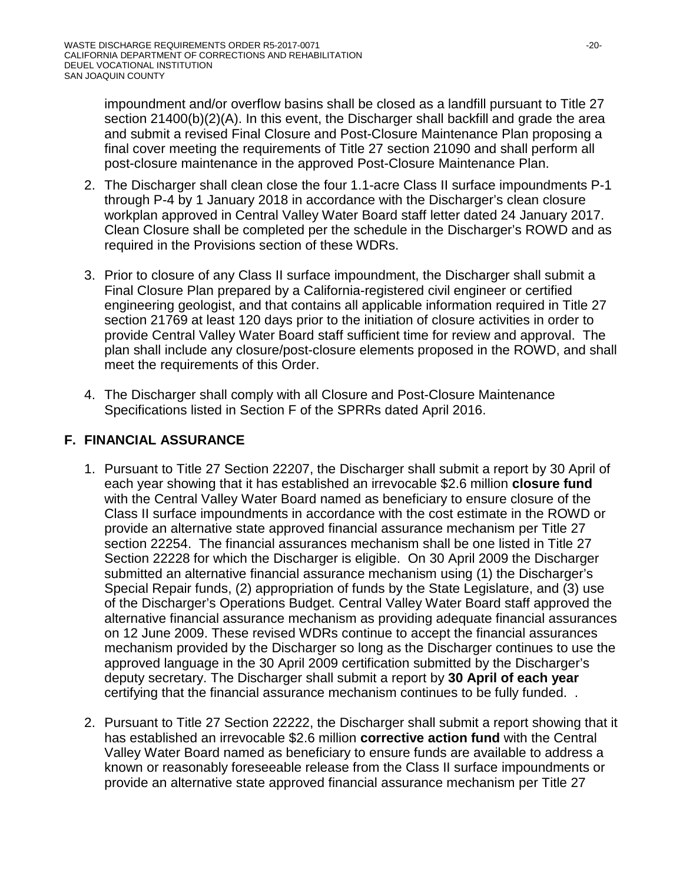impoundment and/or overflow basins shall be closed as a landfill pursuant to Title 27 section 21400(b)(2)(A). In this event, the Discharger shall backfill and grade the area and submit a revised Final Closure and Post-Closure Maintenance Plan proposing a final cover meeting the requirements of Title 27 section 21090 and shall perform all post-closure maintenance in the approved Post-Closure Maintenance Plan.

2. The Discharger shall clean close the four 1.1-acre Class II surface impoundments P-1 through P-4 by 1 January 2018 in accordance with the Discharger's clean closure workplan approved in Central Valley Water Board staff letter dated 24 January 2017. Clean Closure shall be completed per the schedule in the Discharger's ROWD and as required in the Provisions section of these WDRs.

3. Prior to closure of any Class II surface impoundment, the Discharger shall submit a Final Closure Plan prepared by a California-registered civil engineer or certified engineering geologist, and that contains all applicable information required in Title 27 section 21769 at least 120 days prior to the initiation of closure activities in order to provide Central Valley Water Board staff sufficient time for review and approval. The plan shall include any closure/post-closure elements proposed in the ROWD, and shall meet the requirements of this Order.

4. The Discharger shall comply with all Closure and Post-Closure Maintenance Specifications listed in Section F of the SPRRs dated April 2016.

## F. FINANCIAL ASSURANCE

1. Pursuant to Title 27 Section 22207, the Discharger shall submit a report by 30 April of each year showing that it has established an irrevocable $2.6 million **closure fund** with the Central Valley Water Board named as beneficiary to ensure closure of the Class II surface impoundments in accordance with the cost estimate in the ROWD or provide an alternative state approved financial assurance mechanism per Title 27 section 22254. The financial assurances mechanism shall be one listed in Title 27 Section 22228 for which the Discharger is eligible. On 30 April 2009 the Discharger submitted an alternative financial assurance mechanism using (1) the Discharger's Special Repair funds, (2) appropriation of funds by the State Legislature, and (3) use of the Discharger's Operations Budget. Central Valley Water Board staff approved the alternative financial assurance mechanism as providing adequate financial assurances on 12 June 2009. These revised WDRs continue to accept the financial assurances mechanism provided by the Discharger so long as the Discharger continues to use the approved language in the 30 April 2009 certification submitted by the Discharger's deputy secretary. The Discharger shall submit a report by **30 April of each year** certifying that the financial assurance mechanism continues to be fully funded. .

2. Pursuant to Title 27 Section 22222, the Discharger shall submit a report showing that it has established an irrevocable $2.6 million **corrective action fund** with the Central Valley Water Board named as beneficiary to ensure funds are available to address a known or reasonably foreseeable release from the Class II surface impoundments or provide an alternative state approved financial assurance mechanism per Title 27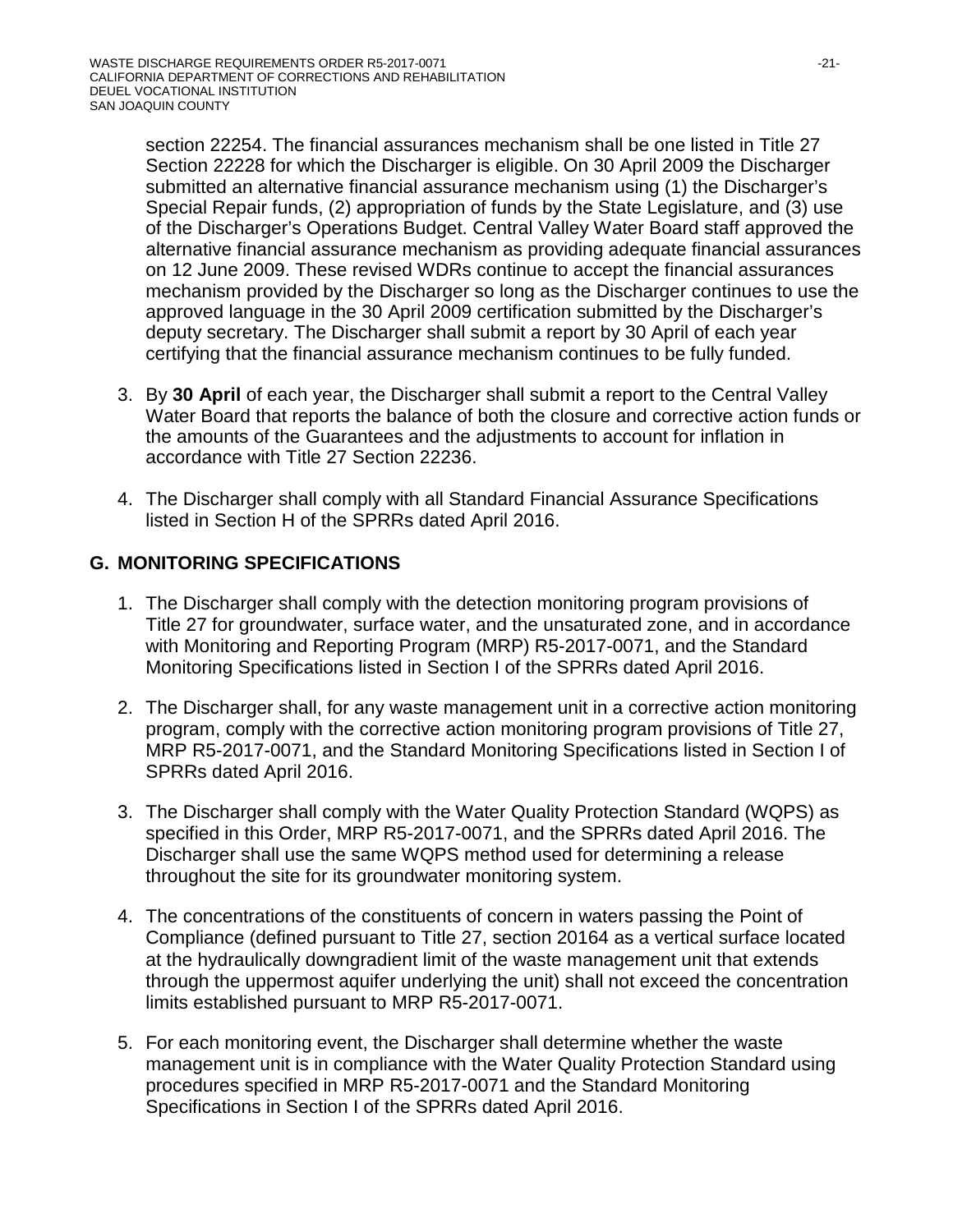section 22254. The financial assurances mechanism shall be one listed in Title 27 Section 22228 for which the Discharger is eligible. On 30 April 2009 the Discharger submitted an alternative financial assurance mechanism using (1) the Discharger's Special Repair funds, (2) appropriation of funds by the State Legislature, and (3) use of the Discharger's Operations Budget. Central Valley Water Board staff approved the alternative financial assurance mechanism as providing adequate financial assurances on 12 June 2009. These revised WDRs continue to accept the financial assurances mechanism provided by the Discharger so long as the Discharger continues to use the approved language in the 30 April 2009 certification submitted by the Discharger's deputy secretary. The Discharger shall submit a report by 30 April of each year certifying that the financial assurance mechanism continues to be fully funded.

3. By **30 April** of each year, the Discharger shall submit a report to the Central Valley Water Board that reports the balance of both the closure and corrective action funds or the amounts of the Guarantees and the adjustments to account for inflation in accordance with Title 27 Section 22236.

4. The Discharger shall comply with all Standard Financial Assurance Specifications listed in Section H of the SPRRs dated April 2016.

## G. MONITORING SPECIFICATIONS

1. The Discharger shall comply with the detection monitoring program provisions of Title 27 for groundwater, surface water, and the unsaturated zone, and in accordance with Monitoring and Reporting Program (MRP) R5-2017-0071, and the Standard Monitoring Specifications listed in Section I of the SPRRs dated April 2016.

2. The Discharger shall, for any waste management unit in a corrective action monitoring program, comply with the corrective action monitoring program provisions of Title 27, MRP R5-2017-0071, and the Standard Monitoring Specifications listed in Section I of SPRRs dated April 2016.

3. The Discharger shall comply with the Water Quality Protection Standard (WQPS) as specified in this Order, MRP R5-2017-0071, and the SPRRs dated April 2016. The Discharger shall use the same WQPS method used for determining a release throughout the site for its groundwater monitoring system.

4. The concentrations of the constituents of concern in waters passing the Point of Compliance (defined pursuant to Title 27, section 20164 as a vertical surface located at the hydraulically downgradient limit of the waste management unit that extends through the uppermost aquifer underlying the unit) shall not exceed the concentration limits established pursuant to MRP R5-2017-0071.

5. For each monitoring event, the Discharger shall determine whether the waste management unit is in compliance with the Water Quality Protection Standard using procedures specified in MRP R5-2017-0071 and the Standard Monitoring Specifications in Section I of the SPRRs dated April 2016.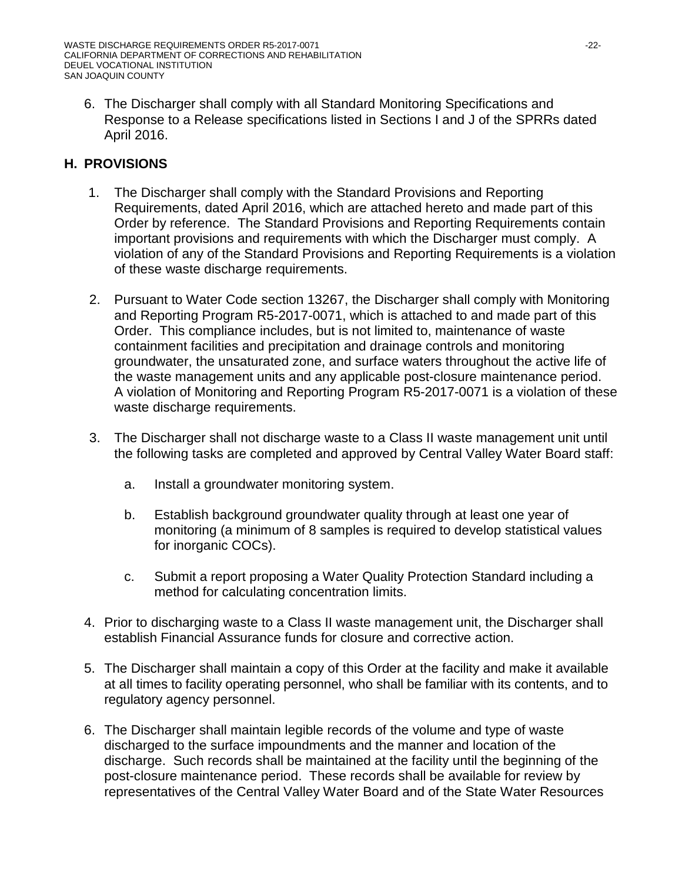6. The Discharger shall comply with all Standard Monitoring Specifications and Response to a Release specifications listed in Sections I and J of the SPRRs dated April 2016.

## H. PROVISIONS

1. The Discharger shall comply with the Standard Provisions and Reporting Requirements, dated April 2016, which are attached hereto and made part of this Order by reference. The Standard Provisions and Reporting Requirements contain important provisions and requirements with which the Discharger must comply. A violation of any of the Standard Provisions and Reporting Requirements is a violation of these waste discharge requirements.

2. Pursuant to Water Code section 13267, the Discharger shall comply with Monitoring and Reporting Program R5-2017-0071, which is attached to and made part of this Order. This compliance includes, but is not limited to, maintenance of waste containment facilities and precipitation and drainage controls and monitoring groundwater, the unsaturated zone, and surface waters throughout the active life of the waste management units and any applicable post-closure maintenance period. A violation of Monitoring and Reporting Program R5-2017-0071 is a violation of these waste discharge requirements.

3. The Discharger shall not discharge waste to a Class II waste management unit until the following tasks are completed and approved by Central Valley Water Board staff:

   a. Install a groundwater monitoring system.

   b. Establish background groundwater quality through at least one year of monitoring (a minimum of 8 samples is required to develop statistical values for inorganic COCs).

   c. Submit a report proposing a Water Quality Protection Standard including a method for calculating concentration limits.

4. Prior to discharging waste to a Class II waste management unit, the Discharger shall establish Financial Assurance funds for closure and corrective action.

5. The Discharger shall maintain a copy of this Order at the facility and make it available at all times to facility operating personnel, who shall be familiar with its contents, and to regulatory agency personnel.

6. The Discharger shall maintain legible records of the volume and type of waste discharged to the surface impoundments and the manner and location of the discharge. Such records shall be maintained at the facility until the beginning of the post-closure maintenance period. These records shall be available for review by representatives of the Central Valley Water Board and of the State Water Resources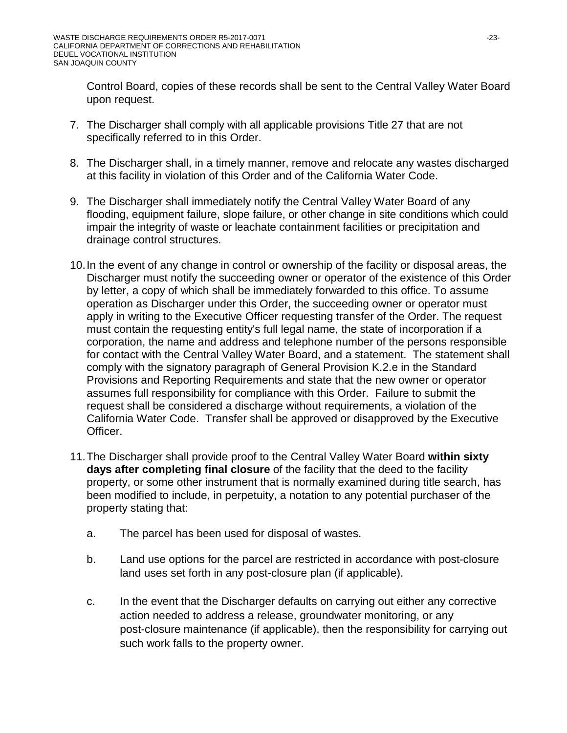Control Board, copies of these records shall be sent to the Central Valley Water Board upon request.

7. The Discharger shall comply with all applicable provisions Title 27 that are not specifically referred to in this Order.

8. The Discharger shall, in a timely manner, remove and relocate any wastes discharged at this facility in violation of this Order and of the California Water Code.

9. The Discharger shall immediately notify the Central Valley Water Board of any flooding, equipment failure, slope failure, or other change in site conditions which could impair the integrity of waste or leachate containment facilities or precipitation and drainage control structures.

10. In the event of any change in control or ownership of the facility or disposal areas, the Discharger must notify the succeeding owner or operator of the existence of this Order by letter, a copy of which shall be immediately forwarded to this office. To assume operation as Discharger under this Order, the succeeding owner or operator must apply in writing to the Executive Officer requesting transfer of the Order. The request must contain the requesting entity's full legal name, the state of incorporation if a corporation, the name and address and telephone number of the persons responsible for contact with the Central Valley Water Board, and a statement. The statement shall comply with the signatory paragraph of General Provision K.2.e in the Standard Provisions and Reporting Requirements and state that the new owner or operator assumes full responsibility for compliance with this Order. Failure to submit the request shall be considered a discharge without requirements, a violation of the California Water Code. Transfer shall be approved or disapproved by the Executive Officer.

11. The Discharger shall provide proof to the Central Valley Water Board **within sixty days after completing final closure** of the facility that the deed to the facility property, or some other instrument that is normally examined during title search, has been modified to include, in perpetuity, a notation to any potential purchaser of the property stating that:

    a. The parcel has been used for disposal of wastes.

    b. Land use options for the parcel are restricted in accordance with post-closure land uses set forth in any post-closure plan (if applicable).

    c. In the event that the Discharger defaults on carrying out either any corrective action needed to address a release, groundwater monitoring, or any post-closure maintenance (if applicable), then the responsibility for carrying out such work falls to the property owner.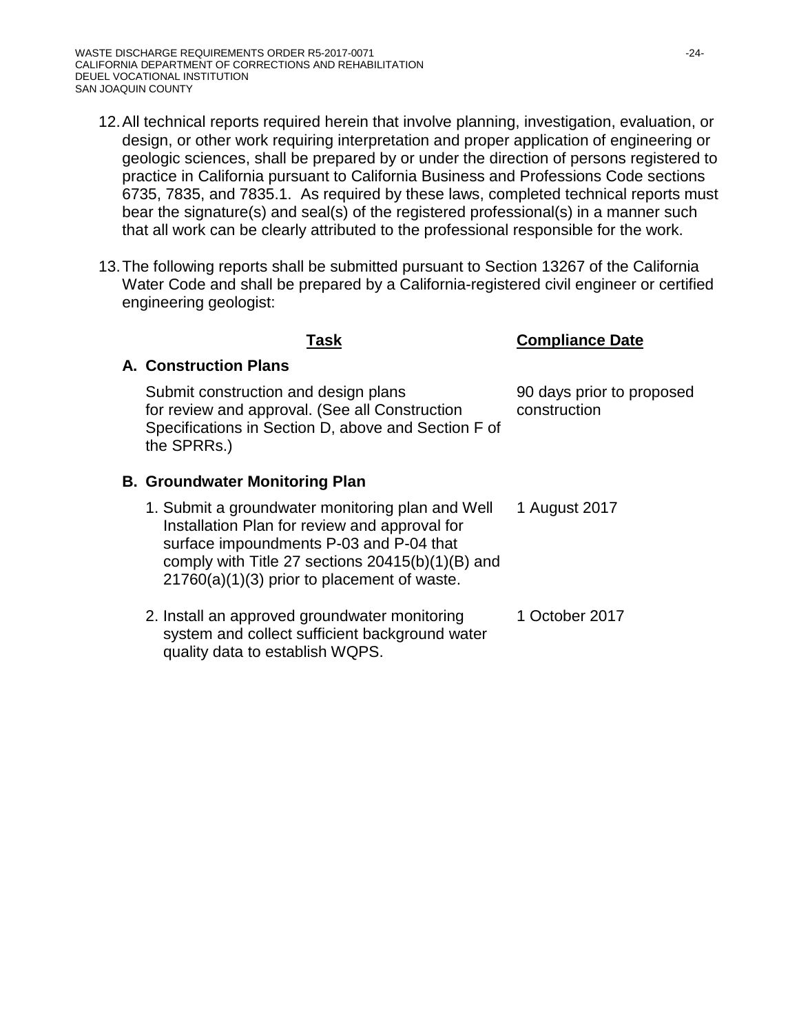12. All technical reports required herein that involve planning, investigation, evaluation, or design, or other work requiring interpretation and proper application of engineering or geologic sciences, shall be prepared by or under the direction of persons registered to practice in California pursuant to California Business and Professions Code sections 6735, 7835, and 7835.1. As required by these laws, completed technical reports must bear the signature(s) and seal(s) of the registered professional(s) in a manner such that all work can be clearly attributed to the professional responsible for the work.

13. The following reports shall be submitted pursuant to Section 13267 of the California Water Code and shall be prepared by a California-registered civil engineer or certified engineering geologist:

| Task | Compliance Date |
|---|---|
| **A. Construction Plans** | |
| Submit construction and design plans for review and approval. (See all Construction Specifications in Section D, above and Section F of the SPRRs.) | 90 days prior to proposed construction |
| **B. Groundwater Monitoring Plan** | |
| 1. Submit a groundwater monitoring plan and Well Installation Plan for review and approval for surface impoundments P-03 and P-04 that comply with Title 27 sections 20415(b)(1)(B) and 21760(a)(1)(3) prior to placement of waste. | 1 August 2017 |
| 2. Install an approved groundwater monitoring system and collect sufficient background water quality data to establish WQPS. | 1 October 2017 |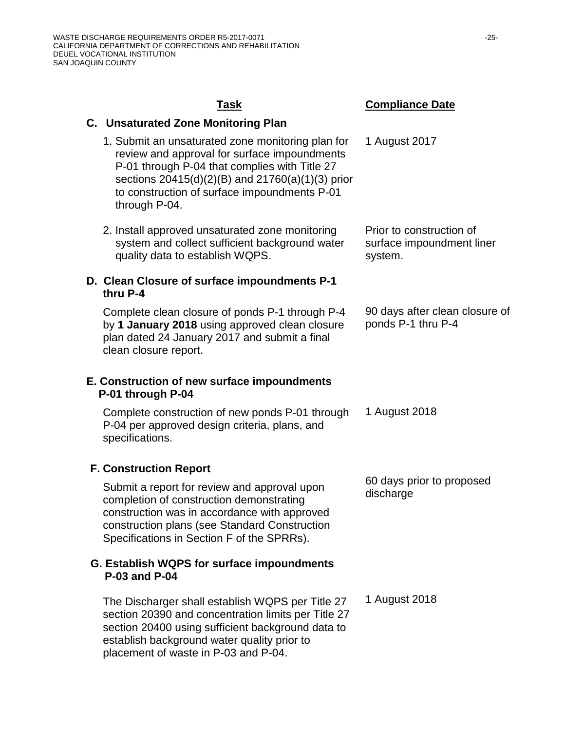| Task | Compliance Date |
|---|---|
| **C. Unsaturated Zone Monitoring Plan** | |
| 1. Submit an unsaturated zone monitoring plan for review and approval for surface impoundments P-01 through P-04 that complies with Title 27 sections 20415(d)(2)(B) and 21760(a)(1)(3) prior to construction of surface impoundments P-01 through P-04. | 1 August 2017 |
| 2. Install approved unsaturated zone monitoring system and collect sufficient background water quality data to establish WQPS. | Prior to construction of surface impoundment liner system. |
| **D. Clean Closure of surface impoundments P-1 thru P-4** | |
| Complete clean closure of ponds P-1 through P-4 by **1 January 2018** using approved clean closure plan dated 24 January 2017 and submit a final clean closure report. | 90 days after clean closure of ponds P-1 thru P-4 |
| **E. Construction of new surface impoundments P-01 through P-04** | |
| Complete construction of new ponds P-01 through P-04 per approved design criteria, plans, and specifications. | 1 August 2018 |
| **F. Construction Report** | |
| Submit a report for review and approval upon completion of construction demonstrating construction was in accordance with approved construction plans (see Standard Construction Specifications in Section F of the SPRRs). | 60 days prior to proposed discharge |
| **G. Establish WQPS for surface impoundments P-03 and P-04** | |
| The Discharger shall establish WQPS per Title 27 section 20390 and concentration limits per Title 27 section 20400 using sufficient background data to establish background water quality prior to placement of waste in P-03 and P-04. | 1 August 2018 |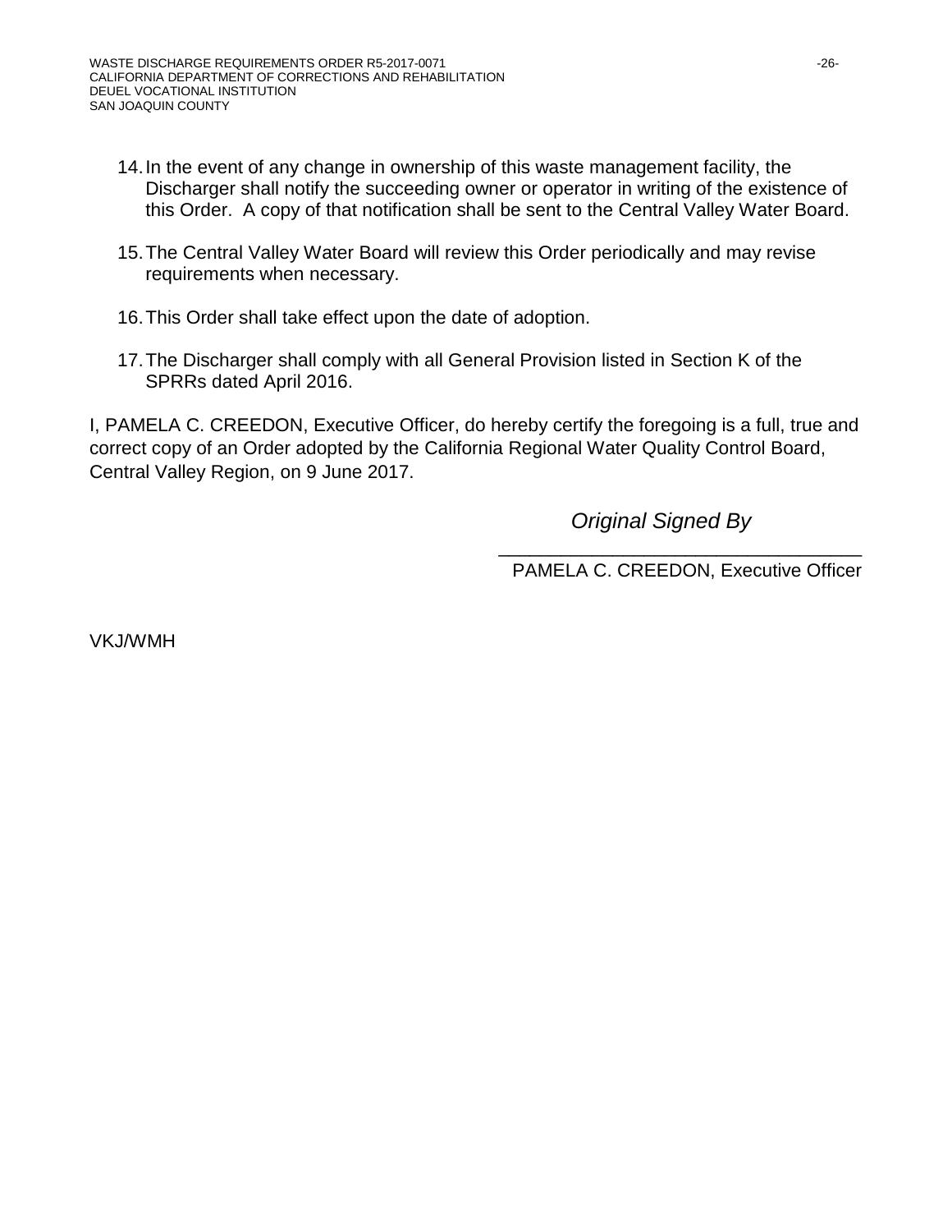14. In the event of any change in ownership of this waste management facility, the Discharger shall notify the succeeding owner or operator in writing of the existence of this Order. A copy of that notification shall be sent to the Central Valley Water Board.

15. The Central Valley Water Board will review this Order periodically and may revise requirements when necessary.

16. This Order shall take effect upon the date of adoption.

17. The Discharger shall comply with all General Provision listed in Section K of the SPRRs dated April 2016.

I, PAMELA C. CREEDON, Executive Officer, do hereby certify the foregoing is a full, true and correct copy of an Order adopted by the California Regional Water Quality Control Board, Central Valley Region, on 9 June 2017.

*Original Signed By*

\_\_\_\_\_\_\_\_\_\_\_\_\_\_\_\_\_\_\_\_\_\_\_\_\_\_\_\_\_\_\_\_\_\_\_

PAMELA C. CREEDON, Executive Officer

VKJ/WMH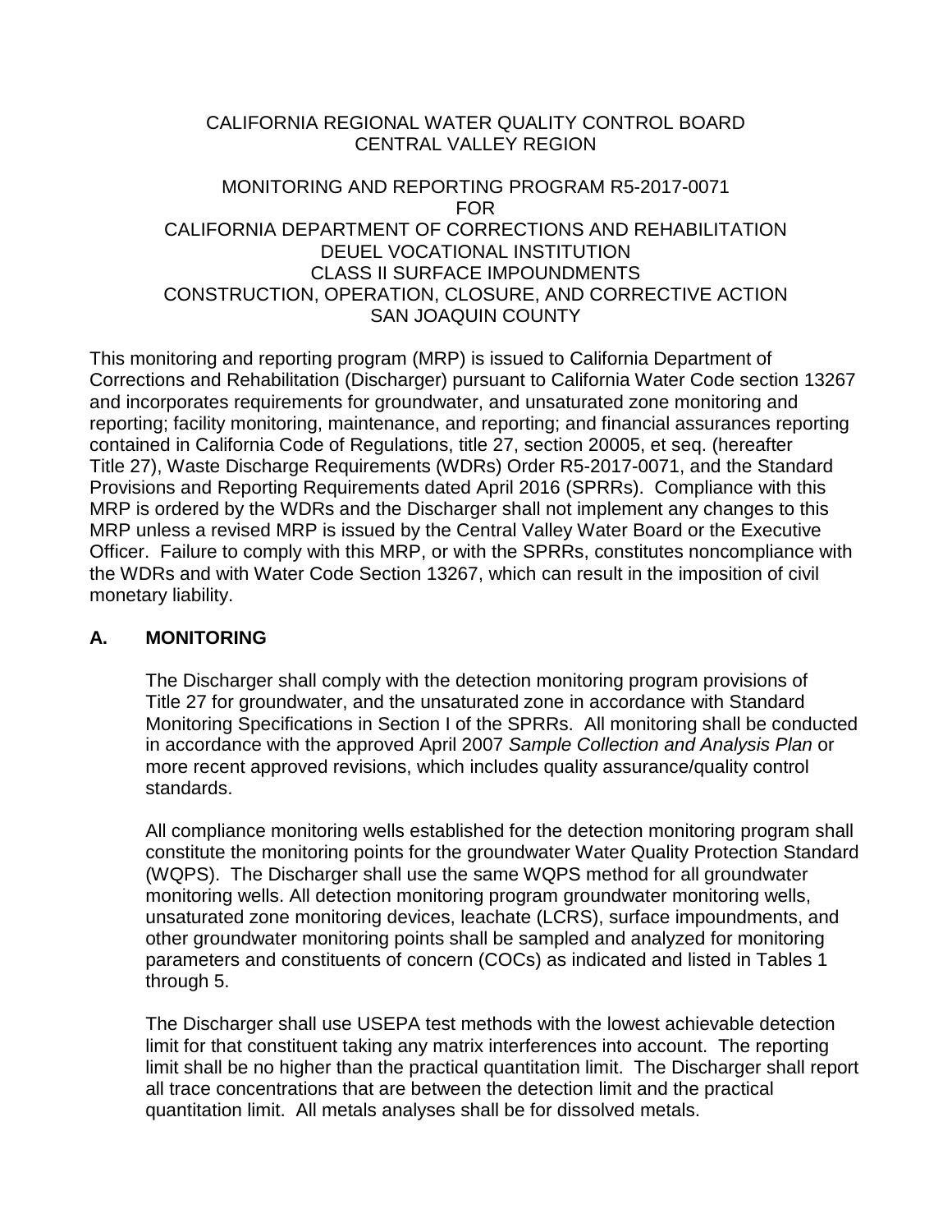CALIFORNIA REGIONAL WATER QUALITY CONTROL BOARD
CENTRAL VALLEY REGION

MONITORING AND REPORTING PROGRAM R5-2017-0071
FOR
CALIFORNIA DEPARTMENT OF CORRECTIONS AND REHABILITATION
DEUEL VOCATIONAL INSTITUTION
CLASS II SURFACE IMPOUNDMENTS
CONSTRUCTION, OPERATION, CLOSURE, AND CORRECTIVE ACTION
SAN JOAQUIN COUNTY

This monitoring and reporting program (MRP) is issued to California Department of Corrections and Rehabilitation (Discharger) pursuant to California Water Code section 13267 and incorporates requirements for groundwater, and unsaturated zone monitoring and reporting; facility monitoring, maintenance, and reporting; and financial assurances reporting contained in California Code of Regulations, title 27, section 20005, et seq. (hereafter Title 27), Waste Discharge Requirements (WDRs) Order R5-2017-0071, and the Standard Provisions and Reporting Requirements dated April 2016 (SPRRs). Compliance with this MRP is ordered by the WDRs and the Discharger shall not implement any changes to this MRP unless a revised MRP is issued by the Central Valley Water Board or the Executive Officer. Failure to comply with this MRP, or with the SPRRs, constitutes noncompliance with the WDRs and with Water Code Section 13267, which can result in the imposition of civil monetary liability.

## A. MONITORING

The Discharger shall comply with the detection monitoring program provisions of Title 27 for groundwater, and the unsaturated zone in accordance with Standard Monitoring Specifications in Section I of the SPRRs. All monitoring shall be conducted in accordance with the approved April 2007 *Sample Collection and Analysis Plan* or more recent approved revisions, which includes quality assurance/quality control standards.

All compliance monitoring wells established for the detection monitoring program shall constitute the monitoring points for the groundwater Water Quality Protection Standard (WQPS). The Discharger shall use the same WQPS method for all groundwater monitoring wells. All detection monitoring program groundwater monitoring wells, unsaturated zone monitoring devices, leachate (LCRS), surface impoundments, and other groundwater monitoring points shall be sampled and analyzed for monitoring parameters and constituents of concern (COCs) as indicated and listed in Tables 1 through 5.

The Discharger shall use USEPA test methods with the lowest achievable detection limit for that constituent taking any matrix interferences into account. The reporting limit shall be no higher than the practical quantitation limit. The Discharger shall report all trace concentrations that are between the detection limit and the practical quantitation limit. All metals analyses shall be for dissolved metals.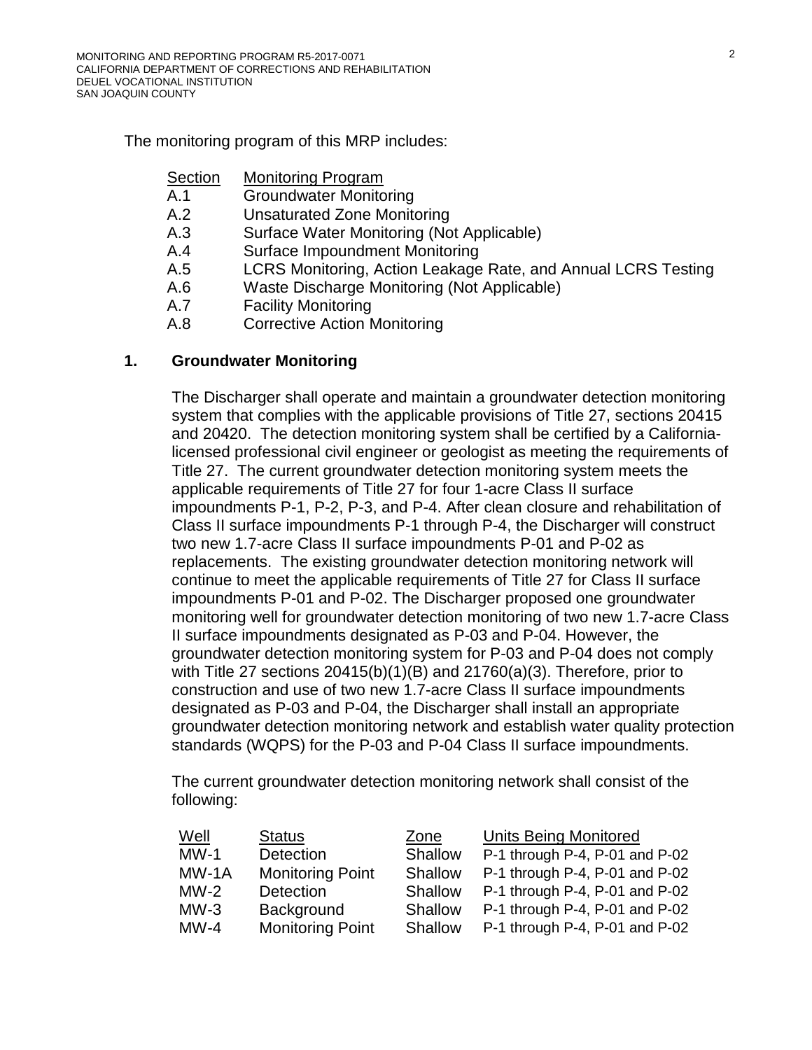The monitoring program of this MRP includes:

| Section | Monitoring Program |
|---|---|
| A.1 | Groundwater Monitoring |
| A.2 | Unsaturated Zone Monitoring |
| A.3 | Surface Water Monitoring (Not Applicable) |
| A.4 | Surface Impoundment Monitoring |
| A.5 | LCRS Monitoring, Action Leakage Rate, and Annual LCRS Testing |
| A.6 | Waste Discharge Monitoring (Not Applicable) |
| A.7 | Facility Monitoring |
| A.8 | Corrective Action Monitoring |

## 1. Groundwater Monitoring

The Discharger shall operate and maintain a groundwater detection monitoring system that complies with the applicable provisions of Title 27, sections 20415 and 20420. The detection monitoring system shall be certified by a California-licensed professional civil engineer or geologist as meeting the requirements of Title 27. The current groundwater detection monitoring system meets the applicable requirements of Title 27 for four 1-acre Class II surface impoundments P-1, P-2, P-3, and P-4. After clean closure and rehabilitation of Class II surface impoundments P-1 through P-4, the Discharger will construct two new 1.7-acre Class II surface impoundments P-01 and P-02 as replacements. The existing groundwater detection monitoring network will continue to meet the applicable requirements of Title 27 for Class II surface impoundments P-01 and P-02. The Discharger proposed one groundwater monitoring well for groundwater detection monitoring of two new 1.7-acre Class II surface impoundments designated as P-03 and P-04. However, the groundwater detection monitoring system for P-03 and P-04 does not comply with Title 27 sections 20415(b)(1)(B) and 21760(a)(3). Therefore, prior to construction and use of two new 1.7-acre Class II surface impoundments designated as P-03 and P-04, the Discharger shall install an appropriate groundwater detection monitoring network and establish water quality protection standards (WQPS) for the P-03 and P-04 Class II surface impoundments.

The current groundwater detection monitoring network shall consist of the following:

| Well | Status | Zone | Units Being Monitored |
|---|---|---|---|
| MW-1 | Detection | Shallow | P-1 through P-4, P-01 and P-02 |
| MW-1A | Monitoring Point | Shallow | P-1 through P-4, P-01 and P-02 |
| MW-2 | Detection | Shallow | P-1 through P-4, P-01 and P-02 |
| MW-3 | Background | Shallow | P-1 through P-4, P-01 and P-02 |
| MW-4 | Monitoring Point | Shallow | P-1 through P-4, P-01 and P-02 |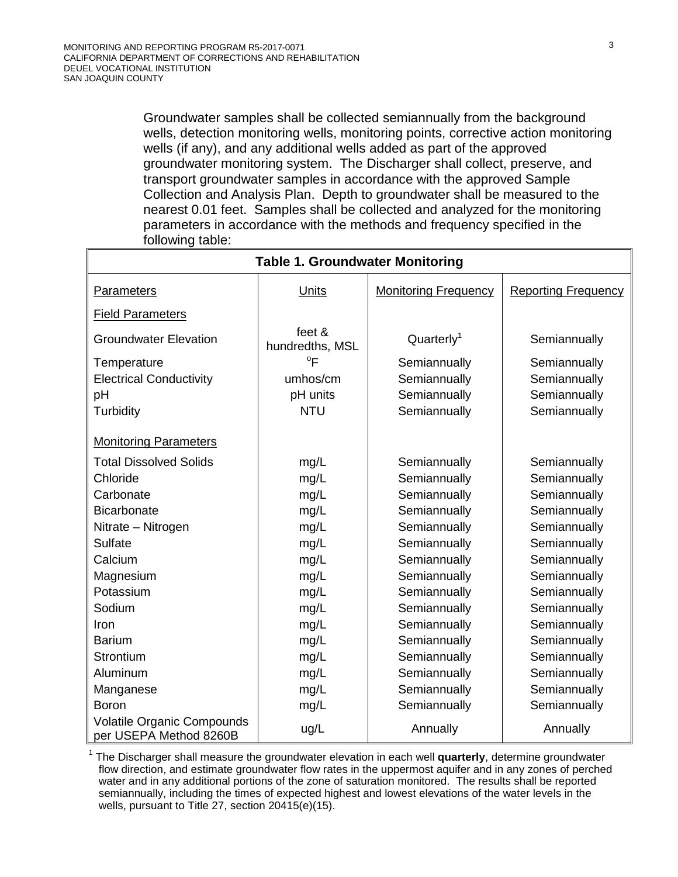Groundwater samples shall be collected semiannually from the background wells, detection monitoring wells, monitoring points, corrective action monitoring wells (if any), and any additional wells added as part of the approved groundwater monitoring system. The Discharger shall collect, preserve, and transport groundwater samples in accordance with the approved Sample Collection and Analysis Plan. Depth to groundwater shall be measured to the nearest 0.01 feet. Samples shall be collected and analyzed for the monitoring parameters in accordance with the methods and frequency specified in the following table:

**Table 1. Groundwater Monitoring**

| Parameters | Units | Monitoring Frequency | Reporting Frequency |
|---|---|---|---|
| Field Parameters | | | |
| Groundwater Elevation | feet & hundredths, MSL | Quarterly[1] | Semiannually |
| Temperature | °F | Semiannually | Semiannually |
| Electrical Conductivity | umhos/cm | Semiannually | Semiannually |
| pH | pH units | Semiannually | Semiannually |
| Turbidity | NTU | Semiannually | Semiannually |
| Monitoring Parameters | | | |
| Total Dissolved Solids | mg/L | Semiannually | Semiannually |
| Chloride | mg/L | Semiannually | Semiannually |
| Carbonate | mg/L | Semiannually | Semiannually |
| Bicarbonate | mg/L | Semiannually | Semiannually |
| Nitrate – Nitrogen | mg/L | Semiannually | Semiannually |
| Sulfate | mg/L | Semiannually | Semiannually |
| Calcium | mg/L | Semiannually | Semiannually |
| Magnesium | mg/L | Semiannually | Semiannually |
| Potassium | mg/L | Semiannually | Semiannually |
| Sodium | mg/L | Semiannually | Semiannually |
| Iron | mg/L | Semiannually | Semiannually |
| Barium | mg/L | Semiannually | Semiannually |
| Strontium | mg/L | Semiannually | Semiannually |
| Aluminum | mg/L | Semiannually | Semiannually |
| Manganese | mg/L | Semiannually | Semiannually |
| Boron | mg/L | Semiannually | Semiannually |
| Volatile Organic Compounds per USEPA Method 8260B | ug/L | Annually | Annually |

[1] The Discharger shall measure the groundwater elevation in each well **quarterly**, determine groundwater flow direction, and estimate groundwater flow rates in the uppermost aquifer and in any zones of perched water and in any additional portions of the zone of saturation monitored. The results shall be reported semiannually, including the times of expected highest and lowest elevations of the water levels in the wells, pursuant to Title 27, section 20415(e)(15).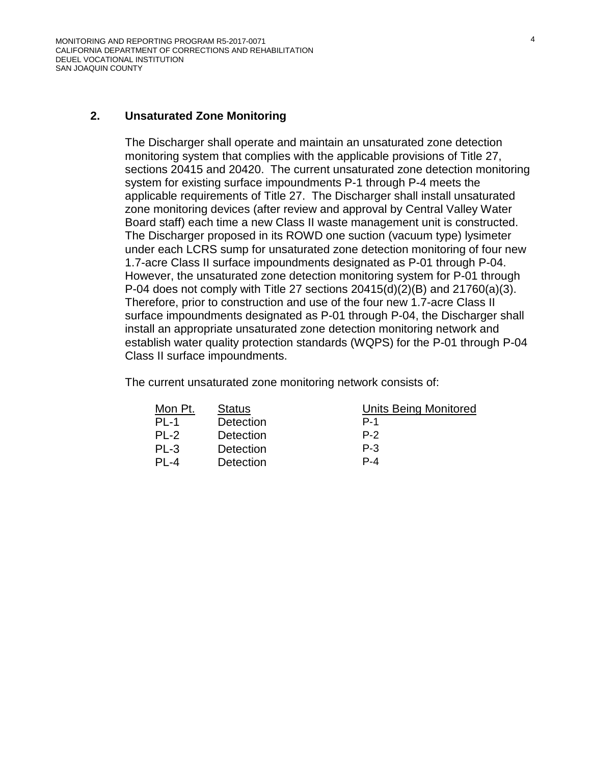## 2. Unsaturated Zone Monitoring

The Discharger shall operate and maintain an unsaturated zone detection monitoring system that complies with the applicable provisions of Title 27, sections 20415 and 20420. The current unsaturated zone detection monitoring system for existing surface impoundments P-1 through P-4 meets the applicable requirements of Title 27. The Discharger shall install unsaturated zone monitoring devices (after review and approval by Central Valley Water Board staff) each time a new Class II waste management unit is constructed. The Discharger proposed in its ROWD one suction (vacuum type) lysimeter under each LCRS sump for unsaturated zone detection monitoring of four new 1.7-acre Class II surface impoundments designated as P-01 through P-04. However, the unsaturated zone detection monitoring system for P-01 through P-04 does not comply with Title 27 sections 20415(d)(2)(B) and 21760(a)(3). Therefore, prior to construction and use of the four new 1.7-acre Class II surface impoundments designated as P-01 through P-04, the Discharger shall install an appropriate unsaturated zone detection monitoring network and establish water quality protection standards (WQPS) for the P-01 through P-04 Class II surface impoundments.

The current unsaturated zone monitoring network consists of:

| Mon Pt. | Status | Units Being Monitored |
|---|---|---|
| PL-1 | Detection | P-1 |
| PL-2 | Detection | P-2 |
| PL-3 | Detection | P-3 |
| PL-4 | Detection | P-4 |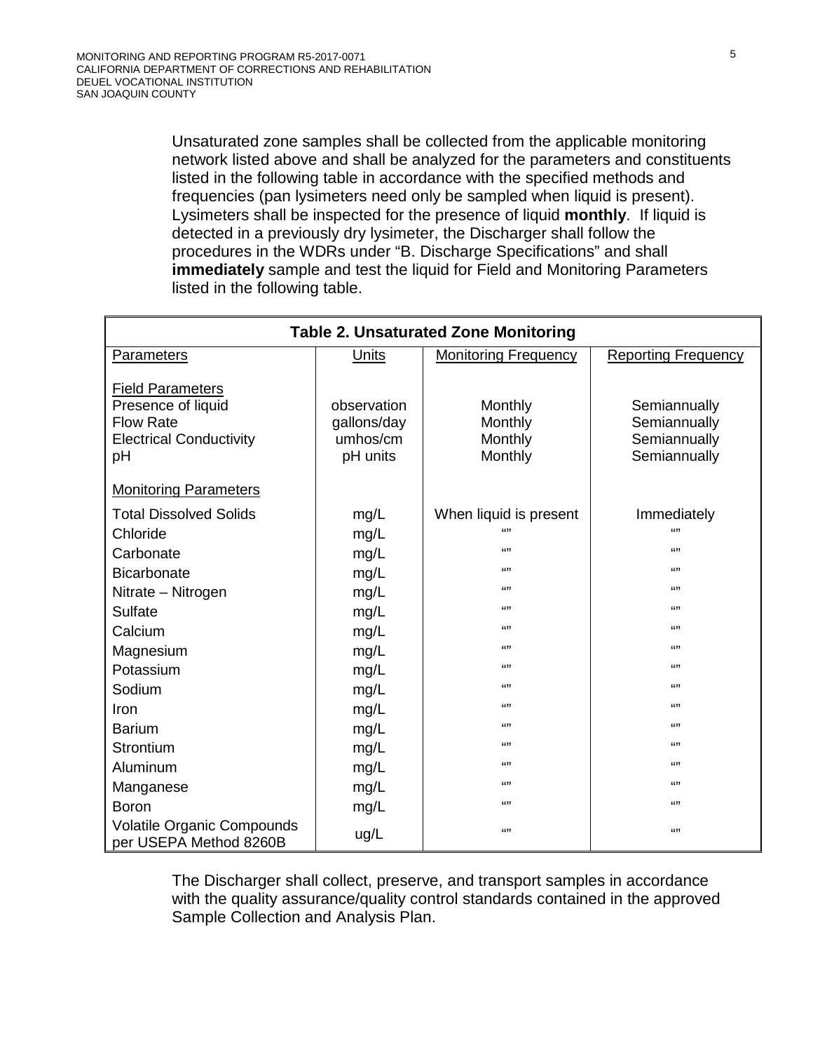Unsaturated zone samples shall be collected from the applicable monitoring network listed above and shall be analyzed for the parameters and constituents listed in the following table in accordance with the specified methods and frequencies (pan lysimeters need only be sampled when liquid is present). Lysimeters shall be inspected for the presence of liquid **monthly**. If liquid is detected in a previously dry lysimeter, the Discharger shall follow the procedures in the WDRs under "B. Discharge Specifications" and shall **immediately** sample and test the liquid for Field and Monitoring Parameters listed in the following table.

**Table 2. Unsaturated Zone Monitoring**

| Parameters | Units | Monitoring Frequency | Reporting Frequency |
|---|---|---|---|
| **Field Parameters** | | | |
| Presence of liquid | observation | Monthly | Semiannually |
| Flow Rate | gallons/day | Monthly | Semiannually |
| Electrical Conductivity | umhos/cm | Monthly | Semiannually |
| pH | pH units | Monthly | Semiannually |
| **Monitoring Parameters** | | | |
| Total Dissolved Solids | mg/L | When liquid is present | Immediately |
| Chloride | mg/L | "" | "" |
| Carbonate | mg/L | "" | "" |
| Bicarbonate | mg/L | "" | "" |
| Nitrate – Nitrogen | mg/L | "" | "" |
| Sulfate | mg/L | "" | "" |
| Calcium | mg/L | "" | "" |
| Magnesium | mg/L | "" | "" |
| Potassium | mg/L | "" | "" |
| Sodium | mg/L | "" | "" |
| Iron | mg/L | "" | "" |
| Barium | mg/L | "" | "" |
| Strontium | mg/L | "" | "" |
| Aluminum | mg/L | "" | "" |
| Manganese | mg/L | "" | "" |
| Boron | mg/L | "" | "" |
| Volatile Organic Compounds per USEPA Method 8260B | ug/L | "" | "" |

The Discharger shall collect, preserve, and transport samples in accordance with the quality assurance/quality control standards contained in the approved Sample Collection and Analysis Plan.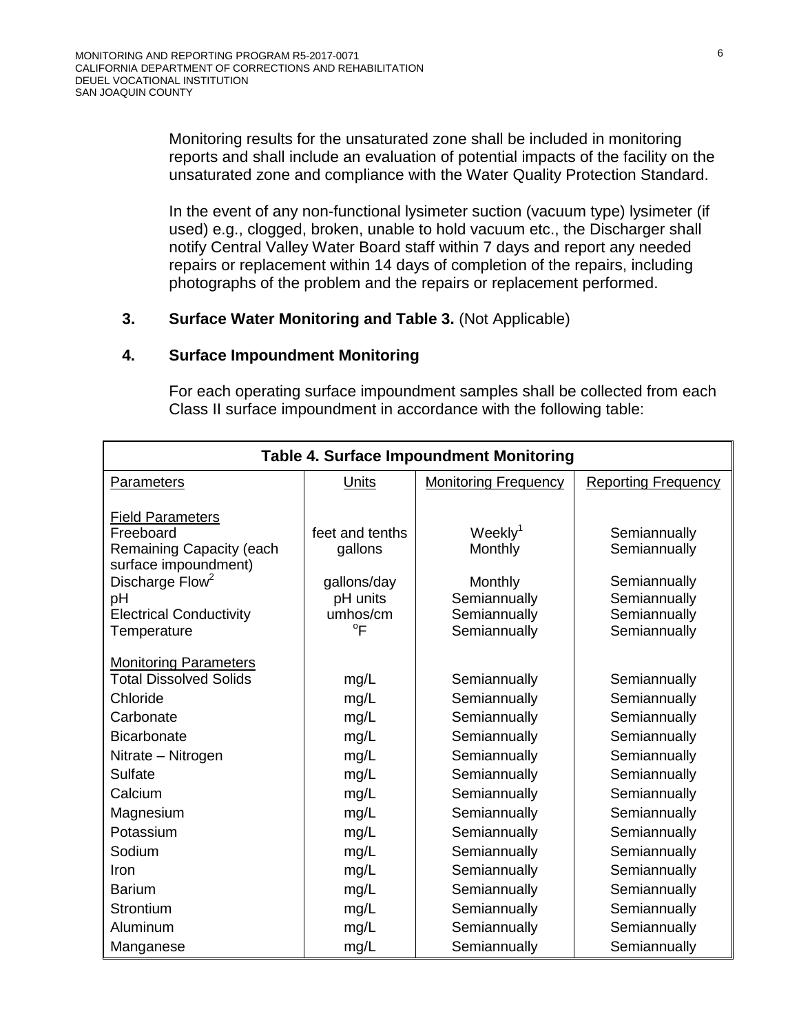Monitoring results for the unsaturated zone shall be included in monitoring reports and shall include an evaluation of potential impacts of the facility on the unsaturated zone and compliance with the Water Quality Protection Standard.

In the event of any non-functional lysimeter suction (vacuum type) lysimeter (if used) e.g., clogged, broken, unable to hold vacuum etc., the Discharger shall notify Central Valley Water Board staff within 7 days and report any needed repairs or replacement within 14 days of completion of the repairs, including photographs of the problem and the repairs or replacement performed.

**3. Surface Water Monitoring and Table 3.** (Not Applicable)

**4. Surface Impoundment Monitoring**

For each operating surface impoundment samples shall be collected from each Class II surface impoundment in accordance with the following table:

**Table 4. Surface Impoundment Monitoring**

| Parameters | Units | Monitoring Frequency | Reporting Frequency |
|---|---|---|---|
| **Field Parameters** | | | |
| Freeboard | feet and tenths | Weekly[1] | Semiannually |
| Remaining Capacity (each surface impoundment) | gallons | Monthly | Semiannually |
| Discharge Flow[2] | gallons/day | Monthly | Semiannually |
| pH | pH units | Semiannually | Semiannually |
| Electrical Conductivity | umhos/cm | Semiannually | Semiannually |
| Temperature | °F | Semiannually | Semiannually |
| **Monitoring Parameters** | | | |
| Total Dissolved Solids | mg/L | Semiannually | Semiannually |
| Chloride | mg/L | Semiannually | Semiannually |
| Carbonate | mg/L | Semiannually | Semiannually |
| Bicarbonate | mg/L | Semiannually | Semiannually |
| Nitrate – Nitrogen | mg/L | Semiannually | Semiannually |
| Sulfate | mg/L | Semiannually | Semiannually |
| Calcium | mg/L | Semiannually | Semiannually |
| Magnesium | mg/L | Semiannually | Semiannually |
| Potassium | mg/L | Semiannually | Semiannually |
| Sodium | mg/L | Semiannually | Semiannually |
| Iron | mg/L | Semiannually | Semiannually |
| Barium | mg/L | Semiannually | Semiannually |
| Strontium | mg/L | Semiannually | Semiannually |
| Aluminum | mg/L | Semiannually | Semiannually |
| Manganese | mg/L | Semiannually | Semiannually |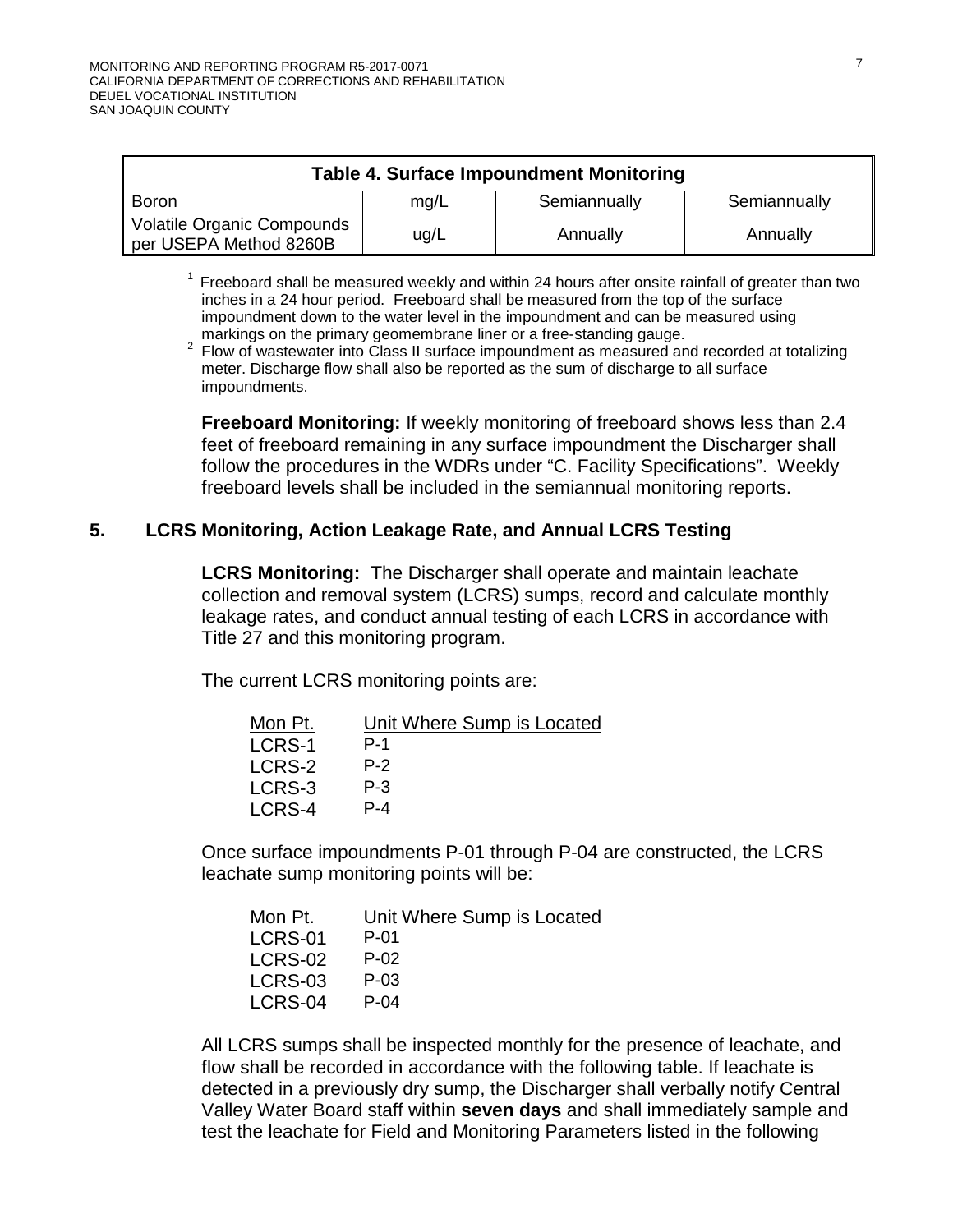| Table 4. Surface Impoundment Monitoring | | | |
|---|---|---|---|
| Boron | mg/L | Semiannually | Semiannually |
| Volatile Organic Compounds per USEPA Method 8260B | ug/L | Annually | Annually |

[1] Freeboard shall be measured weekly and within 24 hours after onsite rainfall of greater than two inches in a 24 hour period. Freeboard shall be measured from the top of the surface impoundment down to the water level in the impoundment and can be measured using markings on the primary geomembrane liner or a free-standing gauge.

[2] Flow of wastewater into Class II surface impoundment as measured and recorded at totalizing meter. Discharge flow shall also be reported as the sum of discharge to all surface impoundments.

**Freeboard Monitoring:** If weekly monitoring of freeboard shows less than 2.4 feet of freeboard remaining in any surface impoundment the Discharger shall follow the procedures in the WDRs under "C. Facility Specifications". Weekly freeboard levels shall be included in the semiannual monitoring reports.

## 5. LCRS Monitoring, Action Leakage Rate, and Annual LCRS Testing

**LCRS Monitoring:** The Discharger shall operate and maintain leachate collection and removal system (LCRS) sumps, record and calculate monthly leakage rates, and conduct annual testing of each LCRS in accordance with Title 27 and this monitoring program.

The current LCRS monitoring points are:

| Mon Pt. | Unit Where Sump is Located |
|---|---|
| LCRS-1 | P-1 |
| LCRS-2 | P-2 |
| LCRS-3 | P-3 |
| LCRS-4 | P-4 |

Once surface impoundments P-01 through P-04 are constructed, the LCRS leachate sump monitoring points will be:

| Mon Pt. | Unit Where Sump is Located |
|---|---|
| LCRS-01 | P-01 |
| LCRS-02 | P-02 |
| LCRS-03 | P-03 |
| LCRS-04 | P-04 |

All LCRS sumps shall be inspected monthly for the presence of leachate, and flow shall be recorded in accordance with the following table. If leachate is detected in a previously dry sump, the Discharger shall verbally notify Central Valley Water Board staff within **seven days** and shall immediately sample and test the leachate for Field and Monitoring Parameters listed in the following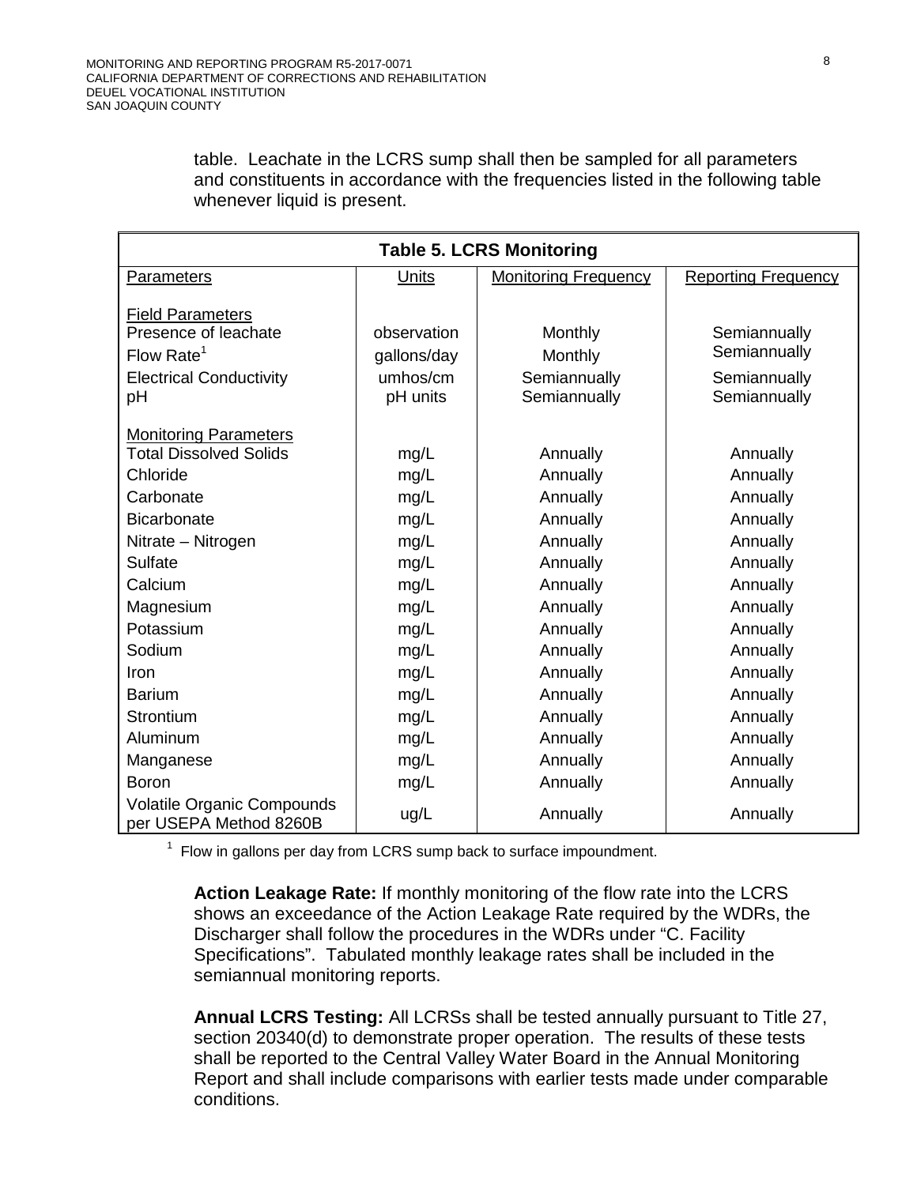table. Leachate in the LCRS sump shall then be sampled for all parameters and constituents in accordance with the frequencies listed in the following table whenever liquid is present.

**Table 5. LCRS Monitoring**

| Parameters | Units | Monitoring Frequency | Reporting Frequency |
|---|---|---|---|
| Field Parameters | | | |
| Presence of leachate | observation | Monthly | Semiannually |
| Flow Rate[1] | gallons/day | Monthly | Semiannually |
| Electrical Conductivity | umhos/cm | Semiannually | Semiannually |
| pH | pH units | Semiannually | Semiannually |
| Monitoring Parameters | | | |
| Total Dissolved Solids | mg/L | Annually | Annually |
| Chloride | mg/L | Annually | Annually |
| Carbonate | mg/L | Annually | Annually |
| Bicarbonate | mg/L | Annually | Annually |
| Nitrate – Nitrogen | mg/L | Annually | Annually |
| Sulfate | mg/L | Annually | Annually |
| Calcium | mg/L | Annually | Annually |
| Magnesium | mg/L | Annually | Annually |
| Potassium | mg/L | Annually | Annually |
| Sodium | mg/L | Annually | Annually |
| Iron | mg/L | Annually | Annually |
| Barium | mg/L | Annually | Annually |
| Strontium | mg/L | Annually | Annually |
| Aluminum | mg/L | Annually | Annually |
| Manganese | mg/L | Annually | Annually |
| Boron | mg/L | Annually | Annually |
| Volatile Organic Compounds per USEPA Method 8260B | ug/L | Annually | Annually |

[1] Flow in gallons per day from LCRS sump back to surface impoundment.

**Action Leakage Rate:** If monthly monitoring of the flow rate into the LCRS shows an exceedance of the Action Leakage Rate required by the WDRs, the Discharger shall follow the procedures in the WDRs under "C. Facility Specifications". Tabulated monthly leakage rates shall be included in the semiannual monitoring reports.

**Annual LCRS Testing:** All LCRSs shall be tested annually pursuant to Title 27, section 20340(d) to demonstrate proper operation. The results of these tests shall be reported to the Central Valley Water Board in the Annual Monitoring Report and shall include comparisons with earlier tests made under comparable conditions.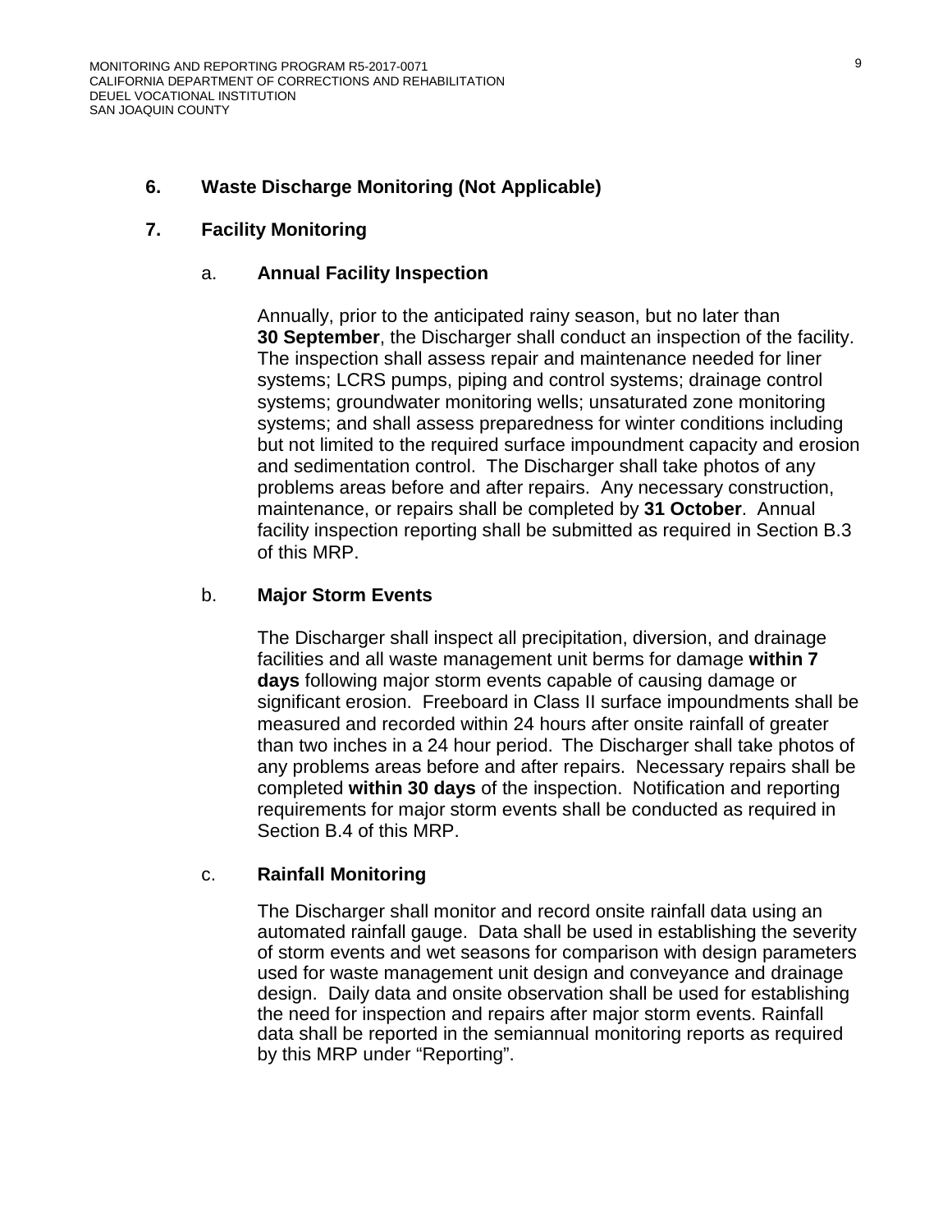### 6. Waste Discharge Monitoring (Not Applicable)

### 7. Facility Monitoring

#### a. Annual Facility Inspection

Annually, prior to the anticipated rainy season, but no later than **30 September**, the Discharger shall conduct an inspection of the facility. The inspection shall assess repair and maintenance needed for liner systems; LCRS pumps, piping and control systems; drainage control systems; groundwater monitoring wells; unsaturated zone monitoring systems; and shall assess preparedness for winter conditions including but not limited to the required surface impoundment capacity and erosion and sedimentation control. The Discharger shall take photos of any problems areas before and after repairs. Any necessary construction, maintenance, or repairs shall be completed by **31 October**. Annual facility inspection reporting shall be submitted as required in Section B.3 of this MRP.

#### b. Major Storm Events

The Discharger shall inspect all precipitation, diversion, and drainage facilities and all waste management unit berms for damage **within 7 days** following major storm events capable of causing damage or significant erosion. Freeboard in Class II surface impoundments shall be measured and recorded within 24 hours after onsite rainfall of greater than two inches in a 24 hour period. The Discharger shall take photos of any problems areas before and after repairs. Necessary repairs shall be completed **within 30 days** of the inspection. Notification and reporting requirements for major storm events shall be conducted as required in Section B.4 of this MRP.

#### c. Rainfall Monitoring

The Discharger shall monitor and record onsite rainfall data using an automated rainfall gauge. Data shall be used in establishing the severity of storm events and wet seasons for comparison with design parameters used for waste management unit design and conveyance and drainage design. Daily data and onsite observation shall be used for establishing the need for inspection and repairs after major storm events. Rainfall data shall be reported in the semiannual monitoring reports as required by this MRP under "Reporting".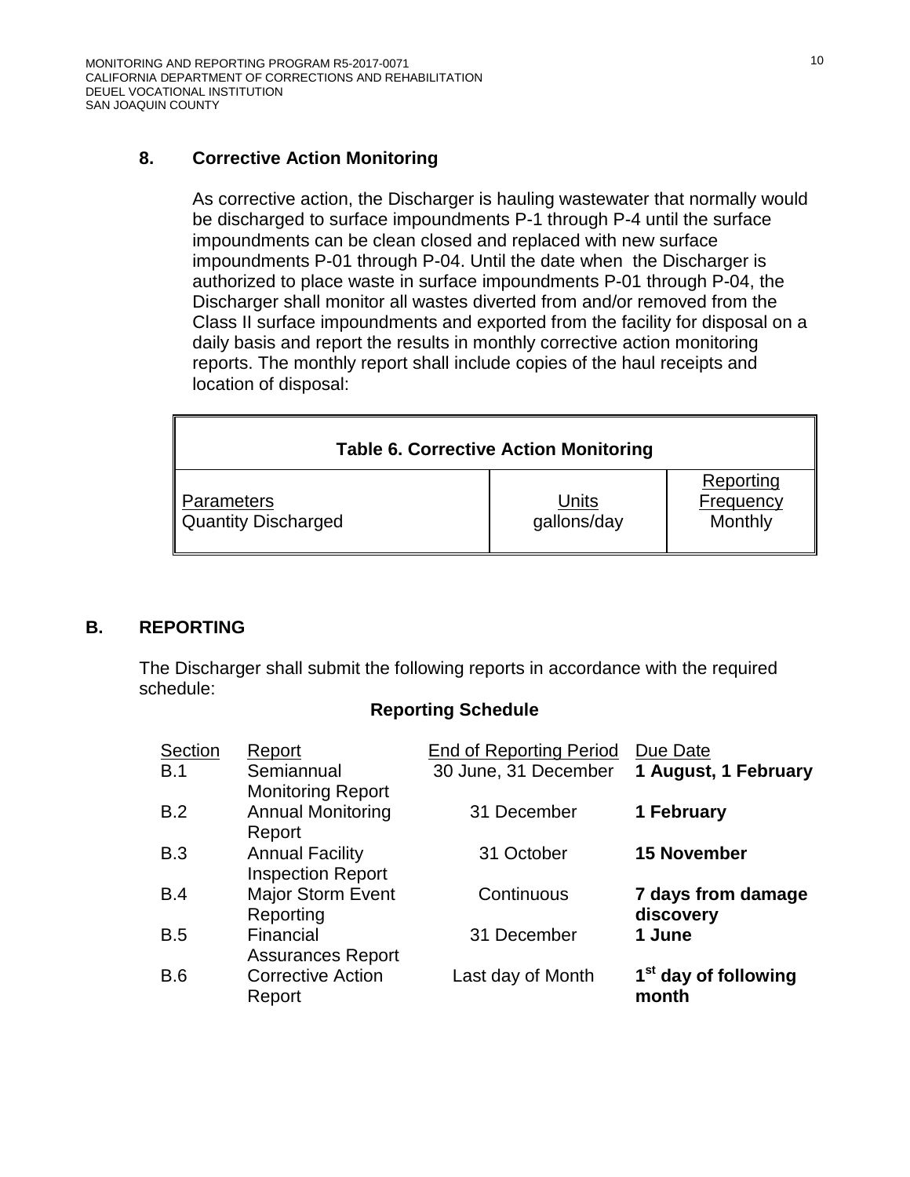### 8. Corrective Action Monitoring

As corrective action, the Discharger is hauling wastewater that normally would be discharged to surface impoundments P-1 through P-4 until the surface impoundments can be clean closed and replaced with new surface impoundments P-01 through P-04. Until the date when the Discharger is authorized to place waste in surface impoundments P-01 through P-04, the Discharger shall monitor all wastes diverted from and/or removed from the Class II surface impoundments and exported from the facility for disposal on a daily basis and report the results in monthly corrective action monitoring reports. The monthly report shall include copies of the haul receipts and location of disposal:

**Table 6. Corrective Action Monitoring**

| Parameters | Units | Reporting Frequency |
|---|---|---|
| Quantity Discharged | gallons/day | Monthly |

## B. REPORTING

The Discharger shall submit the following reports in accordance with the required schedule:

**Reporting Schedule**

| Section | Report | End of Reporting Period | Due Date |
|---|---|---|---|
| B.1 | Semiannual Monitoring Report | 30 June, 31 December | **1 August, 1 February** |
| B.2 | Annual Monitoring Report | 31 December | **1 February** |
| B.3 | Annual Facility Inspection Report | 31 October | **15 November** |
| B.4 | Major Storm Event Reporting | Continuous | **7 days from damage discovery** |
| B.5 | Financial Assurances Report | 31 December | **1 June** |
| B.6 | Corrective Action Report | Last day of Month | **1st day of following month** |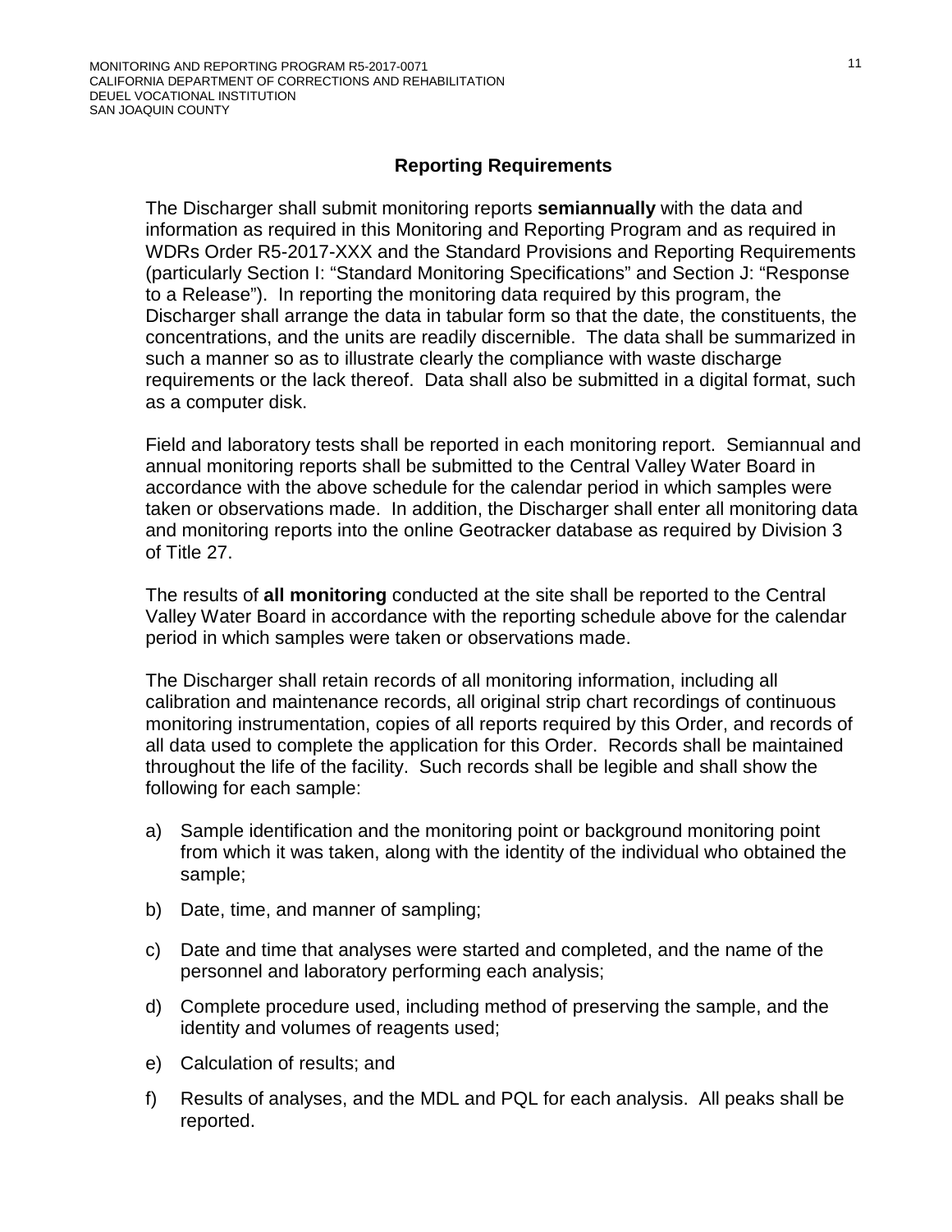## Reporting Requirements

The Discharger shall submit monitoring reports **semiannually** with the data and information as required in this Monitoring and Reporting Program and as required in WDRs Order R5-2017-XXX and the Standard Provisions and Reporting Requirements (particularly Section I: "Standard Monitoring Specifications" and Section J: "Response to a Release"). In reporting the monitoring data required by this program, the Discharger shall arrange the data in tabular form so that the date, the constituents, the concentrations, and the units are readily discernible. The data shall be summarized in such a manner so as to illustrate clearly the compliance with waste discharge requirements or the lack thereof. Data shall also be submitted in a digital format, such as a computer disk.

Field and laboratory tests shall be reported in each monitoring report. Semiannual and annual monitoring reports shall be submitted to the Central Valley Water Board in accordance with the above schedule for the calendar period in which samples were taken or observations made. In addition, the Discharger shall enter all monitoring data and monitoring reports into the online Geotracker database as required by Division 3 of Title 27.

The results of **all monitoring** conducted at the site shall be reported to the Central Valley Water Board in accordance with the reporting schedule above for the calendar period in which samples were taken or observations made.

The Discharger shall retain records of all monitoring information, including all calibration and maintenance records, all original strip chart recordings of continuous monitoring instrumentation, copies of all reports required by this Order, and records of all data used to complete the application for this Order. Records shall be maintained throughout the life of the facility. Such records shall be legible and shall show the following for each sample:

a) Sample identification and the monitoring point or background monitoring point from which it was taken, along with the identity of the individual who obtained the sample;

b) Date, time, and manner of sampling;

c) Date and time that analyses were started and completed, and the name of the personnel and laboratory performing each analysis;

d) Complete procedure used, including method of preserving the sample, and the identity and volumes of reagents used;

e) Calculation of results; and

f) Results of analyses, and the MDL and PQL for each analysis. All peaks shall be reported.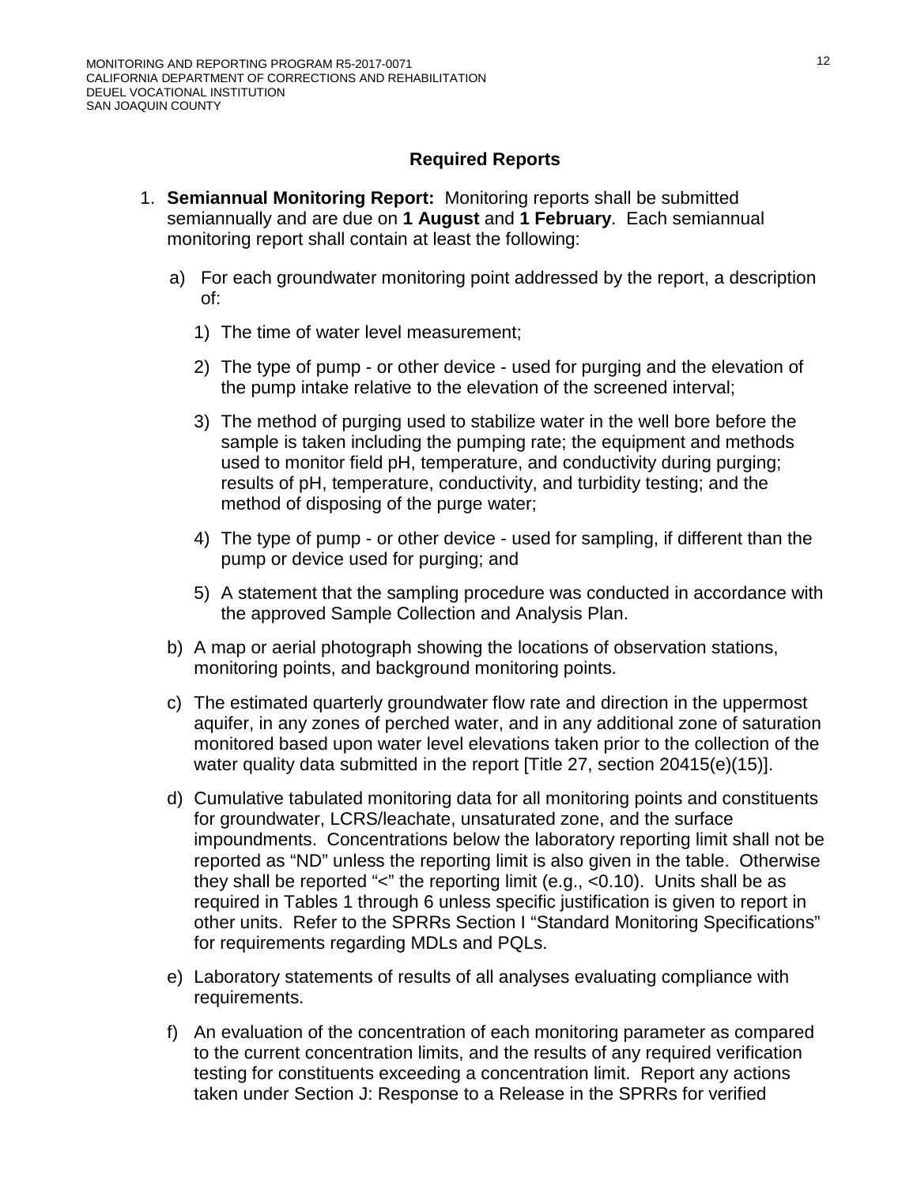## Required Reports

1. **Semiannual Monitoring Report:** Monitoring reports shall be submitted semiannually and are due on **1 August** and **1 February**. Each semiannual monitoring report shall contain at least the following:

   a) For each groundwater monitoring point addressed by the report, a description of:

      1) The time of water level measurement;

      2) The type of pump - or other device - used for purging and the elevation of the pump intake relative to the elevation of the screened interval;

      3) The method of purging used to stabilize water in the well bore before the sample is taken including the pumping rate; the equipment and methods used to monitor field pH, temperature, and conductivity during purging; results of pH, temperature, conductivity, and turbidity testing; and the method of disposing of the purge water;

      4) The type of pump - or other device - used for sampling, if different than the pump or device used for purging; and

      5) A statement that the sampling procedure was conducted in accordance with the approved Sample Collection and Analysis Plan.

   b) A map or aerial photograph showing the locations of observation stations, monitoring points, and background monitoring points.

   c) The estimated quarterly groundwater flow rate and direction in the uppermost aquifer, in any zones of perched water, and in any additional zone of saturation monitored based upon water level elevations taken prior to the collection of the water quality data submitted in the report [Title 27, section 20415(e)(15)].

   d) Cumulative tabulated monitoring data for all monitoring points and constituents for groundwater, LCRS/leachate, unsaturated zone, and the surface impoundments. Concentrations below the laboratory reporting limit shall not be reported as "ND" unless the reporting limit is also given in the table. Otherwise they shall be reported "<" the reporting limit (e.g., <0.10). Units shall be as required in Tables 1 through 6 unless specific justification is given to report in other units. Refer to the SPRRs Section I "Standard Monitoring Specifications" for requirements regarding MDLs and PQLs.

   e) Laboratory statements of results of all analyses evaluating compliance with requirements.

   f) An evaluation of the concentration of each monitoring parameter as compared to the current concentration limits, and the results of any required verification testing for constituents exceeding a concentration limit. Report any actions taken under Section J: Response to a Release in the SPRRs for verified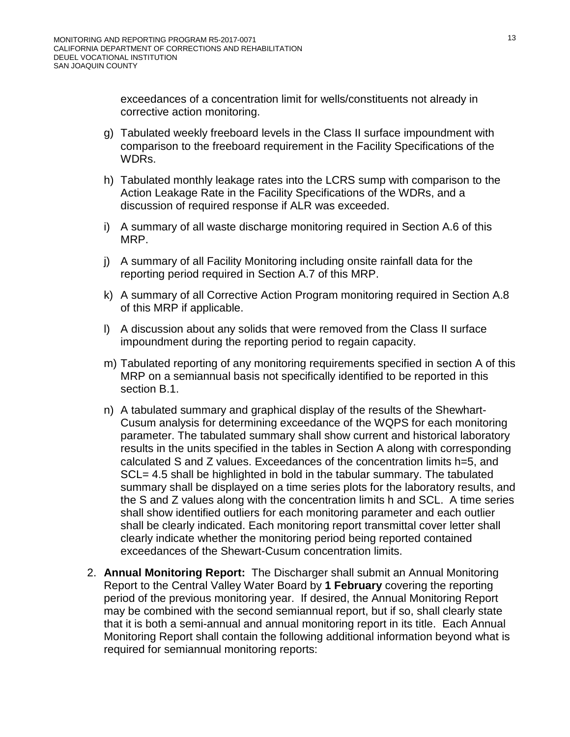exceedances of a concentration limit for wells/constituents not already in corrective action monitoring.

g) Tabulated weekly freeboard levels in the Class II surface impoundment with comparison to the freeboard requirement in the Facility Specifications of the WDRs.

h) Tabulated monthly leakage rates into the LCRS sump with comparison to the Action Leakage Rate in the Facility Specifications of the WDRs, and a discussion of required response if ALR was exceeded.

i) A summary of all waste discharge monitoring required in Section A.6 of this MRP.

j) A summary of all Facility Monitoring including onsite rainfall data for the reporting period required in Section A.7 of this MRP.

k) A summary of all Corrective Action Program monitoring required in Section A.8 of this MRP if applicable.

l) A discussion about any solids that were removed from the Class II surface impoundment during the reporting period to regain capacity.

m) Tabulated reporting of any monitoring requirements specified in section A of this MRP on a semiannual basis not specifically identified to be reported in this section B.1.

n) A tabulated summary and graphical display of the results of the Shewhart-Cusum analysis for determining exceedance of the WQPS for each monitoring parameter. The tabulated summary shall show current and historical laboratory results in the units specified in the tables in Section A along with corresponding calculated S and Z values. Exceedances of the concentration limits h=5, and SCL= 4.5 shall be highlighted in bold in the tabular summary. The tabulated summary shall be displayed on a time series plots for the laboratory results, and the S and Z values along with the concentration limits h and SCL. A time series shall show identified outliers for each monitoring parameter and each outlier shall be clearly indicated. Each monitoring report transmittal cover letter shall clearly indicate whether the monitoring period being reported contained exceedances of the Shewart-Cusum concentration limits.

2. **Annual Monitoring Report:** The Discharger shall submit an Annual Monitoring Report to the Central Valley Water Board by **1 February** covering the reporting period of the previous monitoring year. If desired, the Annual Monitoring Report may be combined with the second semiannual report, but if so, shall clearly state that it is both a semi-annual and annual monitoring report in its title. Each Annual Monitoring Report shall contain the following additional information beyond what is required for semiannual monitoring reports: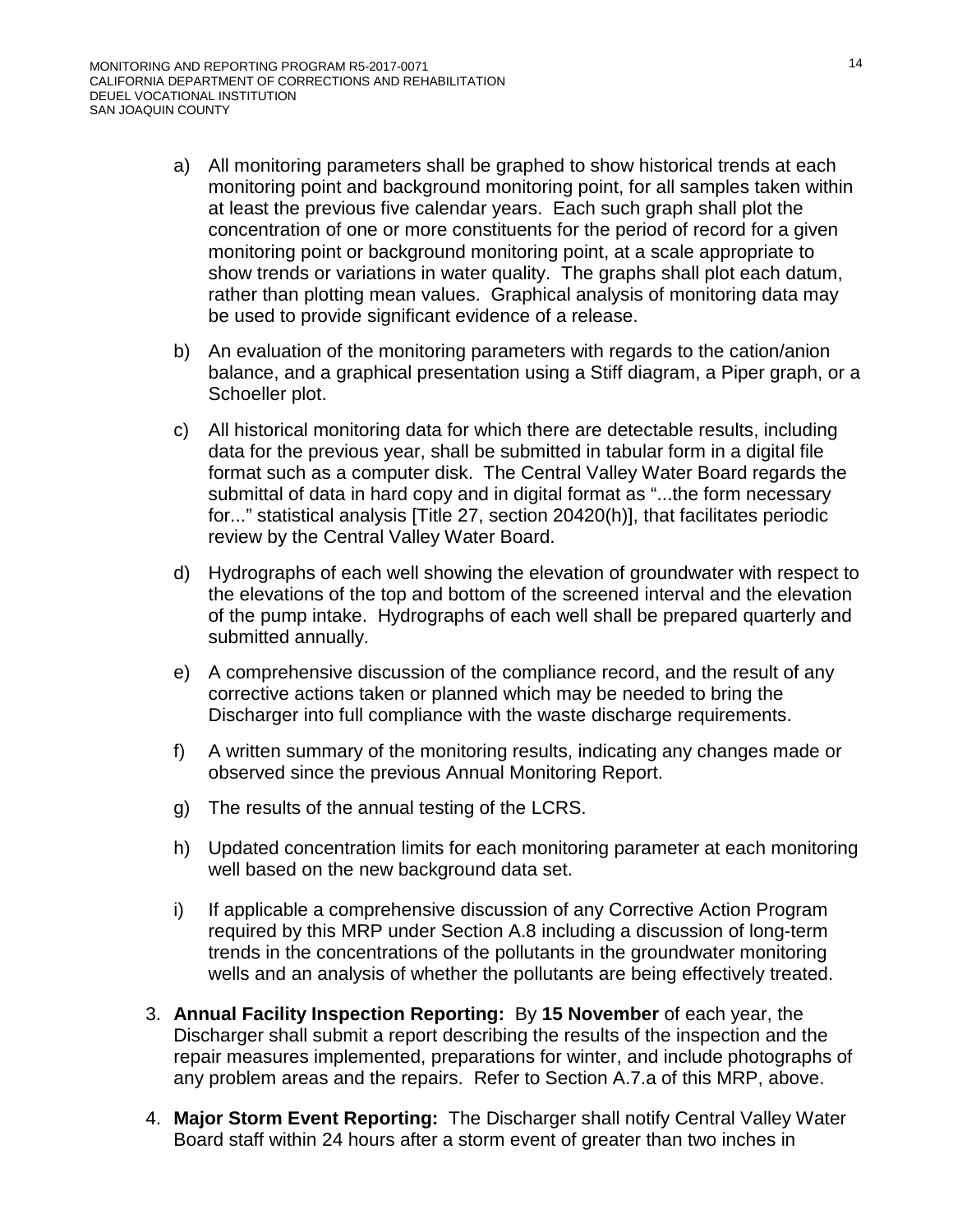a) All monitoring parameters shall be graphed to show historical trends at each monitoring point and background monitoring point, for all samples taken within at least the previous five calendar years. Each such graph shall plot the concentration of one or more constituents for the period of record for a given monitoring point or background monitoring point, at a scale appropriate to show trends or variations in water quality. The graphs shall plot each datum, rather than plotting mean values. Graphical analysis of monitoring data may be used to provide significant evidence of a release.

b) An evaluation of the monitoring parameters with regards to the cation/anion balance, and a graphical presentation using a Stiff diagram, a Piper graph, or a Schoeller plot.

c) All historical monitoring data for which there are detectable results, including data for the previous year, shall be submitted in tabular form in a digital file format such as a computer disk. The Central Valley Water Board regards the submittal of data in hard copy and in digital format as "...the form necessary for..." statistical analysis [Title 27, section 20420(h)], that facilitates periodic review by the Central Valley Water Board.

d) Hydrographs of each well showing the elevation of groundwater with respect to the elevations of the top and bottom of the screened interval and the elevation of the pump intake. Hydrographs of each well shall be prepared quarterly and submitted annually.

e) A comprehensive discussion of the compliance record, and the result of any corrective actions taken or planned which may be needed to bring the Discharger into full compliance with the waste discharge requirements.

f) A written summary of the monitoring results, indicating any changes made or observed since the previous Annual Monitoring Report.

g) The results of the annual testing of the LCRS.

h) Updated concentration limits for each monitoring parameter at each monitoring well based on the new background data set.

i) If applicable a comprehensive discussion of any Corrective Action Program required by this MRP under Section A.8 including a discussion of long-term trends in the concentrations of the pollutants in the groundwater monitoring wells and an analysis of whether the pollutants are being effectively treated.

3. **Annual Facility Inspection Reporting:** By **15 November** of each year, the Discharger shall submit a report describing the results of the inspection and the repair measures implemented, preparations for winter, and include photographs of any problem areas and the repairs. Refer to Section A.7.a of this MRP, above.

4. **Major Storm Event Reporting:** The Discharger shall notify Central Valley Water Board staff within 24 hours after a storm event of greater than two inches in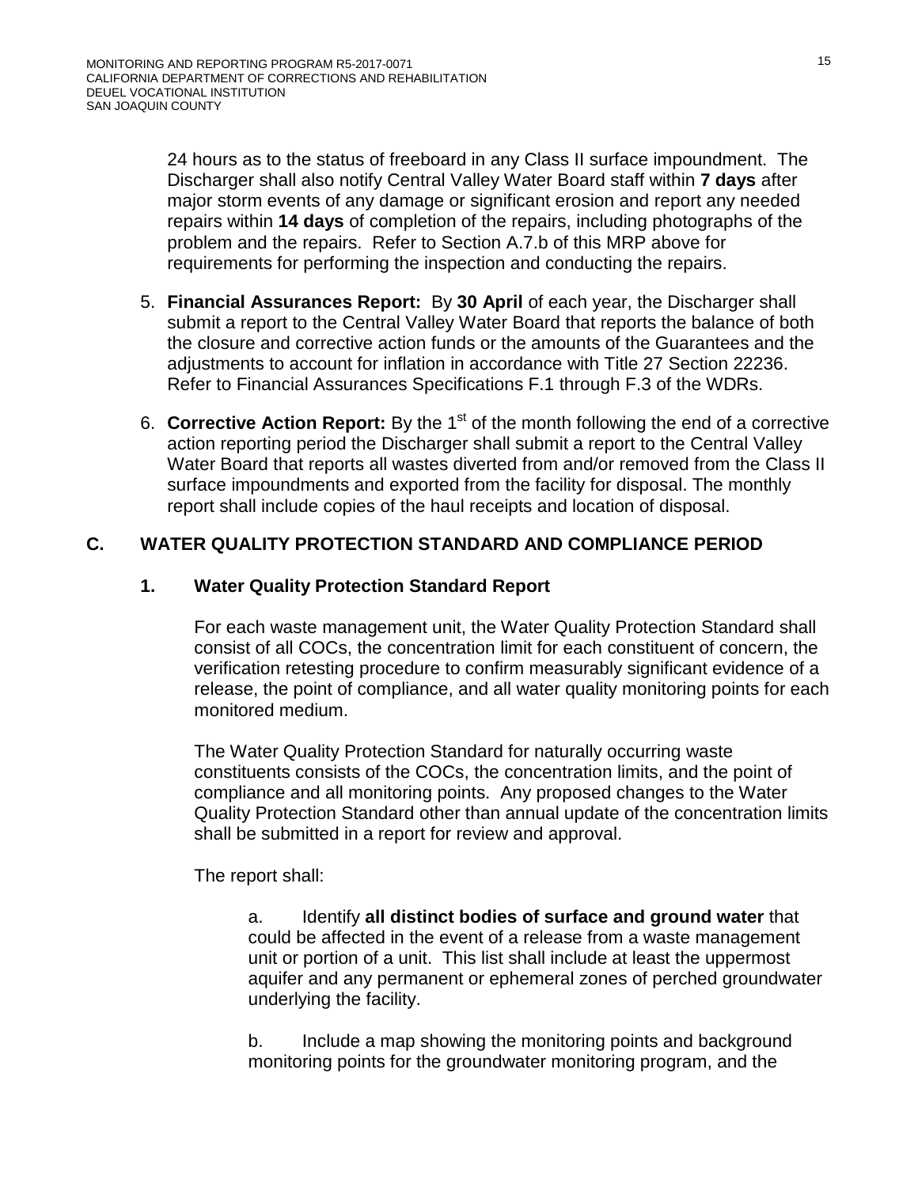24 hours as to the status of freeboard in any Class II surface impoundment. The Discharger shall also notify Central Valley Water Board staff within **7 days** after major storm events of any damage or significant erosion and report any needed repairs within **14 days** of completion of the repairs, including photographs of the problem and the repairs. Refer to Section A.7.b of this MRP above for requirements for performing the inspection and conducting the repairs.

5. **Financial Assurances Report:** By **30 April** of each year, the Discharger shall submit a report to the Central Valley Water Board that reports the balance of both the closure and corrective action funds or the amounts of the Guarantees and the adjustments to account for inflation in accordance with Title 27 Section 22236. Refer to Financial Assurances Specifications F.1 through F.3 of the WDRs.

6. **Corrective Action Report:** By the 1st of the month following the end of a corrective action reporting period the Discharger shall submit a report to the Central Valley Water Board that reports all wastes diverted from and/or removed from the Class II surface impoundments and exported from the facility for disposal. The monthly report shall include copies of the haul receipts and location of disposal.

## C. WATER QUALITY PROTECTION STANDARD AND COMPLIANCE PERIOD

### 1. Water Quality Protection Standard Report

For each waste management unit, the Water Quality Protection Standard shall consist of all COCs, the concentration limit for each constituent of concern, the verification retesting procedure to confirm measurably significant evidence of a release, the point of compliance, and all water quality monitoring points for each monitored medium.

The Water Quality Protection Standard for naturally occurring waste constituents consists of the COCs, the concentration limits, and the point of compliance and all monitoring points. Any proposed changes to the Water Quality Protection Standard other than annual update of the concentration limits shall be submitted in a report for review and approval.

The report shall:

a. Identify **all distinct bodies of surface and ground water** that could be affected in the event of a release from a waste management unit or portion of a unit. This list shall include at least the uppermost aquifer and any permanent or ephemeral zones of perched groundwater underlying the facility.

b. Include a map showing the monitoring points and background monitoring points for the groundwater monitoring program, and the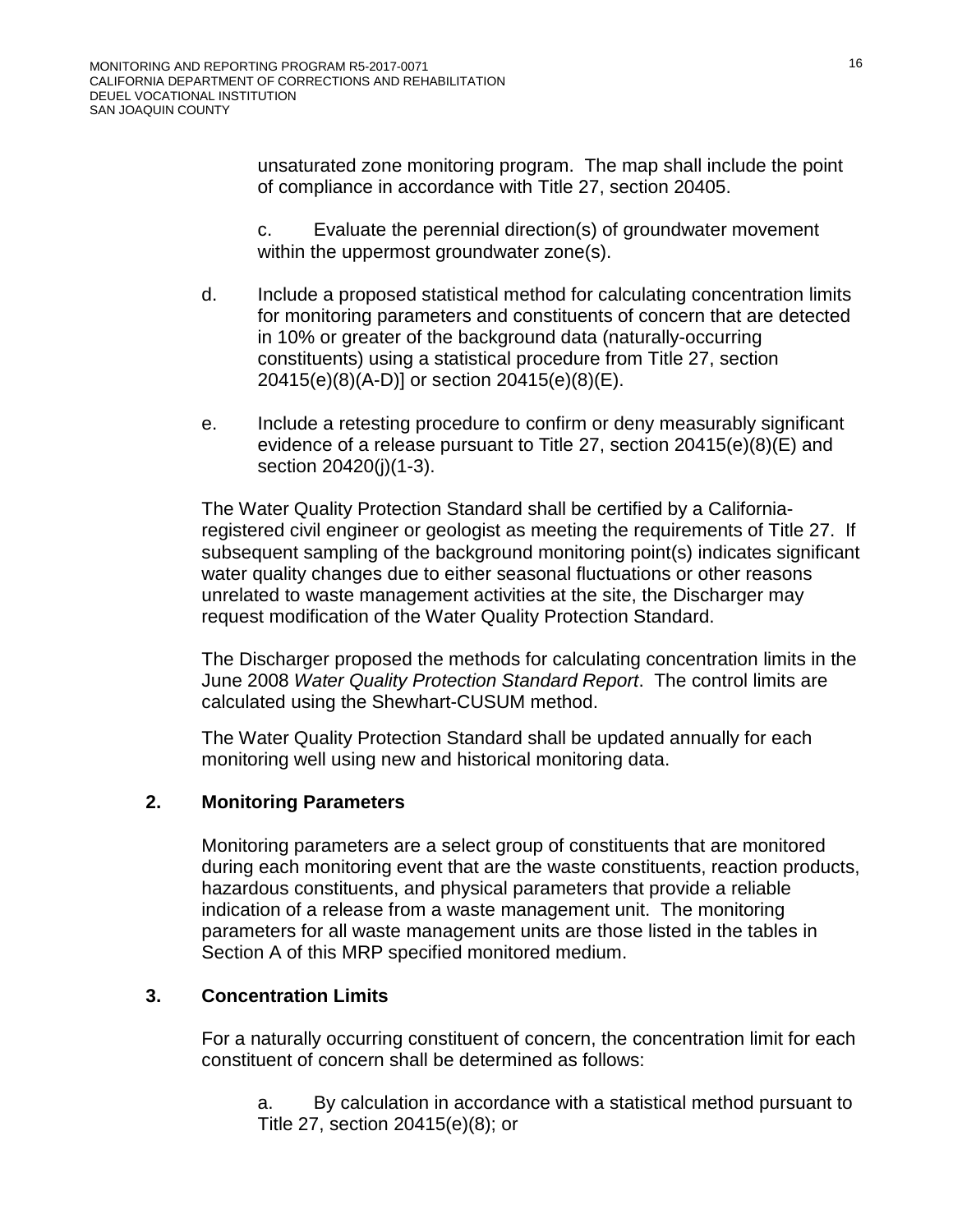unsaturated zone monitoring program. The map shall include the point of compliance in accordance with Title 27, section 20405.

c. Evaluate the perennial direction(s) of groundwater movement within the uppermost groundwater zone(s).

d. Include a proposed statistical method for calculating concentration limits for monitoring parameters and constituents of concern that are detected in 10% or greater of the background data (naturally-occurring constituents) using a statistical procedure from Title 27, section 20415(e)(8)(A-D)] or section 20415(e)(8)(E).

e. Include a retesting procedure to confirm or deny measurably significant evidence of a release pursuant to Title 27, section 20415(e)(8)(E) and section 20420(j)(1-3).

The Water Quality Protection Standard shall be certified by a California-registered civil engineer or geologist as meeting the requirements of Title 27. If subsequent sampling of the background monitoring point(s) indicates significant water quality changes due to either seasonal fluctuations or other reasons unrelated to waste management activities at the site, the Discharger may request modification of the Water Quality Protection Standard.

The Discharger proposed the methods for calculating concentration limits in the June 2008 *Water Quality Protection Standard Report*. The control limits are calculated using the Shewhart-CUSUM method.

The Water Quality Protection Standard shall be updated annually for each monitoring well using new and historical monitoring data.

## 2. Monitoring Parameters

Monitoring parameters are a select group of constituents that are monitored during each monitoring event that are the waste constituents, reaction products, hazardous constituents, and physical parameters that provide a reliable indication of a release from a waste management unit. The monitoring parameters for all waste management units are those listed in the tables in Section A of this MRP specified monitored medium.

## 3. Concentration Limits

For a naturally occurring constituent of concern, the concentration limit for each constituent of concern shall be determined as follows:

a. By calculation in accordance with a statistical method pursuant to Title 27, section 20415(e)(8); or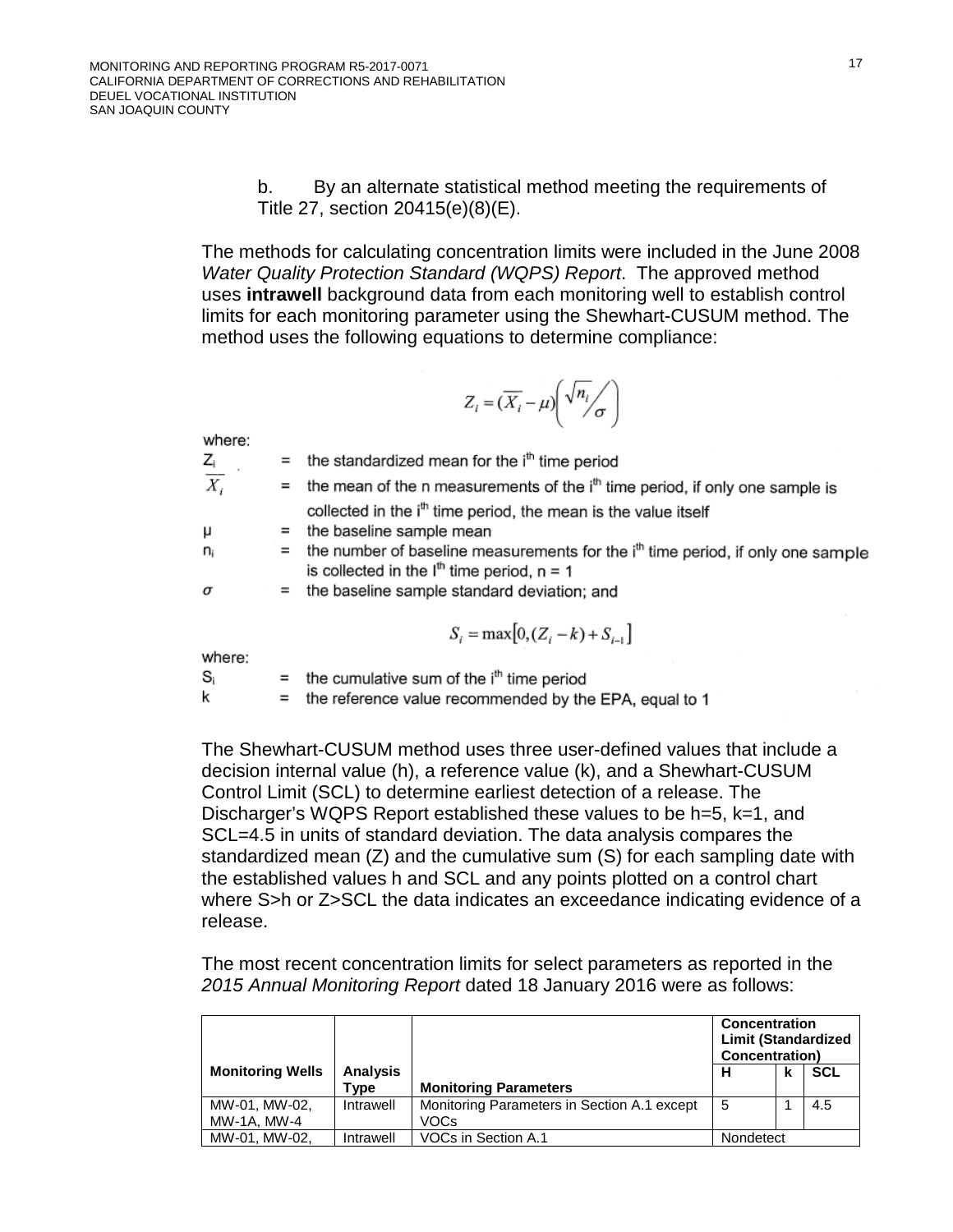b. By an alternate statistical method meeting the requirements of Title 27, section 20415(e)(8)(E).

The methods for calculating concentration limits were included in the June 2008 *Water Quality Protection Standard (WQPS) Report*. The approved method uses **intrawell** background data from each monitoring well to establish control limits for each monitoring parameter using the Shewhart-CUSUM method. The method uses the following equations to determine compliance:

$$Z_i = (\overline{X_i} - \mu)\left(\sqrt{n_i}\Big/\sigma\right)$$

where:

| | | |
|---|---|---|
| $Z_i$ | = | the standardized mean for the $i^{th}$ time period |
| $\overline{X_i}$ | = | the mean of the n measurements of the $i^{th}$ time period, if only one sample is collected in the $i^{th}$ time period, the mean is the value itself |
| μ | = | the baseline sample mean |
| $n_i$ | = | the number of baseline measurements for the $i^{th}$ time period, if only one sample is collected in the $I^{th}$ time period, n = 1 |
| σ | = | the baseline sample standard deviation; and |

$$S_i = \max\left[0, (Z_i - k) + S_{i-1}\right]$$

where:

| | | |
|---|---|---|
| $S_i$ | = | the cumulative sum of the $i^{th}$ time period |
| k | = | the reference value recommended by the EPA, equal to 1 |

The Shewhart-CUSUM method uses three user-defined values that include a decision internal value (h), a reference value (k), and a Shewhart-CUSUM Control Limit (SCL) to determine earliest detection of a release. The Discharger's WQPS Report established these values to be h=5, k=1, and SCL=4.5 in units of standard deviation. The data analysis compares the standardized mean (Z) and the cumulative sum (S) for each sampling date with the established values h and SCL and any points plotted on a control chart where S>h or Z>SCL the data indicates an exceedance indicating evidence of a release.

The most recent concentration limits for select parameters as reported in the *2015 Annual Monitoring Report* dated 18 January 2016 were as follows:

| Monitoring Wells | Analysis Type | Monitoring Parameters | Concentration Limit (Standardized Concentration) | | |
|---|---|---|---|---|---|
| | | | H | k | SCL |
| MW-01, MW-02, MW-1A, MW-4 | Intrawell | Monitoring Parameters in Section A.1 except VOCs | 5 | 1 | 4.5 |
| MW-01, MW-02, | Intrawell | VOCs in Section A.1 | Nondetect | | |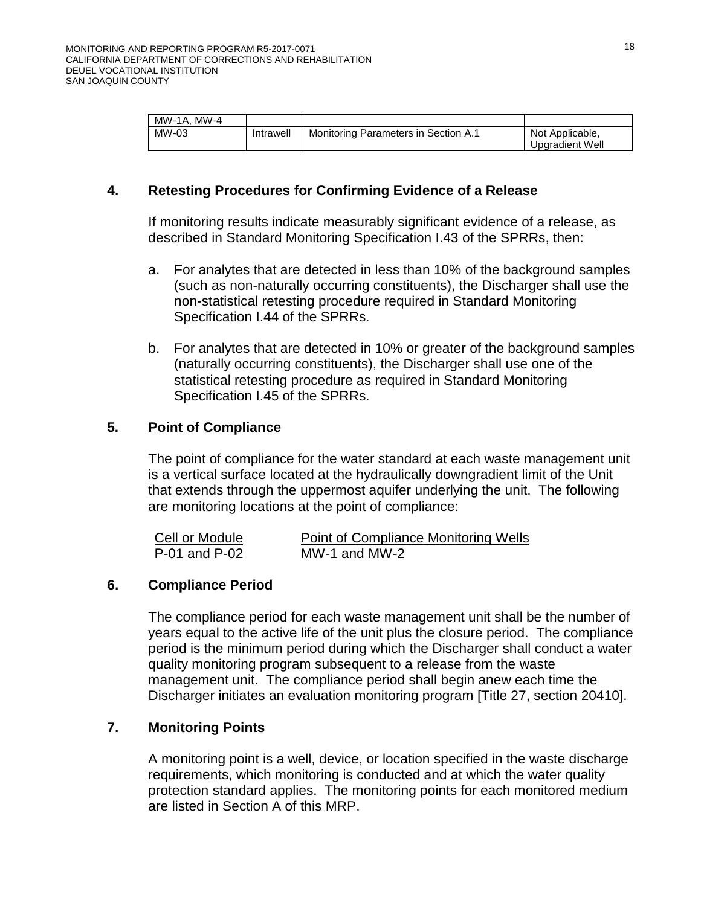| MW-1A, MW-4 | | | |
|---|---|---|---|
| MW-03 | Intrawell | Monitoring Parameters in Section A.1 | Not Applicable, Upgradient Well |

## 4. Retesting Procedures for Confirming Evidence of a Release

If monitoring results indicate measurably significant evidence of a release, as described in Standard Monitoring Specification I.43 of the SPRRs, then:

a. For analytes that are detected in less than 10% of the background samples (such as non-naturally occurring constituents), the Discharger shall use the non-statistical retesting procedure required in Standard Monitoring Specification I.44 of the SPRRs.

b. For analytes that are detected in 10% or greater of the background samples (naturally occurring constituents), the Discharger shall use one of the statistical retesting procedure as required in Standard Monitoring Specification I.45 of the SPRRs.

## 5. Point of Compliance

The point of compliance for the water standard at each waste management unit is a vertical surface located at the hydraulically downgradient limit of the Unit that extends through the uppermost aquifer underlying the unit. The following are monitoring locations at the point of compliance:

| Cell or Module | Point of Compliance Monitoring Wells |
|---|---|
| P-01 and P-02 | MW-1 and MW-2 |

## 6. Compliance Period

The compliance period for each waste management unit shall be the number of years equal to the active life of the unit plus the closure period. The compliance period is the minimum period during which the Discharger shall conduct a water quality monitoring program subsequent to a release from the waste management unit. The compliance period shall begin anew each time the Discharger initiates an evaluation monitoring program [Title 27, section 20410].

## 7. Monitoring Points

A monitoring point is a well, device, or location specified in the waste discharge requirements, which monitoring is conducted and at which the water quality protection standard applies. The monitoring points for each monitored medium are listed in Section A of this MRP.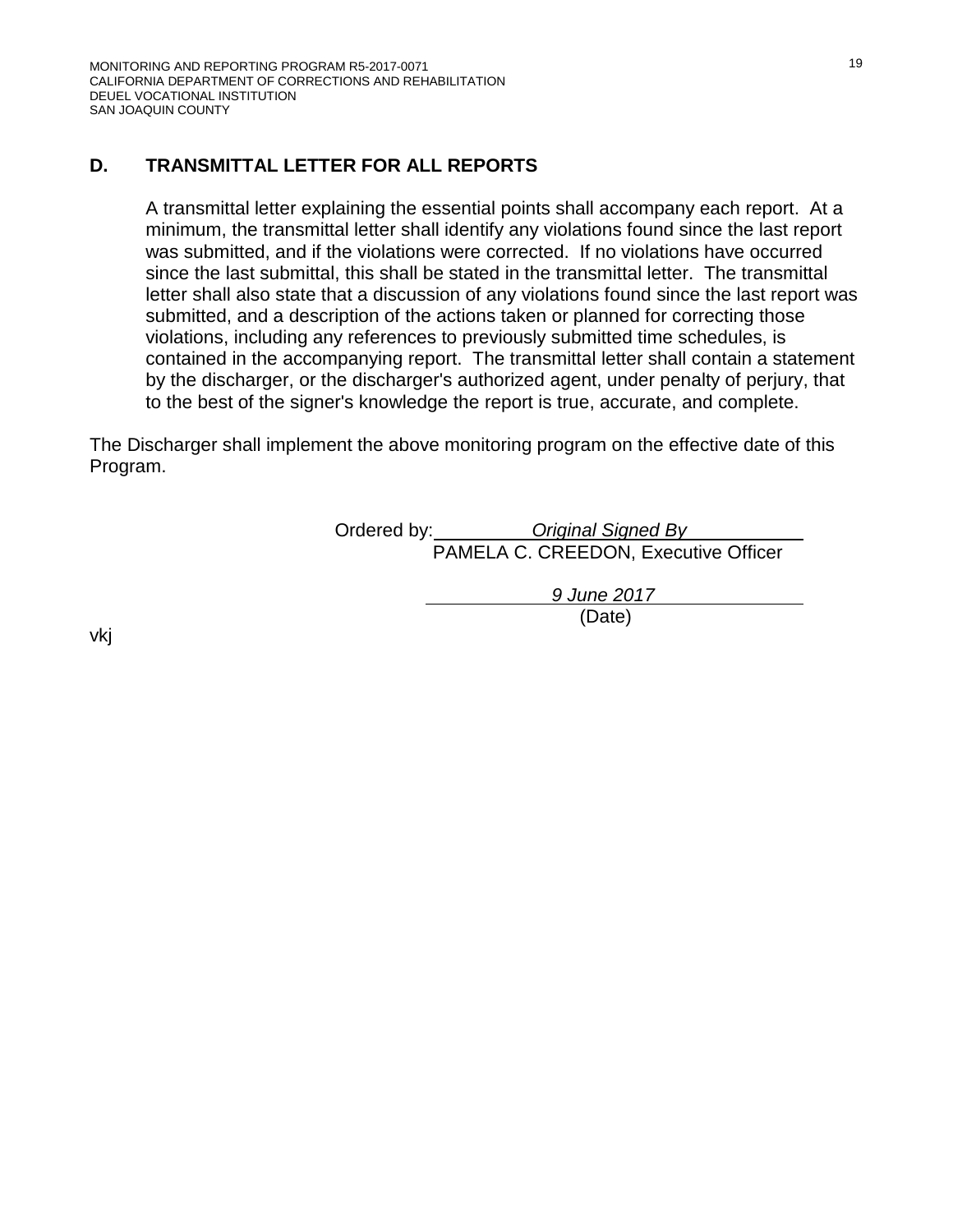## D. TRANSMITTAL LETTER FOR ALL REPORTS

A transmittal letter explaining the essential points shall accompany each report. At a minimum, the transmittal letter shall identify any violations found since the last report was submitted, and if the violations were corrected. If no violations have occurred since the last submittal, this shall be stated in the transmittal letter. The transmittal letter shall also state that a discussion of any violations found since the last report was submitted, and a description of the actions taken or planned for correcting those violations, including any references to previously submitted time schedules, is contained in the accompanying report. The transmittal letter shall contain a statement by the discharger, or the discharger's authorized agent, under penalty of perjury, that to the best of the signer's knowledge the report is true, accurate, and complete.

The Discharger shall implement the above monitoring program on the effective date of this Program.

Ordered by: *Original Signed By*
PAMELA C. CREEDON, Executive Officer

*9 June 2017*
(Date)

vkj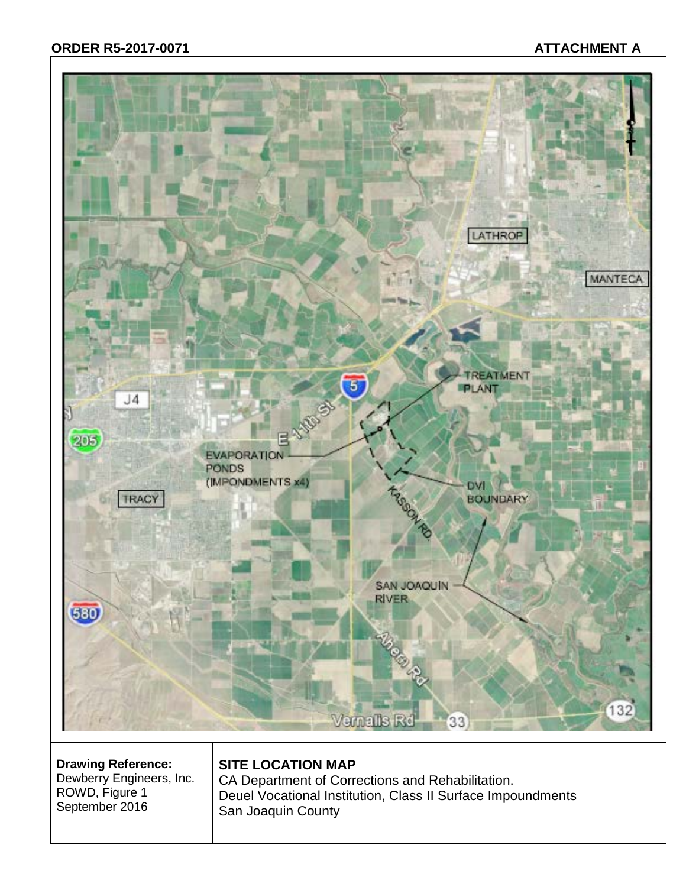**ORDER R5-2017-0071** **ATTACHMENT A**

LATHROP

MANTECA

TREATMENT PLANT

J4

E 11th St

5

205

EVAPORATION PONDS (IMPONDMENTS x4)

DVI BOUNDARY

TRACY

KASSON RD.

SAN JOAQUIN RIVER

580

Ahern Rd

Vernalis Rd

33

132

| **Drawing Reference:** Dewberry Engineers, Inc. ROWD, Figure 1 September 2016 | **SITE LOCATION MAP** CA Department of Corrections and Rehabilitation. Deuel Vocational Institution, Class II Surface Impoundments San Joaquin County |
| --- | --- |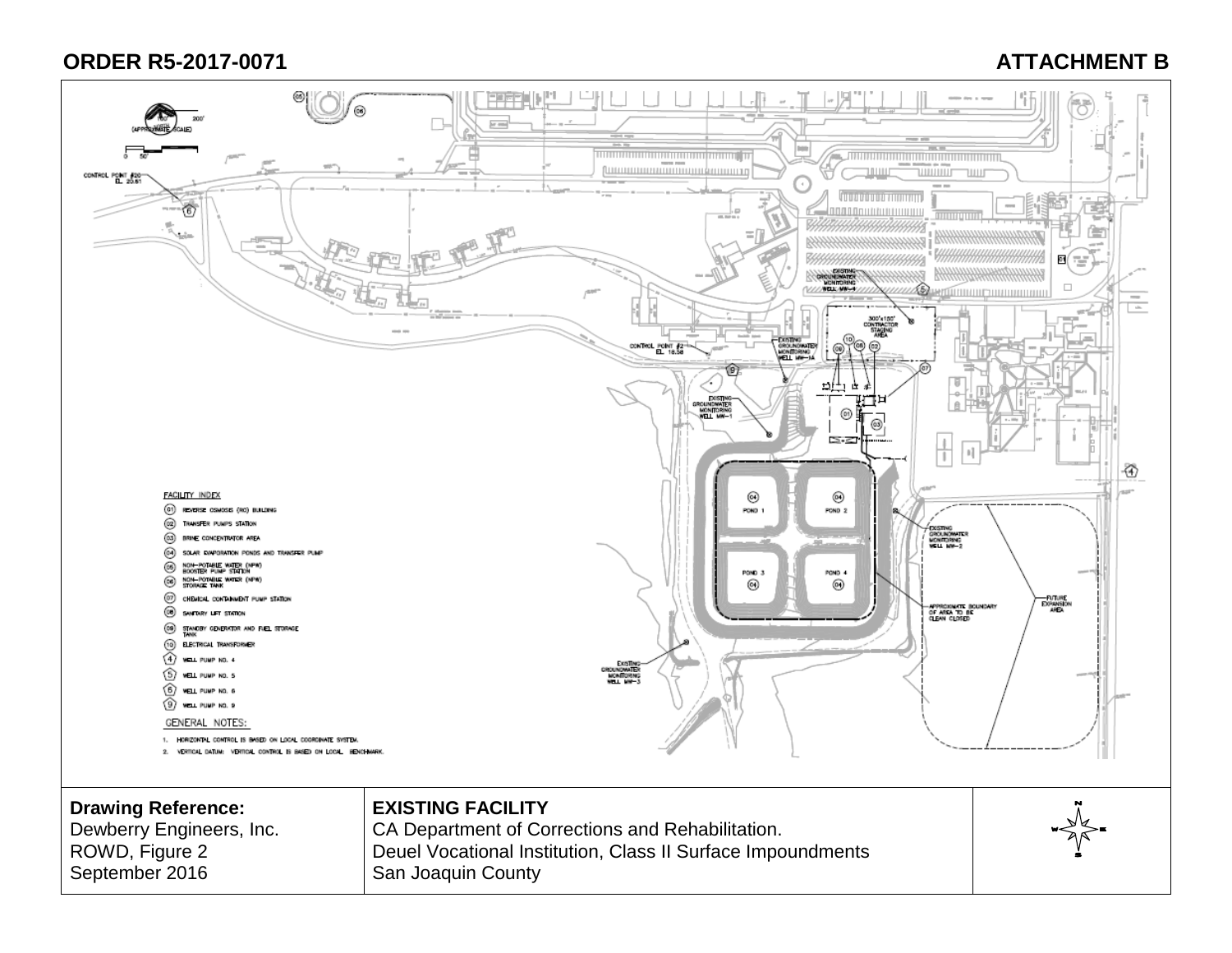**ORDER R5-2017-0071** **ATTACHMENT B**

FACILITY INDEX

- (01) REVERSE OSMOSIS (RO) BUILDING
- (02) TRANSFER PUMPS STATION
- (03) BRINE CONCENTRATOR AREA
- (04) SOLAR EVAPORATION PONDS AND TRANSFER PUMP
- (05) NON-POTABLE WATER (NPW) BOOSTER PUMP STATION
- (06) NON-POTABLE WATER (NPW) STORAGE TANK
- (07) CHEMICAL CONTAINMENT PUMP STATION
- (08) SANITARY LIFT STATION
- (09) STANDBY GENERATOR AND FUEL STORAGE TANK
- (10) ELECTRICAL TRANSFORMER
- (4) WELL PUMP NO. 4
- (5) WELL PUMP NO. 5
- (6) WELL PUMP NO. 6
- (9) WELL PUMP NO. 9

GENERAL NOTES:

1. HORIZONTAL CONTROL IS BASED ON LOCAL COORDINATE SYSTEM.
2. VERTICAL DATUM: VERTICAL CONTROL IS BASED ON LOCAL BENCHMARK.

CONTROL POINT #20 EL. 20.81

CONTROL POINT #2 EL. 18.58

EXISTING GROUNDWATER MONITORING WELL MW-4

EXISTING GROUNDWATER MONITORING WELL MW-1A

EXISTING GROUNDWATER MONITORING WELL MW-1

EXISTING GROUNDWATER MONITORING WELL MW-2

EXISTING GROUNDWATER MONITORING WELL MW-3

300'x150' CONTRACTOR STAGING AREA

POND 1, POND 2, POND 3, POND 4

APPROXIMATE BOUNDARY OF AREA TO BE CLEAN CLOSED

FUTURE EXPANSION AREA

| **Drawing Reference:** Dewberry Engineers, Inc. ROWD, Figure 2 September 2016 | **EXISTING FACILITY** CA Department of Corrections and Rehabilitation. Deuel Vocational Institution, Class II Surface Impoundments San Joaquin County |
|---|---|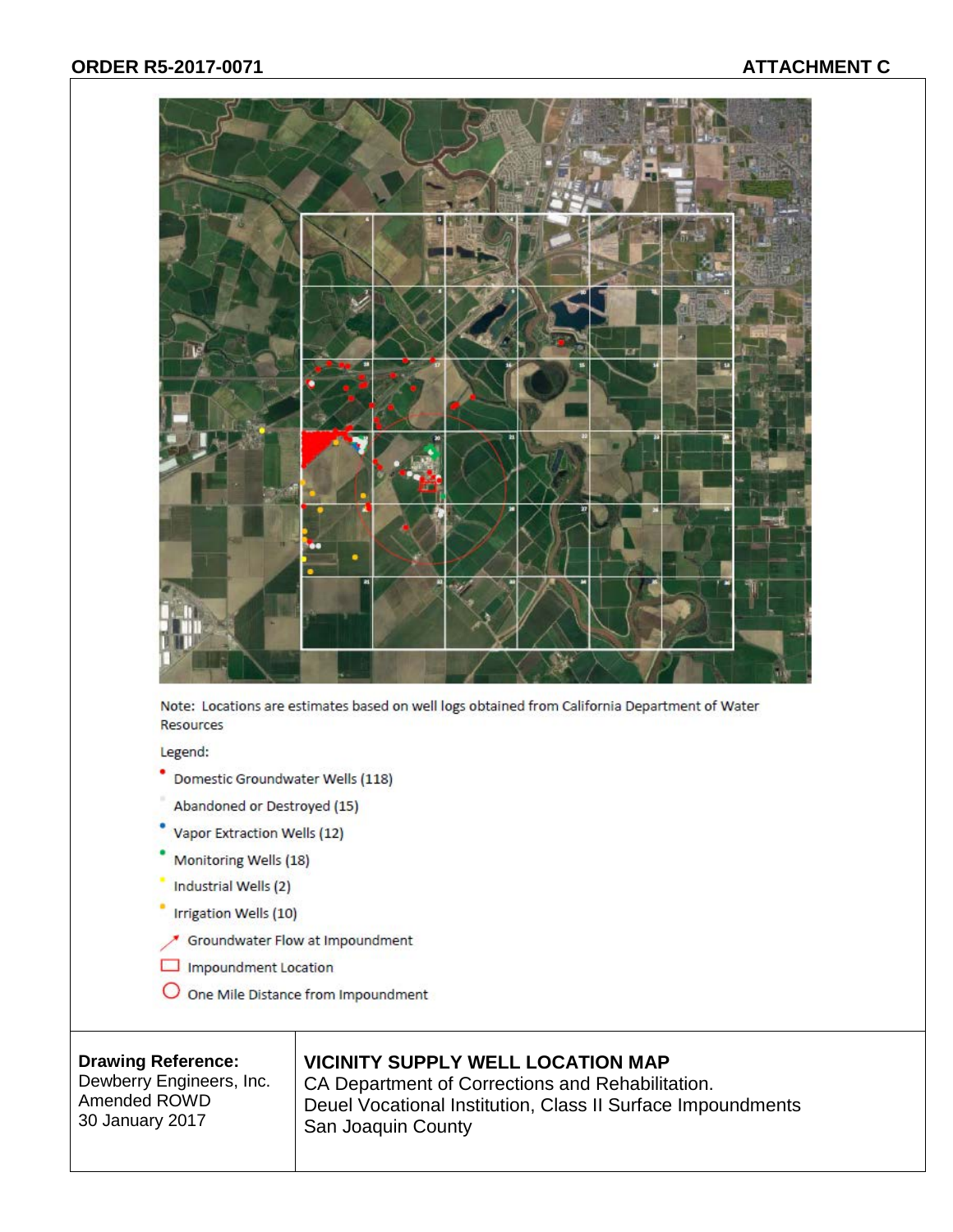Note: Locations are estimates based on well logs obtained from California Department of Water Resources

Legend:

- Domestic Groundwater Wells (118)
- Abandoned or Destroyed (15)
- Vapor Extraction Wells (12)
- Monitoring Wells (18)
- Industrial Wells (2)
- Irrigation Wells (10)
- Groundwater Flow at Impoundment
- Impoundment Location
- One Mile Distance from Impoundment

| Drawing Reference: Dewberry Engineers, Inc. Amended ROWD 30 January 2017 | **VICINITY SUPPLY WELL LOCATION MAP** CA Department of Corrections and Rehabilitation. Deuel Vocational Institution, Class II Surface Impoundments San Joaquin County |
| --- | --- |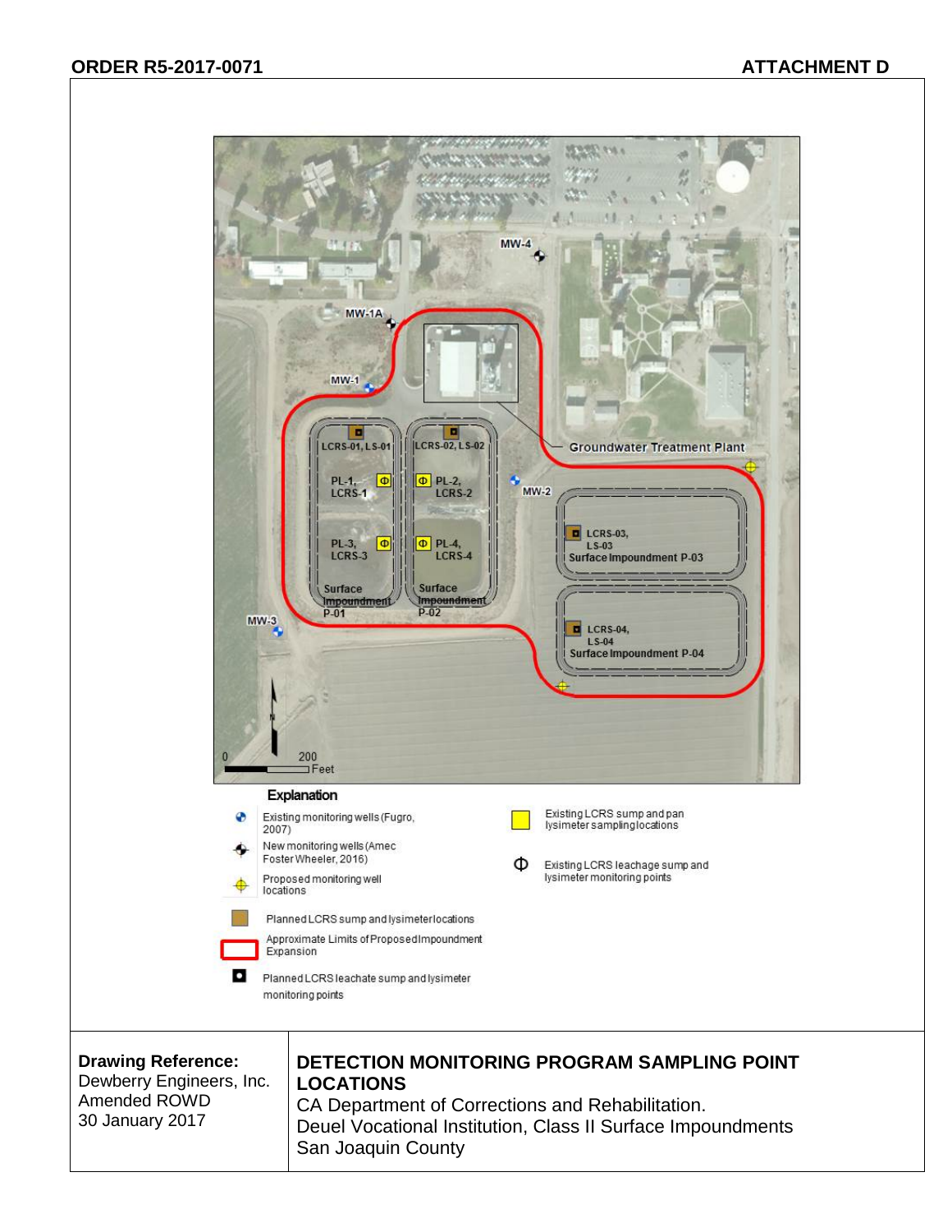ORDER R5-2017-0071

ATTACHMENT D

MW-4

MW-1A

MW-1

Groundwater Treatment Plant

LCRS-01, LS-01

LCRS-02, LS-02

PL-1, LCRS-1

PL-2, LCRS-2

MW-2

LCRS-03, LS-03
Surface Impoundment P-03

PL-3, LCRS-3

PL-4, LCRS-4

Surface Impoundment P-01

Surface Impoundment P-02

MW-3

LCRS-04, LS-04
Surface Impoundment P-04

0 200 Feet

**Explanation**

- Existing monitoring wells (Fugro, 2007)
- New monitoring wells (Amec Foster Wheeler, 2016)
- Proposed monitoring well locations
- Planned LCRS sump and lysimeter locations
- Approximate Limits of Proposed Impoundment Expansion
- Planned LCRS leachate sump and lysimeter monitoring points
- Existing LCRS sump and pan lysimeter sampling locations
- Existing LCRS leachage sump and lysimeter monitoring points

| **Drawing Reference:** Dewberry Engineers, Inc. Amended ROWD 30 January 2017 | **DETECTION MONITORING PROGRAM SAMPLING POINT LOCATIONS** CA Department of Corrections and Rehabilitation. Deuel Vocational Institution, Class II Surface Impoundments San Joaquin County |
|---|---|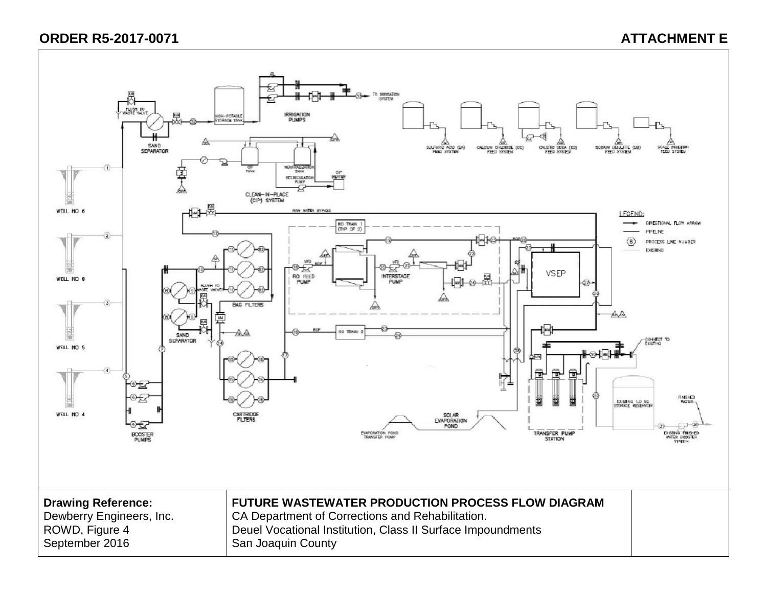**ORDER R5-2017-0071** **ATTACHMENT E**

| **Drawing Reference:** Dewberry Engineers, Inc. ROWD, Figure 4 September 2016 | **FUTURE WASTEWATER PRODUCTION PROCESS FLOW DIAGRAM** CA Department of Corrections and Rehabilitation. Deuel Vocational Institution, Class II Surface Impoundments San Joaquin County | |
|---|---|---|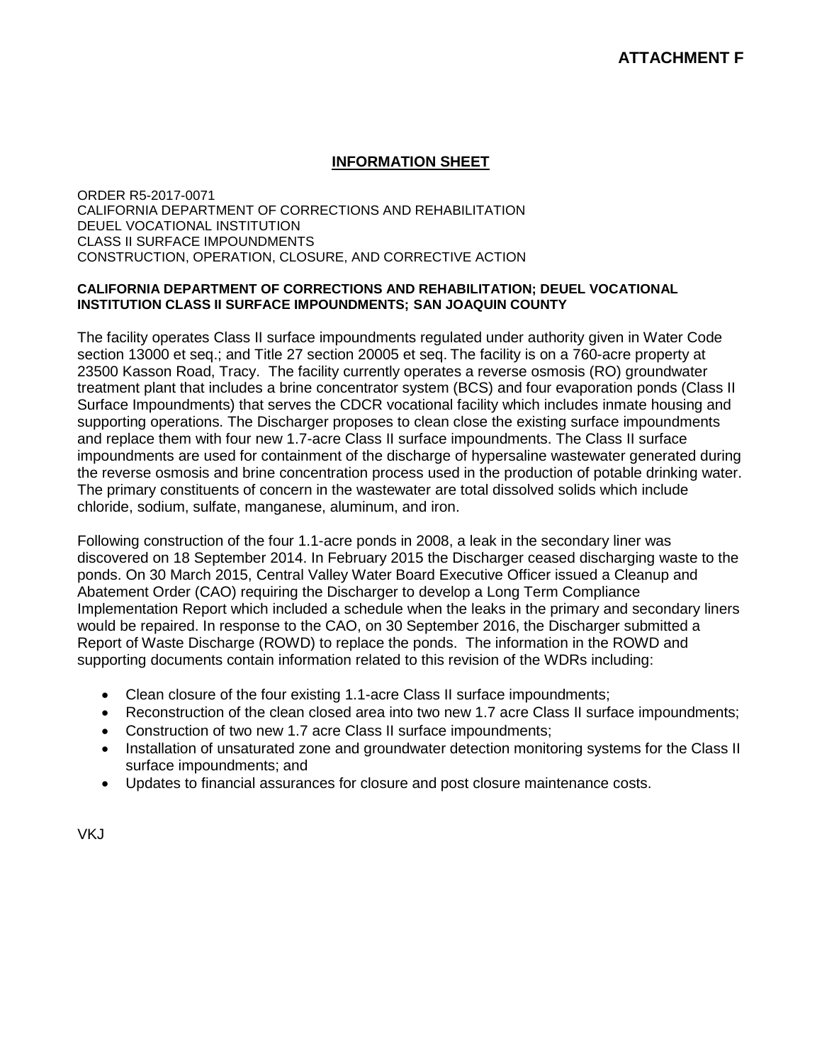**ATTACHMENT F**

## INFORMATION SHEET

ORDER R5-2017-0071
CALIFORNIA DEPARTMENT OF CORRECTIONS AND REHABILITATION
DEUEL VOCATIONAL INSTITUTION
CLASS II SURFACE IMPOUNDMENTS
CONSTRUCTION, OPERATION, CLOSURE, AND CORRECTIVE ACTION

**CALIFORNIA DEPARTMENT OF CORRECTIONS AND REHABILITATION; DEUEL VOCATIONAL INSTITUTION CLASS II SURFACE IMPOUNDMENTS; SAN JOAQUIN COUNTY**

The facility operates Class II surface impoundments regulated under authority given in Water Code section 13000 et seq.; and Title 27 section 20005 et seq. The facility is on a 760-acre property at 23500 Kasson Road, Tracy. The facility currently operates a reverse osmosis (RO) groundwater treatment plant that includes a brine concentrator system (BCS) and four evaporation ponds (Class II Surface Impoundments) that serves the CDCR vocational facility which includes inmate housing and supporting operations. The Discharger proposes to clean close the existing surface impoundments and replace them with four new 1.7-acre Class II surface impoundments. The Class II surface impoundments are used for containment of the discharge of hypersaline wastewater generated during the reverse osmosis and brine concentration process used in the production of potable drinking water. The primary constituents of concern in the wastewater are total dissolved solids which include chloride, sodium, sulfate, manganese, aluminum, and iron.

Following construction of the four 1.1-acre ponds in 2008, a leak in the secondary liner was discovered on 18 September 2014. In February 2015 the Discharger ceased discharging waste to the ponds. On 30 March 2015, Central Valley Water Board Executive Officer issued a Cleanup and Abatement Order (CAO) requiring the Discharger to develop a Long Term Compliance Implementation Report which included a schedule when the leaks in the primary and secondary liners would be repaired. In response to the CAO, on 30 September 2016, the Discharger submitted a Report of Waste Discharge (ROWD) to replace the ponds. The information in the ROWD and supporting documents contain information related to this revision of the WDRs including:

- Clean closure of the four existing 1.1-acre Class II surface impoundments;
- Reconstruction of the clean closed area into two new 1.7 acre Class II surface impoundments;
- Construction of two new 1.7 acre Class II surface impoundments;
- Installation of unsaturated zone and groundwater detection monitoring systems for the Class II surface impoundments; and
- Updates to financial assurances for closure and post closure maintenance costs.

VKJ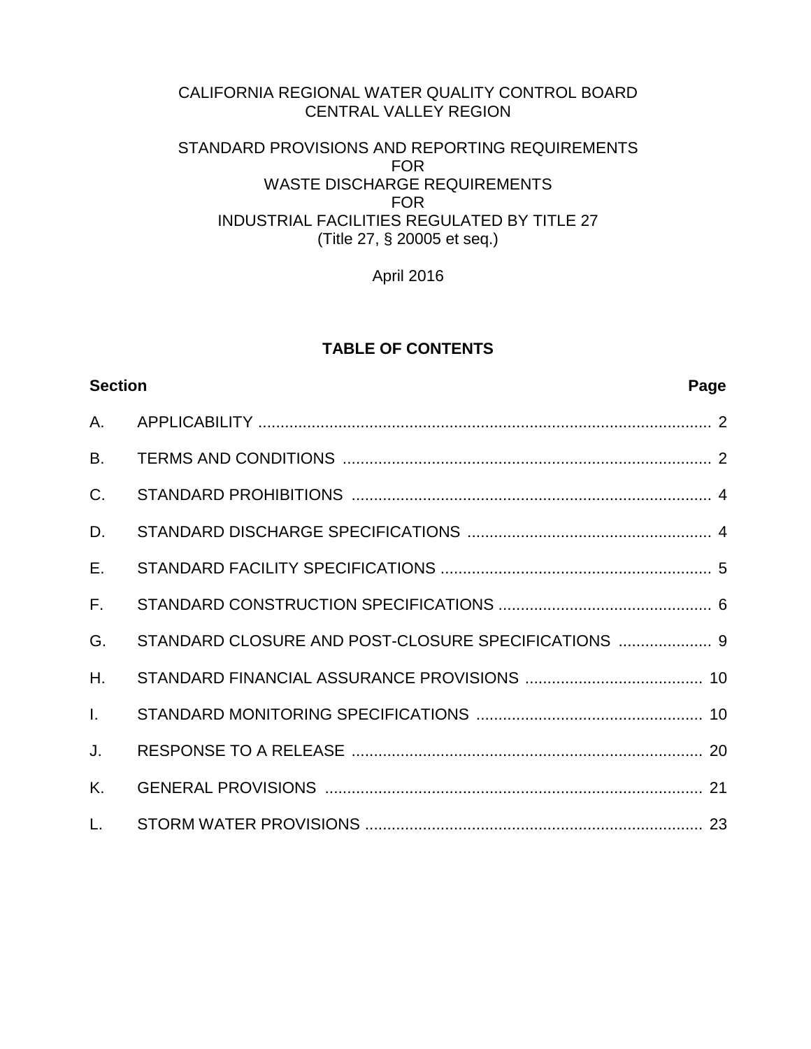CALIFORNIA REGIONAL WATER QUALITY CONTROL BOARD
CENTRAL VALLEY REGION

STANDARD PROVISIONS AND REPORTING REQUIREMENTS
FOR
WASTE DISCHARGE REQUIREMENTS
FOR
INDUSTRIAL FACILITIES REGULATED BY TITLE 27
(Title 27, § 20005 et seq.)

April 2016

## TABLE OF CONTENTS

| Section | | Page |
|---|---|---|
| A. | APPLICABILITY | 2 |
| B. | TERMS AND CONDITIONS | 2 |
| C. | STANDARD PROHIBITIONS | 4 |
| D. | STANDARD DISCHARGE SPECIFICATIONS | 4 |
| E. | STANDARD FACILITY SPECIFICATIONS | 5 |
| F. | STANDARD CONSTRUCTION SPECIFICATIONS | 6 |
| G. | STANDARD CLOSURE AND POST-CLOSURE SPECIFICATIONS | 9 |
| H. | STANDARD FINANCIAL ASSURANCE PROVISIONS | 10 |
| I. | STANDARD MONITORING SPECIFICATIONS | 10 |
| J. | RESPONSE TO A RELEASE | 20 |
| K. | GENERAL PROVISIONS | 21 |
| L. | STORM WATER PROVISIONS | 23 |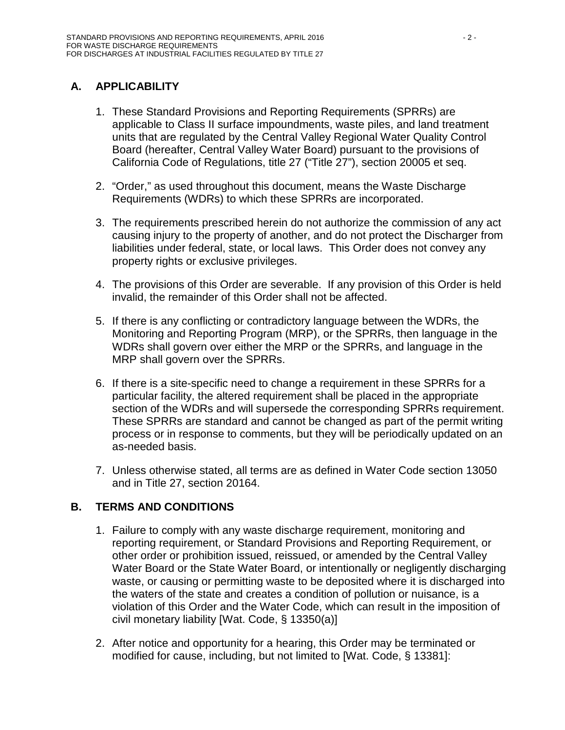## A. APPLICABILITY

1. These Standard Provisions and Reporting Requirements (SPRRs) are applicable to Class II surface impoundments, waste piles, and land treatment units that are regulated by the Central Valley Regional Water Quality Control Board (hereafter, Central Valley Water Board) pursuant to the provisions of California Code of Regulations, title 27 ("Title 27"), section 20005 et seq.

2. "Order," as used throughout this document, means the Waste Discharge Requirements (WDRs) to which these SPRRs are incorporated.

3. The requirements prescribed herein do not authorize the commission of any act causing injury to the property of another, and do not protect the Discharger from liabilities under federal, state, or local laws. This Order does not convey any property rights or exclusive privileges.

4. The provisions of this Order are severable. If any provision of this Order is held invalid, the remainder of this Order shall not be affected.

5. If there is any conflicting or contradictory language between the WDRs, the Monitoring and Reporting Program (MRP), or the SPRRs, then language in the WDRs shall govern over either the MRP or the SPRRs, and language in the MRP shall govern over the SPRRs.

6. If there is a site-specific need to change a requirement in these SPRRs for a particular facility, the altered requirement shall be placed in the appropriate section of the WDRs and will supersede the corresponding SPRRs requirement. These SPRRs are standard and cannot be changed as part of the permit writing process or in response to comments, but they will be periodically updated on an as-needed basis.

7. Unless otherwise stated, all terms are as defined in Water Code section 13050 and in Title 27, section 20164.

## B. TERMS AND CONDITIONS

1. Failure to comply with any waste discharge requirement, monitoring and reporting requirement, or Standard Provisions and Reporting Requirement, or other order or prohibition issued, reissued, or amended by the Central Valley Water Board or the State Water Board, or intentionally or negligently discharging waste, or causing or permitting waste to be deposited where it is discharged into the waters of the state and creates a condition of pollution or nuisance, is a violation of this Order and the Water Code, which can result in the imposition of civil monetary liability [Wat. Code, § 13350(a)]

2. After notice and opportunity for a hearing, this Order may be terminated or modified for cause, including, but not limited to [Wat. Code, § 13381]: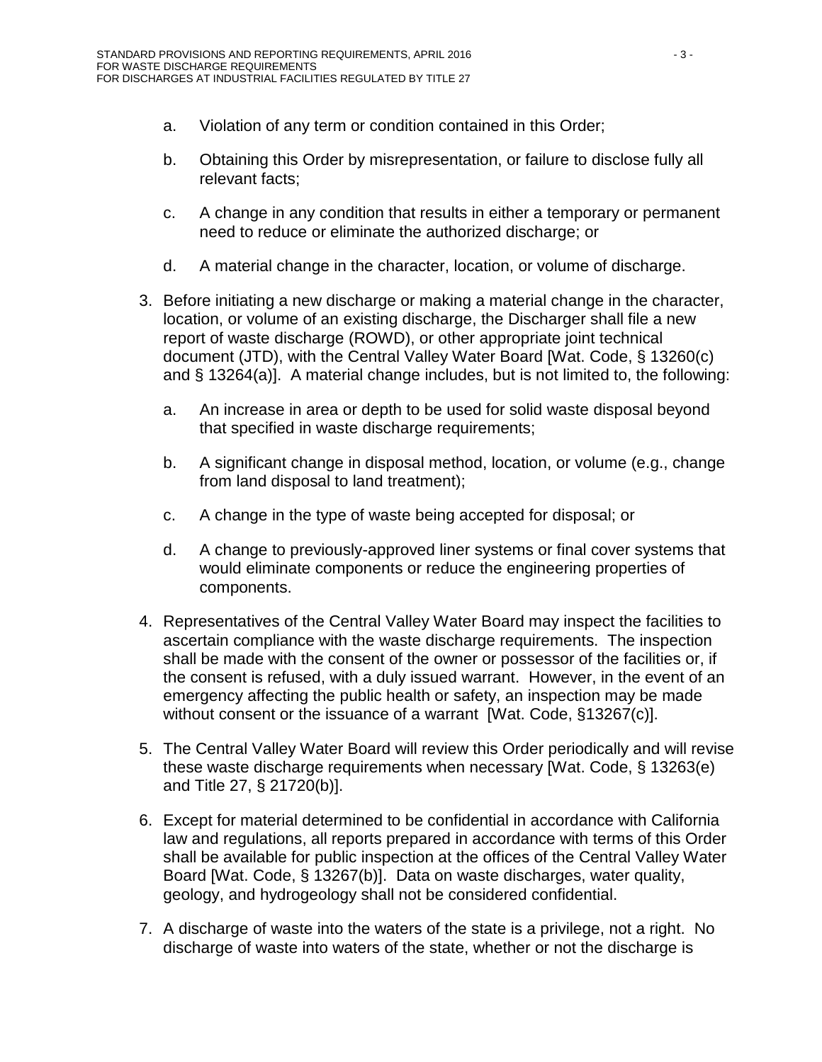a. Violation of any term or condition contained in this Order;

   b. Obtaining this Order by misrepresentation, or failure to disclose fully all relevant facts;

   c. A change in any condition that results in either a temporary or permanent need to reduce or eliminate the authorized discharge; or

   d. A material change in the character, location, or volume of discharge.

3. Before initiating a new discharge or making a material change in the character, location, or volume of an existing discharge, the Discharger shall file a new report of waste discharge (ROWD), or other appropriate joint technical document (JTD), with the Central Valley Water Board [Wat. Code, § 13260(c) and § 13264(a)]. A material change includes, but is not limited to, the following:

   a. An increase in area or depth to be used for solid waste disposal beyond that specified in waste discharge requirements;

   b. A significant change in disposal method, location, or volume (e.g., change from land disposal to land treatment);

   c. A change in the type of waste being accepted for disposal; or

   d. A change to previously-approved liner systems or final cover systems that would eliminate components or reduce the engineering properties of components.

4. Representatives of the Central Valley Water Board may inspect the facilities to ascertain compliance with the waste discharge requirements. The inspection shall be made with the consent of the owner or possessor of the facilities or, if the consent is refused, with a duly issued warrant. However, in the event of an emergency affecting the public health or safety, an inspection may be made without consent or the issuance of a warrant [Wat. Code, §13267(c)].

5. The Central Valley Water Board will review this Order periodically and will revise these waste discharge requirements when necessary [Wat. Code, § 13263(e) and Title 27, § 21720(b)].

6. Except for material determined to be confidential in accordance with California law and regulations, all reports prepared in accordance with terms of this Order shall be available for public inspection at the offices of the Central Valley Water Board [Wat. Code, § 13267(b)]. Data on waste discharges, water quality, geology, and hydrogeology shall not be considered confidential.

7. A discharge of waste into the waters of the state is a privilege, not a right. No discharge of waste into waters of the state, whether or not the discharge is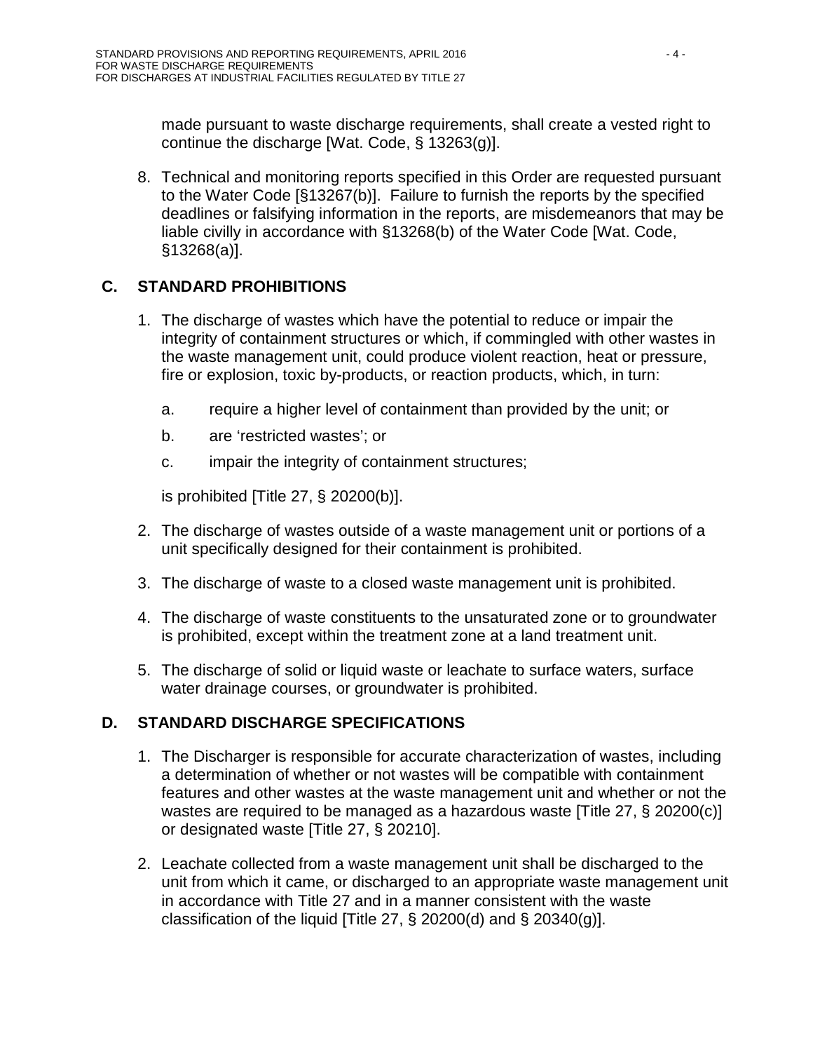made pursuant to waste discharge requirements, shall create a vested right to continue the discharge [Wat. Code, § 13263(g)].

8. Technical and monitoring reports specified in this Order are requested pursuant to the Water Code [§13267(b)]. Failure to furnish the reports by the specified deadlines or falsifying information in the reports, are misdemeanors that may be liable civilly in accordance with §13268(b) of the Water Code [Wat. Code, §13268(a)].

## C. STANDARD PROHIBITIONS

1. The discharge of wastes which have the potential to reduce or impair the integrity of containment structures or which, if commingled with other wastes in the waste management unit, could produce violent reaction, heat or pressure, fire or explosion, toxic by-products, or reaction products, which, in turn:

   a. require a higher level of containment than provided by the unit; or

   b. are 'restricted wastes'; or

   c. impair the integrity of containment structures;

   is prohibited [Title 27, § 20200(b)].

2. The discharge of wastes outside of a waste management unit or portions of a unit specifically designed for their containment is prohibited.

3. The discharge of waste to a closed waste management unit is prohibited.

4. The discharge of waste constituents to the unsaturated zone or to groundwater is prohibited, except within the treatment zone at a land treatment unit.

5. The discharge of solid or liquid waste or leachate to surface waters, surface water drainage courses, or groundwater is prohibited.

## D. STANDARD DISCHARGE SPECIFICATIONS

1. The Discharger is responsible for accurate characterization of wastes, including a determination of whether or not wastes will be compatible with containment features and other wastes at the waste management unit and whether or not the wastes are required to be managed as a hazardous waste [Title 27, § 20200(c)] or designated waste [Title 27, § 20210].

2. Leachate collected from a waste management unit shall be discharged to the unit from which it came, or discharged to an appropriate waste management unit in accordance with Title 27 and in a manner consistent with the waste classification of the liquid [Title 27, § 20200(d) and § 20340(g)].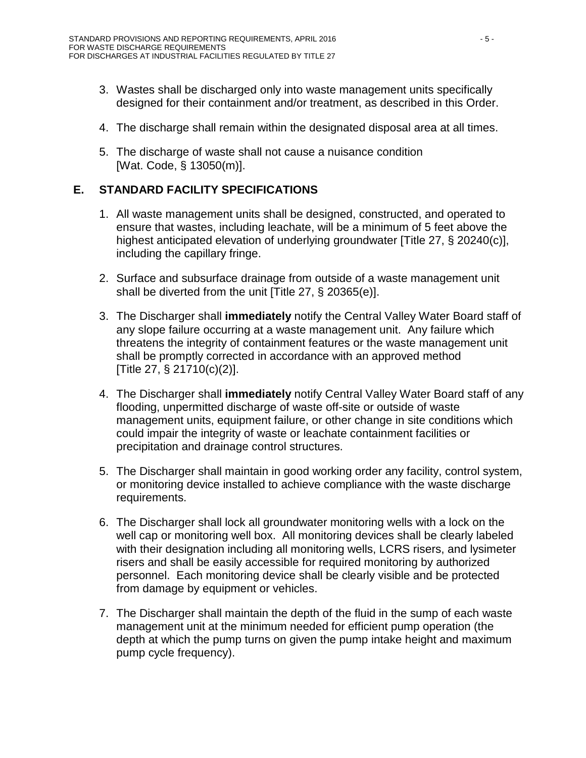3. Wastes shall be discharged only into waste management units specifically designed for their containment and/or treatment, as described in this Order.

4. The discharge shall remain within the designated disposal area at all times.

5. The discharge of waste shall not cause a nuisance condition [Wat. Code, § 13050(m)].

## E. STANDARD FACILITY SPECIFICATIONS

1. All waste management units shall be designed, constructed, and operated to ensure that wastes, including leachate, will be a minimum of 5 feet above the highest anticipated elevation of underlying groundwater [Title 27, § 20240(c)], including the capillary fringe.

2. Surface and subsurface drainage from outside of a waste management unit shall be diverted from the unit [Title 27, § 20365(e)].

3. The Discharger shall **immediately** notify the Central Valley Water Board staff of any slope failure occurring at a waste management unit. Any failure which threatens the integrity of containment features or the waste management unit shall be promptly corrected in accordance with an approved method [Title 27, § 21710(c)(2)].

4. The Discharger shall **immediately** notify Central Valley Water Board staff of any flooding, unpermitted discharge of waste off-site or outside of waste management units, equipment failure, or other change in site conditions which could impair the integrity of waste or leachate containment facilities or precipitation and drainage control structures.

5. The Discharger shall maintain in good working order any facility, control system, or monitoring device installed to achieve compliance with the waste discharge requirements.

6. The Discharger shall lock all groundwater monitoring wells with a lock on the well cap or monitoring well box. All monitoring devices shall be clearly labeled with their designation including all monitoring wells, LCRS risers, and lysimeter risers and shall be easily accessible for required monitoring by authorized personnel. Each monitoring device shall be clearly visible and be protected from damage by equipment or vehicles.

7. The Discharger shall maintain the depth of the fluid in the sump of each waste management unit at the minimum needed for efficient pump operation (the depth at which the pump turns on given the pump intake height and maximum pump cycle frequency).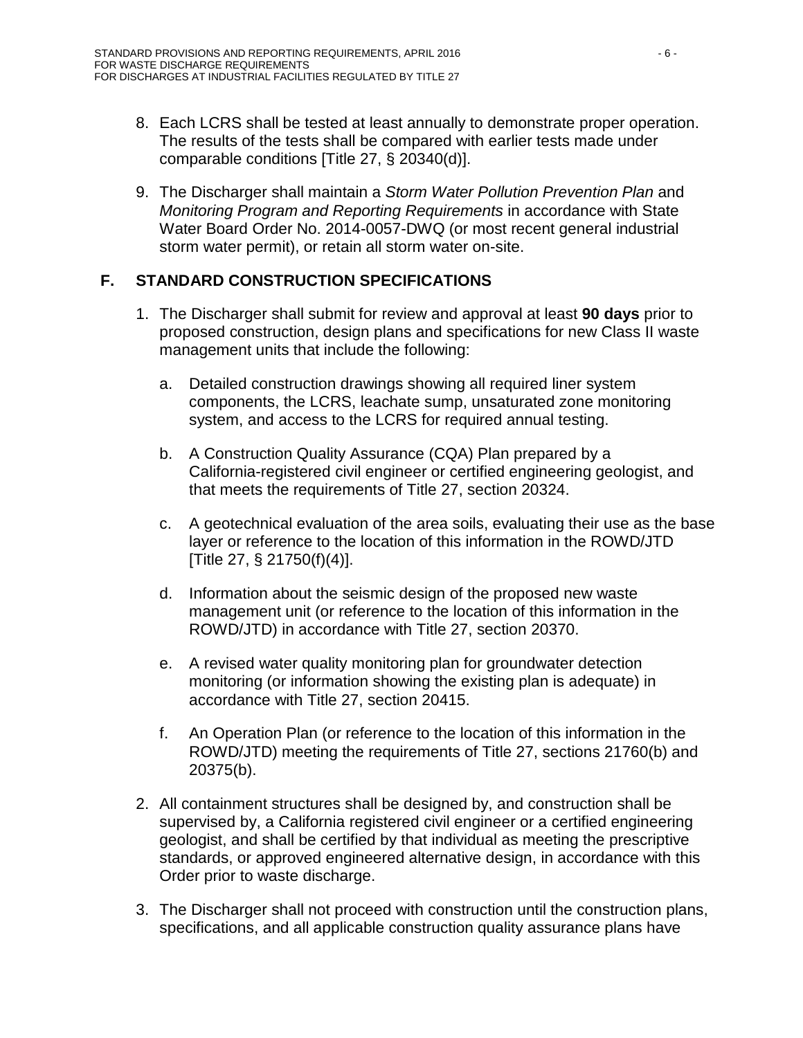8. Each LCRS shall be tested at least annually to demonstrate proper operation. The results of the tests shall be compared with earlier tests made under comparable conditions [Title 27, § 20340(d)].

9. The Discharger shall maintain a *Storm Water Pollution Prevention Plan* and *Monitoring Program and Reporting Requirements* in accordance with State Water Board Order No. 2014-0057-DWQ (or most recent general industrial storm water permit), or retain all storm water on-site.

## F. STANDARD CONSTRUCTION SPECIFICATIONS

1. The Discharger shall submit for review and approval at least **90 days** prior to proposed construction, design plans and specifications for new Class II waste management units that include the following:

   a. Detailed construction drawings showing all required liner system components, the LCRS, leachate sump, unsaturated zone monitoring system, and access to the LCRS for required annual testing.

   b. A Construction Quality Assurance (CQA) Plan prepared by a California-registered civil engineer or certified engineering geologist, and that meets the requirements of Title 27, section 20324.

   c. A geotechnical evaluation of the area soils, evaluating their use as the base layer or reference to the location of this information in the ROWD/JTD [Title 27, § 21750(f)(4)].

   d. Information about the seismic design of the proposed new waste management unit (or reference to the location of this information in the ROWD/JTD) in accordance with Title 27, section 20370.

   e. A revised water quality monitoring plan for groundwater detection monitoring (or information showing the existing plan is adequate) in accordance with Title 27, section 20415.

   f. An Operation Plan (or reference to the location of this information in the ROWD/JTD) meeting the requirements of Title 27, sections 21760(b) and 20375(b).

2. All containment structures shall be designed by, and construction shall be supervised by, a California registered civil engineer or a certified engineering geologist, and shall be certified by that individual as meeting the prescriptive standards, or approved engineered alternative design, in accordance with this Order prior to waste discharge.

3. The Discharger shall not proceed with construction until the construction plans, specifications, and all applicable construction quality assurance plans have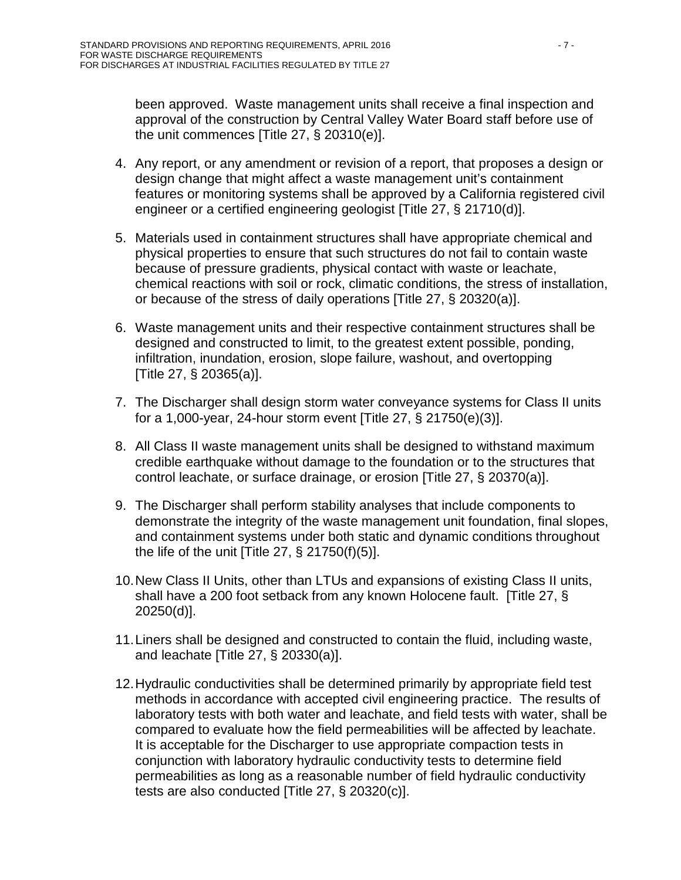been approved. Waste management units shall receive a final inspection and approval of the construction by Central Valley Water Board staff before use of the unit commences [Title 27, § 20310(e)].

4. Any report, or any amendment or revision of a report, that proposes a design or design change that might affect a waste management unit's containment features or monitoring systems shall be approved by a California registered civil engineer or a certified engineering geologist [Title 27, § 21710(d)].

5. Materials used in containment structures shall have appropriate chemical and physical properties to ensure that such structures do not fail to contain waste because of pressure gradients, physical contact with waste or leachate, chemical reactions with soil or rock, climatic conditions, the stress of installation, or because of the stress of daily operations [Title 27, § 20320(a)].

6. Waste management units and their respective containment structures shall be designed and constructed to limit, to the greatest extent possible, ponding, infiltration, inundation, erosion, slope failure, washout, and overtopping [Title 27, § 20365(a)].

7. The Discharger shall design storm water conveyance systems for Class II units for a 1,000-year, 24-hour storm event [Title 27, § 21750(e)(3)].

8. All Class II waste management units shall be designed to withstand maximum credible earthquake without damage to the foundation or to the structures that control leachate, or surface drainage, or erosion [Title 27, § 20370(a)].

9. The Discharger shall perform stability analyses that include components to demonstrate the integrity of the waste management unit foundation, final slopes, and containment systems under both static and dynamic conditions throughout the life of the unit [Title 27, § 21750(f)(5)].

10. New Class II Units, other than LTUs and expansions of existing Class II units, shall have a 200 foot setback from any known Holocene fault. [Title 27, § 20250(d)].

11. Liners shall be designed and constructed to contain the fluid, including waste, and leachate [Title 27, § 20330(a)].

12. Hydraulic conductivities shall be determined primarily by appropriate field test methods in accordance with accepted civil engineering practice. The results of laboratory tests with both water and leachate, and field tests with water, shall be compared to evaluate how the field permeabilities will be affected by leachate. It is acceptable for the Discharger to use appropriate compaction tests in conjunction with laboratory hydraulic conductivity tests to determine field permeabilities as long as a reasonable number of field hydraulic conductivity tests are also conducted [Title 27, § 20320(c)].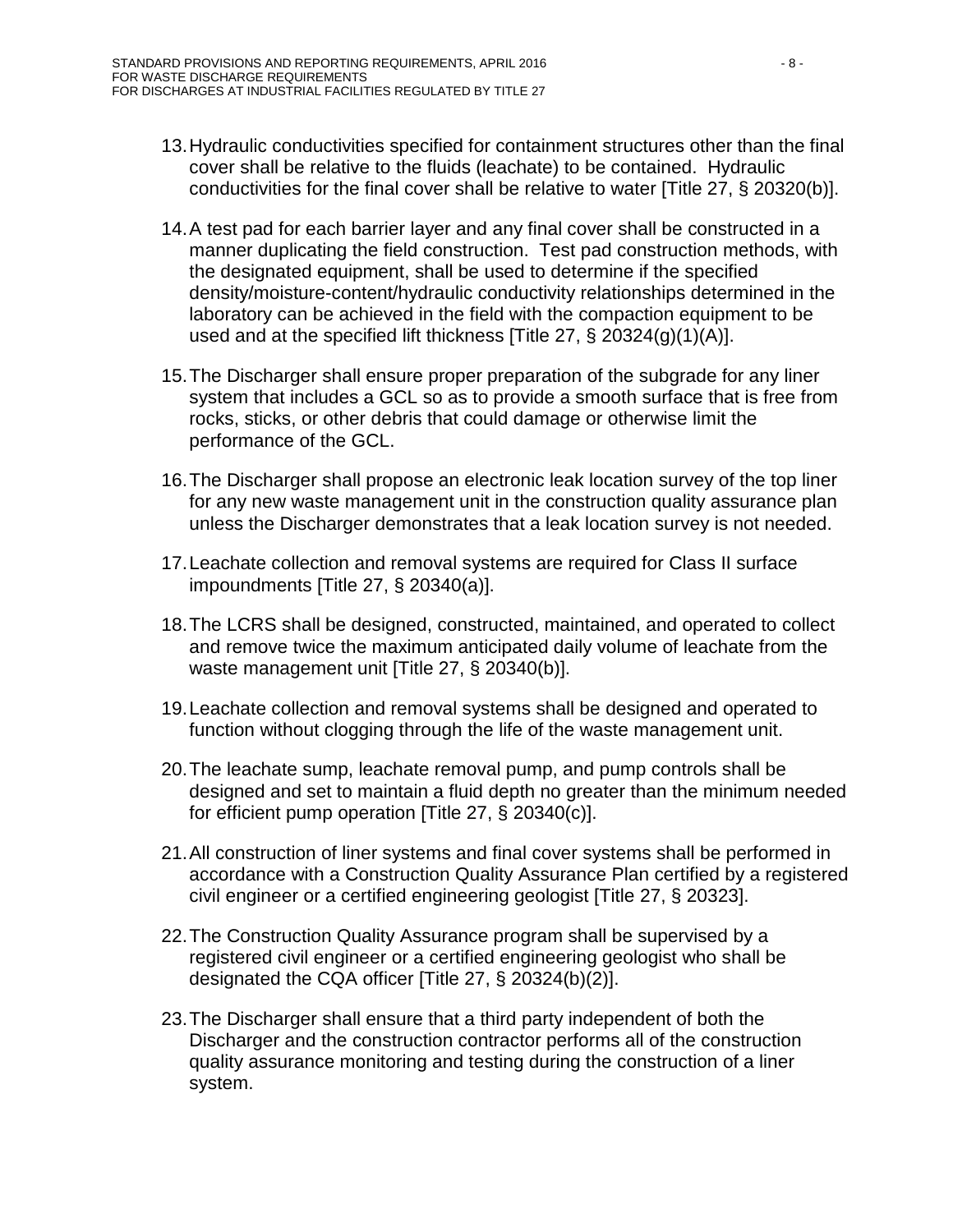13. Hydraulic conductivities specified for containment structures other than the final cover shall be relative to the fluids (leachate) to be contained. Hydraulic conductivities for the final cover shall be relative to water [Title 27, § 20320(b)].

14. A test pad for each barrier layer and any final cover shall be constructed in a manner duplicating the field construction. Test pad construction methods, with the designated equipment, shall be used to determine if the specified density/moisture-content/hydraulic conductivity relationships determined in the laboratory can be achieved in the field with the compaction equipment to be used and at the specified lift thickness [Title 27, § 20324(g)(1)(A)].

15. The Discharger shall ensure proper preparation of the subgrade for any liner system that includes a GCL so as to provide a smooth surface that is free from rocks, sticks, or other debris that could damage or otherwise limit the performance of the GCL.

16. The Discharger shall propose an electronic leak location survey of the top liner for any new waste management unit in the construction quality assurance plan unless the Discharger demonstrates that a leak location survey is not needed.

17. Leachate collection and removal systems are required for Class II surface impoundments [Title 27, § 20340(a)].

18. The LCRS shall be designed, constructed, maintained, and operated to collect and remove twice the maximum anticipated daily volume of leachate from the waste management unit [Title 27, § 20340(b)].

19. Leachate collection and removal systems shall be designed and operated to function without clogging through the life of the waste management unit.

20. The leachate sump, leachate removal pump, and pump controls shall be designed and set to maintain a fluid depth no greater than the minimum needed for efficient pump operation [Title 27, § 20340(c)].

21. All construction of liner systems and final cover systems shall be performed in accordance with a Construction Quality Assurance Plan certified by a registered civil engineer or a certified engineering geologist [Title 27, § 20323].

22. The Construction Quality Assurance program shall be supervised by a registered civil engineer or a certified engineering geologist who shall be designated the CQA officer [Title 27, § 20324(b)(2)].

23. The Discharger shall ensure that a third party independent of both the Discharger and the construction contractor performs all of the construction quality assurance monitoring and testing during the construction of a liner system.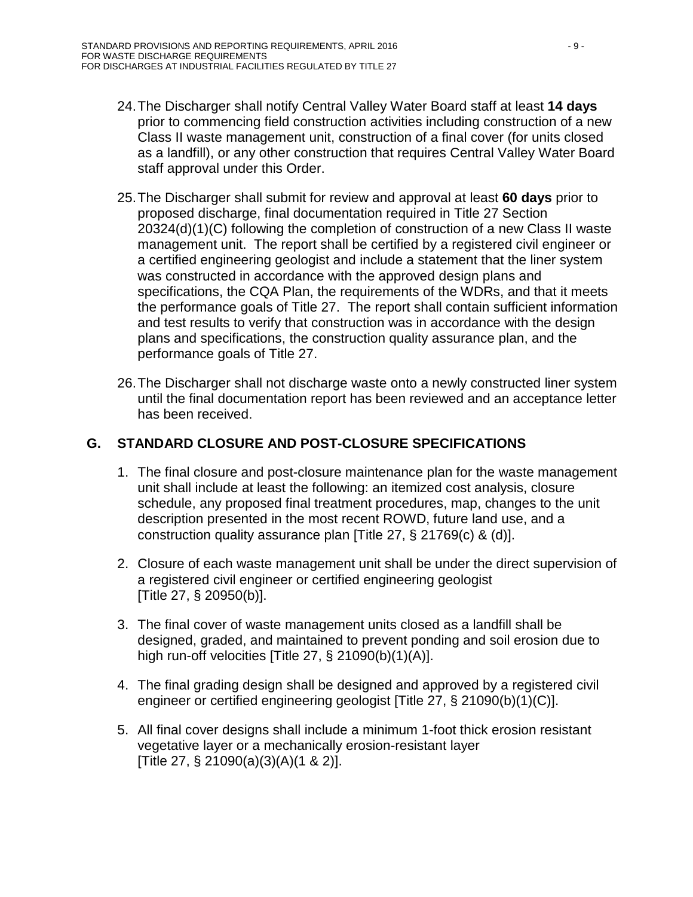24. The Discharger shall notify Central Valley Water Board staff at least **14 days** prior to commencing field construction activities including construction of a new Class II waste management unit, construction of a final cover (for units closed as a landfill), or any other construction that requires Central Valley Water Board staff approval under this Order.

25. The Discharger shall submit for review and approval at least **60 days** prior to proposed discharge, final documentation required in Title 27 Section 20324(d)(1)(C) following the completion of construction of a new Class II waste management unit. The report shall be certified by a registered civil engineer or a certified engineering geologist and include a statement that the liner system was constructed in accordance with the approved design plans and specifications, the CQA Plan, the requirements of the WDRs, and that it meets the performance goals of Title 27. The report shall contain sufficient information and test results to verify that construction was in accordance with the design plans and specifications, the construction quality assurance plan, and the performance goals of Title 27.

26. The Discharger shall not discharge waste onto a newly constructed liner system until the final documentation report has been reviewed and an acceptance letter has been received.

## G. STANDARD CLOSURE AND POST-CLOSURE SPECIFICATIONS

1. The final closure and post-closure maintenance plan for the waste management unit shall include at least the following: an itemized cost analysis, closure schedule, any proposed final treatment procedures, map, changes to the unit description presented in the most recent ROWD, future land use, and a construction quality assurance plan [Title 27, § 21769(c) & (d)].

2. Closure of each waste management unit shall be under the direct supervision of a registered civil engineer or certified engineering geologist [Title 27, § 20950(b)].

3. The final cover of waste management units closed as a landfill shall be designed, graded, and maintained to prevent ponding and soil erosion due to high run-off velocities [Title 27, § 21090(b)(1)(A)].

4. The final grading design shall be designed and approved by a registered civil engineer or certified engineering geologist [Title 27, § 21090(b)(1)(C)].

5. All final cover designs shall include a minimum 1-foot thick erosion resistant vegetative layer or a mechanically erosion-resistant layer [Title 27, § 21090(a)(3)(A)(1 & 2)].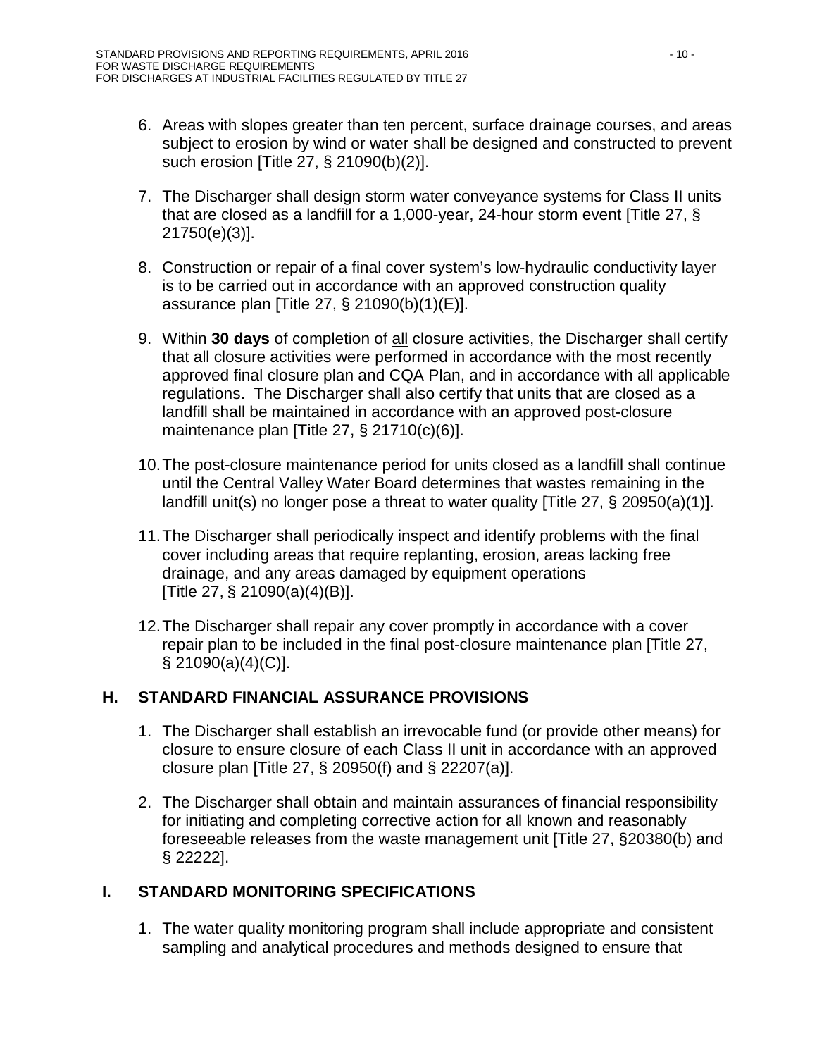6. Areas with slopes greater than ten percent, surface drainage courses, and areas subject to erosion by wind or water shall be designed and constructed to prevent such erosion [Title 27, § 21090(b)(2)].

7. The Discharger shall design storm water conveyance systems for Class II units that are closed as a landfill for a 1,000-year, 24-hour storm event [Title 27, § 21750(e)(3)].

8. Construction or repair of a final cover system's low-hydraulic conductivity layer is to be carried out in accordance with an approved construction quality assurance plan [Title 27, § 21090(b)(1)(E)].

9. Within **30 days** of completion of <u>all</u> closure activities, the Discharger shall certify that all closure activities were performed in accordance with the most recently approved final closure plan and CQA Plan, and in accordance with all applicable regulations. The Discharger shall also certify that units that are closed as a landfill shall be maintained in accordance with an approved post-closure maintenance plan [Title 27, § 21710(c)(6)].

10. The post-closure maintenance period for units closed as a landfill shall continue until the Central Valley Water Board determines that wastes remaining in the landfill unit(s) no longer pose a threat to water quality [Title 27, § 20950(a)(1)].

11. The Discharger shall periodically inspect and identify problems with the final cover including areas that require replanting, erosion, areas lacking free drainage, and any areas damaged by equipment operations [Title 27, § 21090(a)(4)(B)].

12. The Discharger shall repair any cover promptly in accordance with a cover repair plan to be included in the final post-closure maintenance plan [Title 27, § 21090(a)(4)(C)].

## H. STANDARD FINANCIAL ASSURANCE PROVISIONS

1. The Discharger shall establish an irrevocable fund (or provide other means) for closure to ensure closure of each Class II unit in accordance with an approved closure plan [Title 27, § 20950(f) and § 22207(a)].

2. The Discharger shall obtain and maintain assurances of financial responsibility for initiating and completing corrective action for all known and reasonably foreseeable releases from the waste management unit [Title 27, §20380(b) and § 22222].

## I. STANDARD MONITORING SPECIFICATIONS

1. The water quality monitoring program shall include appropriate and consistent sampling and analytical procedures and methods designed to ensure that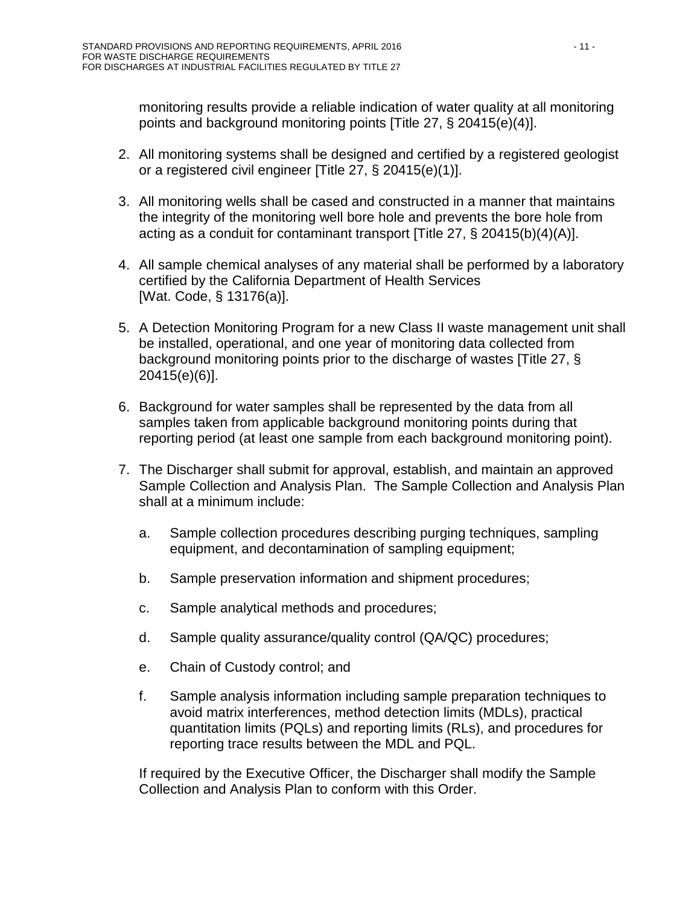monitoring results provide a reliable indication of water quality at all monitoring points and background monitoring points [Title 27, § 20415(e)(4)].

2. All monitoring systems shall be designed and certified by a registered geologist or a registered civil engineer [Title 27, § 20415(e)(1)].

3. All monitoring wells shall be cased and constructed in a manner that maintains the integrity of the monitoring well bore hole and prevents the bore hole from acting as a conduit for contaminant transport [Title 27, § 20415(b)(4)(A)].

4. All sample chemical analyses of any material shall be performed by a laboratory certified by the California Department of Health Services [Wat. Code, § 13176(a)].

5. A Detection Monitoring Program for a new Class II waste management unit shall be installed, operational, and one year of monitoring data collected from background monitoring points prior to the discharge of wastes [Title 27, § 20415(e)(6)].

6. Background for water samples shall be represented by the data from all samples taken from applicable background monitoring points during that reporting period (at least one sample from each background monitoring point).

7. The Discharger shall submit for approval, establish, and maintain an approved Sample Collection and Analysis Plan. The Sample Collection and Analysis Plan shall at a minimum include:

   a. Sample collection procedures describing purging techniques, sampling equipment, and decontamination of sampling equipment;

   b. Sample preservation information and shipment procedures;

   c. Sample analytical methods and procedures;

   d. Sample quality assurance/quality control (QA/QC) procedures;

   e. Chain of Custody control; and

   f. Sample analysis information including sample preparation techniques to avoid matrix interferences, method detection limits (MDLs), practical quantitation limits (PQLs) and reporting limits (RLs), and procedures for reporting trace results between the MDL and PQL.

   If required by the Executive Officer, the Discharger shall modify the Sample Collection and Analysis Plan to conform with this Order.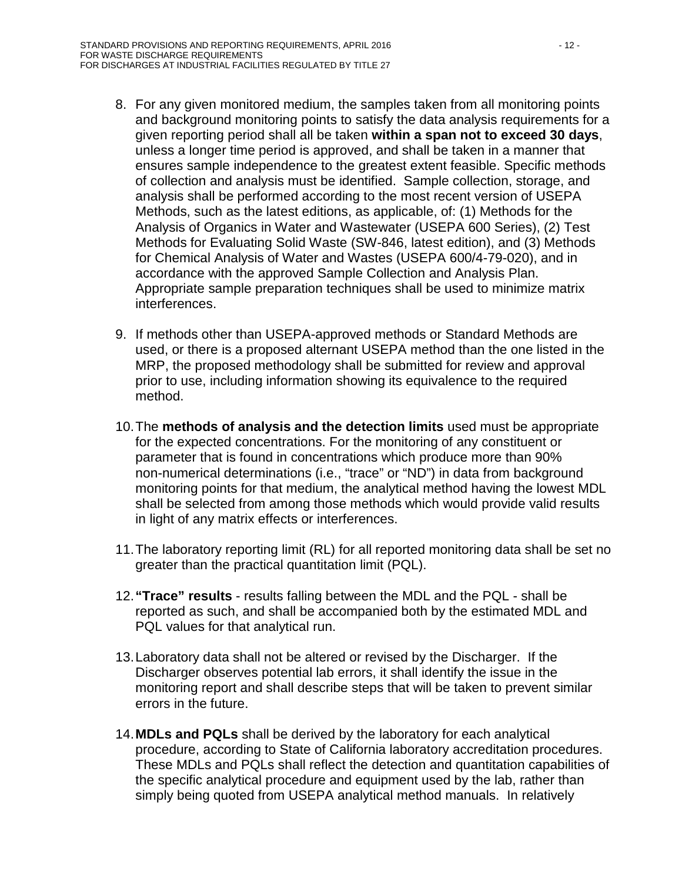8. For any given monitored medium, the samples taken from all monitoring points and background monitoring points to satisfy the data analysis requirements for a given reporting period shall all be taken **within a span not to exceed 30 days**, unless a longer time period is approved, and shall be taken in a manner that ensures sample independence to the greatest extent feasible. Specific methods of collection and analysis must be identified. Sample collection, storage, and analysis shall be performed according to the most recent version of USEPA Methods, such as the latest editions, as applicable, of: (1) Methods for the Analysis of Organics in Water and Wastewater (USEPA 600 Series), (2) Test Methods for Evaluating Solid Waste (SW-846, latest edition), and (3) Methods for Chemical Analysis of Water and Wastes (USEPA 600/4-79-020), and in accordance with the approved Sample Collection and Analysis Plan. Appropriate sample preparation techniques shall be used to minimize matrix interferences.

9. If methods other than USEPA-approved methods or Standard Methods are used, or there is a proposed alternant USEPA method than the one listed in the MRP, the proposed methodology shall be submitted for review and approval prior to use, including information showing its equivalence to the required method.

10. The **methods of analysis and the detection limits** used must be appropriate for the expected concentrations. For the monitoring of any constituent or parameter that is found in concentrations which produce more than 90% non-numerical determinations (i.e., "trace" or "ND") in data from background monitoring points for that medium, the analytical method having the lowest MDL shall be selected from among those methods which would provide valid results in light of any matrix effects or interferences.

11. The laboratory reporting limit (RL) for all reported monitoring data shall be set no greater than the practical quantitation limit (PQL).

12. **"Trace" results** - results falling between the MDL and the PQL - shall be reported as such, and shall be accompanied both by the estimated MDL and PQL values for that analytical run.

13. Laboratory data shall not be altered or revised by the Discharger. If the Discharger observes potential lab errors, it shall identify the issue in the monitoring report and shall describe steps that will be taken to prevent similar errors in the future.

14. **MDLs and PQLs** shall be derived by the laboratory for each analytical procedure, according to State of California laboratory accreditation procedures. These MDLs and PQLs shall reflect the detection and quantitation capabilities of the specific analytical procedure and equipment used by the lab, rather than simply being quoted from USEPA analytical method manuals. In relatively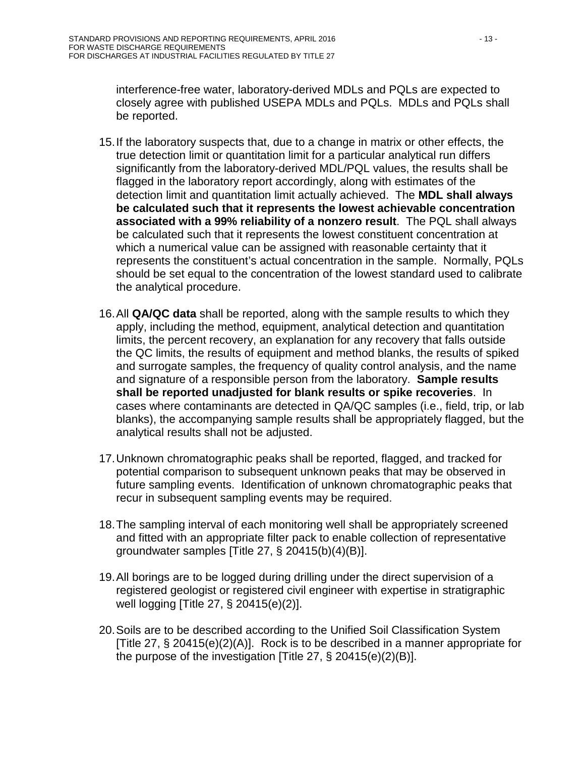interference-free water, laboratory-derived MDLs and PQLs are expected to closely agree with published USEPA MDLs and PQLs. MDLs and PQLs shall be reported.

15. If the laboratory suspects that, due to a change in matrix or other effects, the true detection limit or quantitation limit for a particular analytical run differs significantly from the laboratory-derived MDL/PQL values, the results shall be flagged in the laboratory report accordingly, along with estimates of the detection limit and quantitation limit actually achieved. The **MDL shall always be calculated such that it represents the lowest achievable concentration associated with a 99% reliability of a nonzero result**. The PQL shall always be calculated such that it represents the lowest constituent concentration at which a numerical value can be assigned with reasonable certainty that it represents the constituent's actual concentration in the sample. Normally, PQLs should be set equal to the concentration of the lowest standard used to calibrate the analytical procedure.

16. All **QA/QC data** shall be reported, along with the sample results to which they apply, including the method, equipment, analytical detection and quantitation limits, the percent recovery, an explanation for any recovery that falls outside the QC limits, the results of equipment and method blanks, the results of spiked and surrogate samples, the frequency of quality control analysis, and the name and signature of a responsible person from the laboratory. **Sample results shall be reported unadjusted for blank results or spike recoveries**. In cases where contaminants are detected in QA/QC samples (i.e., field, trip, or lab blanks), the accompanying sample results shall be appropriately flagged, but the analytical results shall not be adjusted.

17. Unknown chromatographic peaks shall be reported, flagged, and tracked for potential comparison to subsequent unknown peaks that may be observed in future sampling events. Identification of unknown chromatographic peaks that recur in subsequent sampling events may be required.

18. The sampling interval of each monitoring well shall be appropriately screened and fitted with an appropriate filter pack to enable collection of representative groundwater samples [Title 27, § 20415(b)(4)(B)].

19. All borings are to be logged during drilling under the direct supervision of a registered geologist or registered civil engineer with expertise in stratigraphic well logging [Title 27, § 20415(e)(2)].

20. Soils are to be described according to the Unified Soil Classification System [Title 27, § 20415(e)(2)(A)]. Rock is to be described in a manner appropriate for the purpose of the investigation [Title 27, § 20415(e)(2)(B)].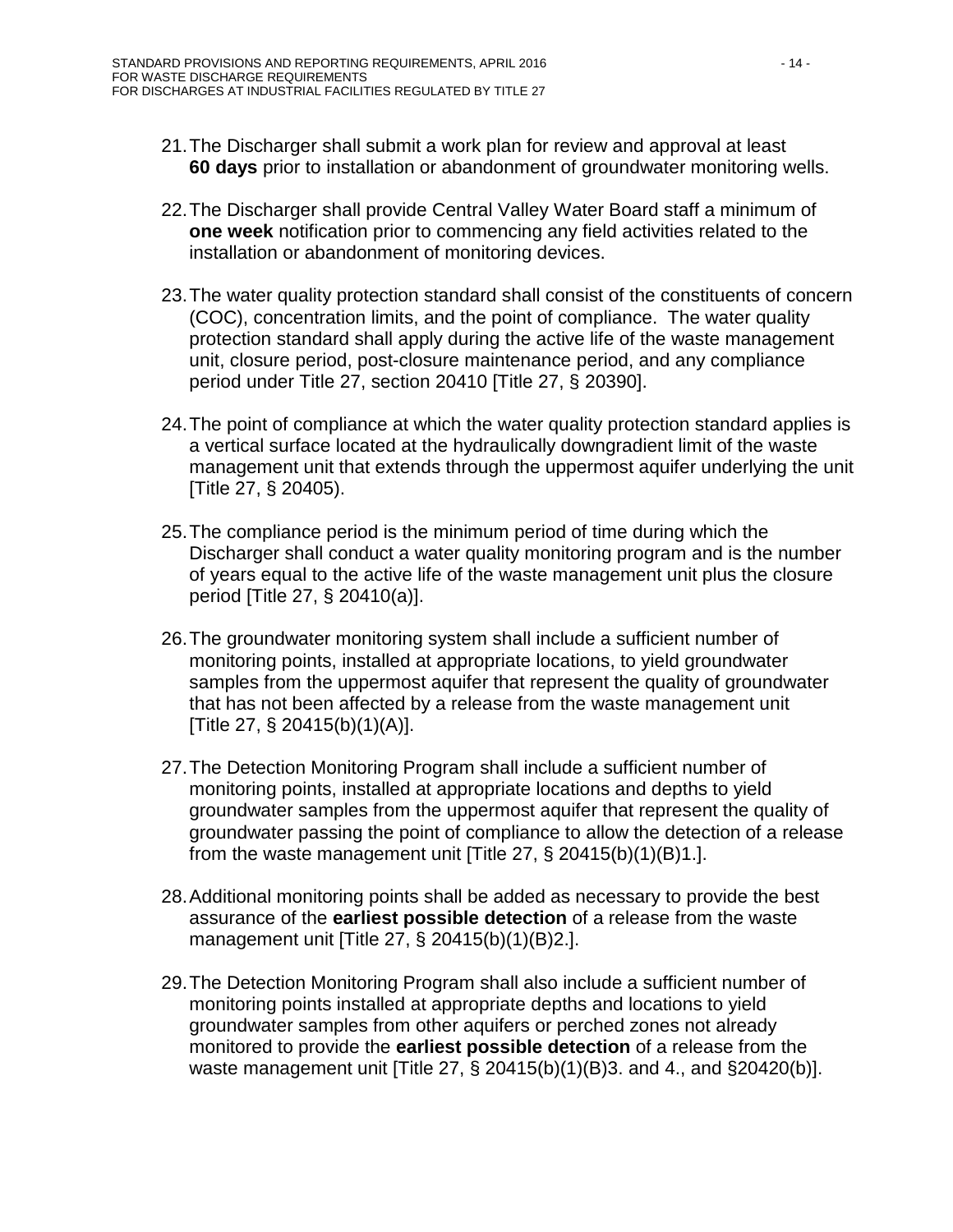21. The Discharger shall submit a work plan for review and approval at least **60 days** prior to installation or abandonment of groundwater monitoring wells.

22. The Discharger shall provide Central Valley Water Board staff a minimum of **one week** notification prior to commencing any field activities related to the installation or abandonment of monitoring devices.

23. The water quality protection standard shall consist of the constituents of concern (COC), concentration limits, and the point of compliance. The water quality protection standard shall apply during the active life of the waste management unit, closure period, post-closure maintenance period, and any compliance period under Title 27, section 20410 [Title 27, § 20390].

24. The point of compliance at which the water quality protection standard applies is a vertical surface located at the hydraulically downgradient limit of the waste management unit that extends through the uppermost aquifer underlying the unit [Title 27, § 20405).

25. The compliance period is the minimum period of time during which the Discharger shall conduct a water quality monitoring program and is the number of years equal to the active life of the waste management unit plus the closure period [Title 27, § 20410(a)].

26. The groundwater monitoring system shall include a sufficient number of monitoring points, installed at appropriate locations, to yield groundwater samples from the uppermost aquifer that represent the quality of groundwater that has not been affected by a release from the waste management unit [Title 27, § 20415(b)(1)(A)].

27. The Detection Monitoring Program shall include a sufficient number of monitoring points, installed at appropriate locations and depths to yield groundwater samples from the uppermost aquifer that represent the quality of groundwater passing the point of compliance to allow the detection of a release from the waste management unit [Title 27, § 20415(b)(1)(B)1.].

28. Additional monitoring points shall be added as necessary to provide the best assurance of the **earliest possible detection** of a release from the waste management unit [Title 27, § 20415(b)(1)(B)2.].

29. The Detection Monitoring Program shall also include a sufficient number of monitoring points installed at appropriate depths and locations to yield groundwater samples from other aquifers or perched zones not already monitored to provide the **earliest possible detection** of a release from the waste management unit [Title 27, § 20415(b)(1)(B)3. and 4., and §20420(b)].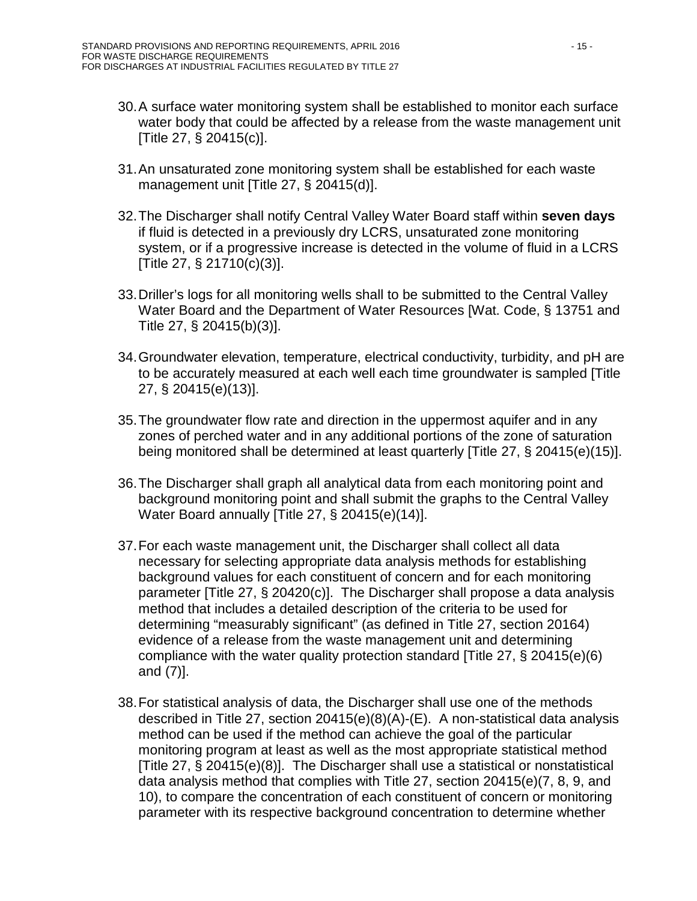30. A surface water monitoring system shall be established to monitor each surface water body that could be affected by a release from the waste management unit [Title 27, § 20415(c)].

31. An unsaturated zone monitoring system shall be established for each waste management unit [Title 27, § 20415(d)].

32. The Discharger shall notify Central Valley Water Board staff within **seven days** if fluid is detected in a previously dry LCRS, unsaturated zone monitoring system, or if a progressive increase is detected in the volume of fluid in a LCRS [Title 27, § 21710(c)(3)].

33. Driller's logs for all monitoring wells shall to be submitted to the Central Valley Water Board and the Department of Water Resources [Wat. Code, § 13751 and Title 27, § 20415(b)(3)].

34. Groundwater elevation, temperature, electrical conductivity, turbidity, and pH are to be accurately measured at each well each time groundwater is sampled [Title 27, § 20415(e)(13)].

35. The groundwater flow rate and direction in the uppermost aquifer and in any zones of perched water and in any additional portions of the zone of saturation being monitored shall be determined at least quarterly [Title 27, § 20415(e)(15)].

36. The Discharger shall graph all analytical data from each monitoring point and background monitoring point and shall submit the graphs to the Central Valley Water Board annually [Title 27, § 20415(e)(14)].

37. For each waste management unit, the Discharger shall collect all data necessary for selecting appropriate data analysis methods for establishing background values for each constituent of concern and for each monitoring parameter [Title 27, § 20420(c)]. The Discharger shall propose a data analysis method that includes a detailed description of the criteria to be used for determining "measurably significant" (as defined in Title 27, section 20164) evidence of a release from the waste management unit and determining compliance with the water quality protection standard [Title 27, § 20415(e)(6) and (7)].

38. For statistical analysis of data, the Discharger shall use one of the methods described in Title 27, section 20415(e)(8)(A)-(E). A non-statistical data analysis method can be used if the method can achieve the goal of the particular monitoring program at least as well as the most appropriate statistical method [Title 27, § 20415(e)(8)]. The Discharger shall use a statistical or nonstatistical data analysis method that complies with Title 27, section 20415(e)(7, 8, 9, and 10), to compare the concentration of each constituent of concern or monitoring parameter with its respective background concentration to determine whether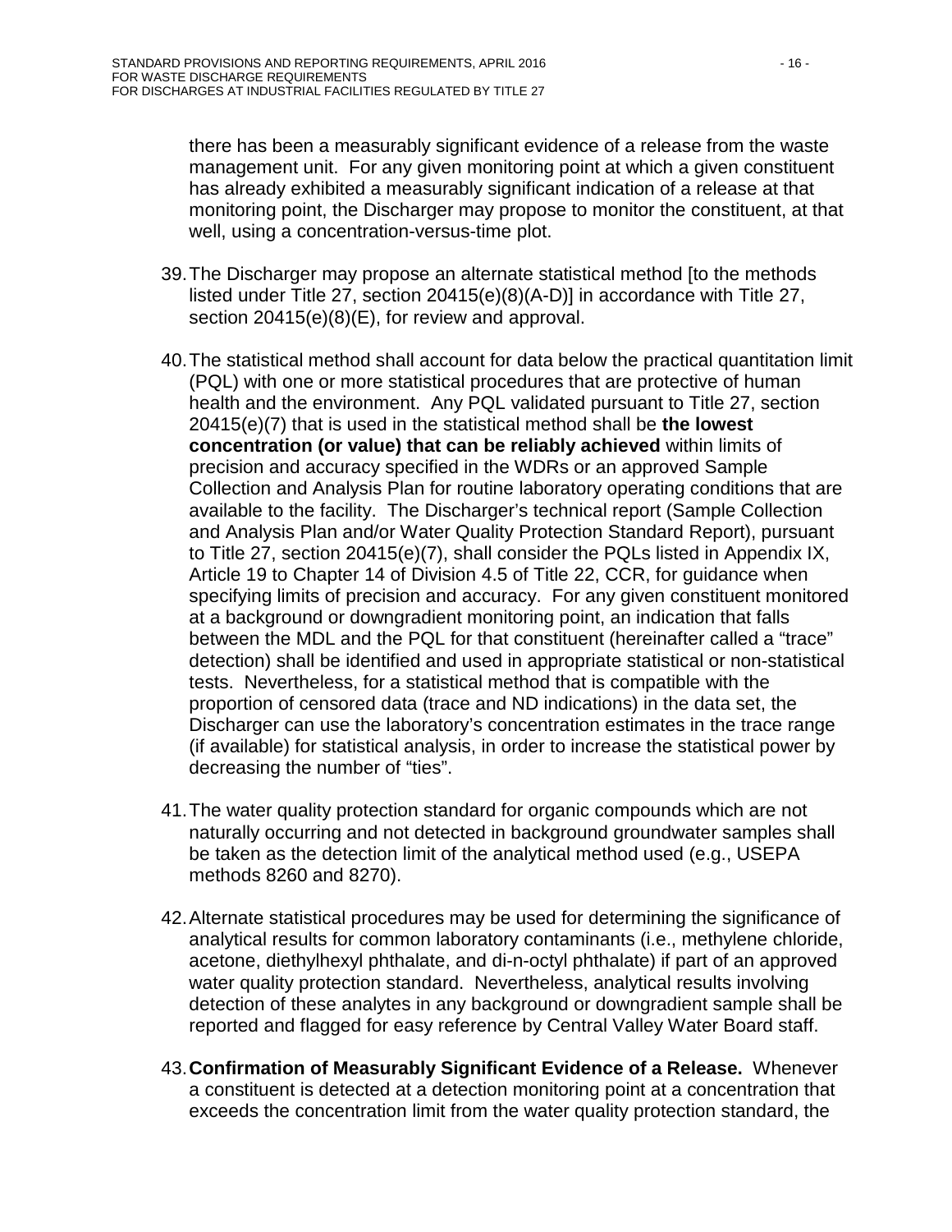there has been a measurably significant evidence of a release from the waste management unit. For any given monitoring point at which a given constituent has already exhibited a measurably significant indication of a release at that monitoring point, the Discharger may propose to monitor the constituent, at that well, using a concentration-versus-time plot.

39. The Discharger may propose an alternate statistical method [to the methods listed under Title 27, section 20415(e)(8)(A-D)] in accordance with Title 27, section 20415(e)(8)(E), for review and approval.

40. The statistical method shall account for data below the practical quantitation limit (PQL) with one or more statistical procedures that are protective of human health and the environment. Any PQL validated pursuant to Title 27, section 20415(e)(7) that is used in the statistical method shall be **the lowest concentration (or value) that can be reliably achieved** within limits of precision and accuracy specified in the WDRs or an approved Sample Collection and Analysis Plan for routine laboratory operating conditions that are available to the facility. The Discharger's technical report (Sample Collection and Analysis Plan and/or Water Quality Protection Standard Report), pursuant to Title 27, section 20415(e)(7), shall consider the PQLs listed in Appendix IX, Article 19 to Chapter 14 of Division 4.5 of Title 22, CCR, for guidance when specifying limits of precision and accuracy. For any given constituent monitored at a background or downgradient monitoring point, an indication that falls between the MDL and the PQL for that constituent (hereinafter called a "trace" detection) shall be identified and used in appropriate statistical or non-statistical tests. Nevertheless, for a statistical method that is compatible with the proportion of censored data (trace and ND indications) in the data set, the Discharger can use the laboratory's concentration estimates in the trace range (if available) for statistical analysis, in order to increase the statistical power by decreasing the number of "ties".

41. The water quality protection standard for organic compounds which are not naturally occurring and not detected in background groundwater samples shall be taken as the detection limit of the analytical method used (e.g., USEPA methods 8260 and 8270).

42. Alternate statistical procedures may be used for determining the significance of analytical results for common laboratory contaminants (i.e., methylene chloride, acetone, diethylhexyl phthalate, and di-n-octyl phthalate) if part of an approved water quality protection standard. Nevertheless, analytical results involving detection of these analytes in any background or downgradient sample shall be reported and flagged for easy reference by Central Valley Water Board staff.

43. **Confirmation of Measurably Significant Evidence of a Release.** Whenever a constituent is detected at a detection monitoring point at a concentration that exceeds the concentration limit from the water quality protection standard, the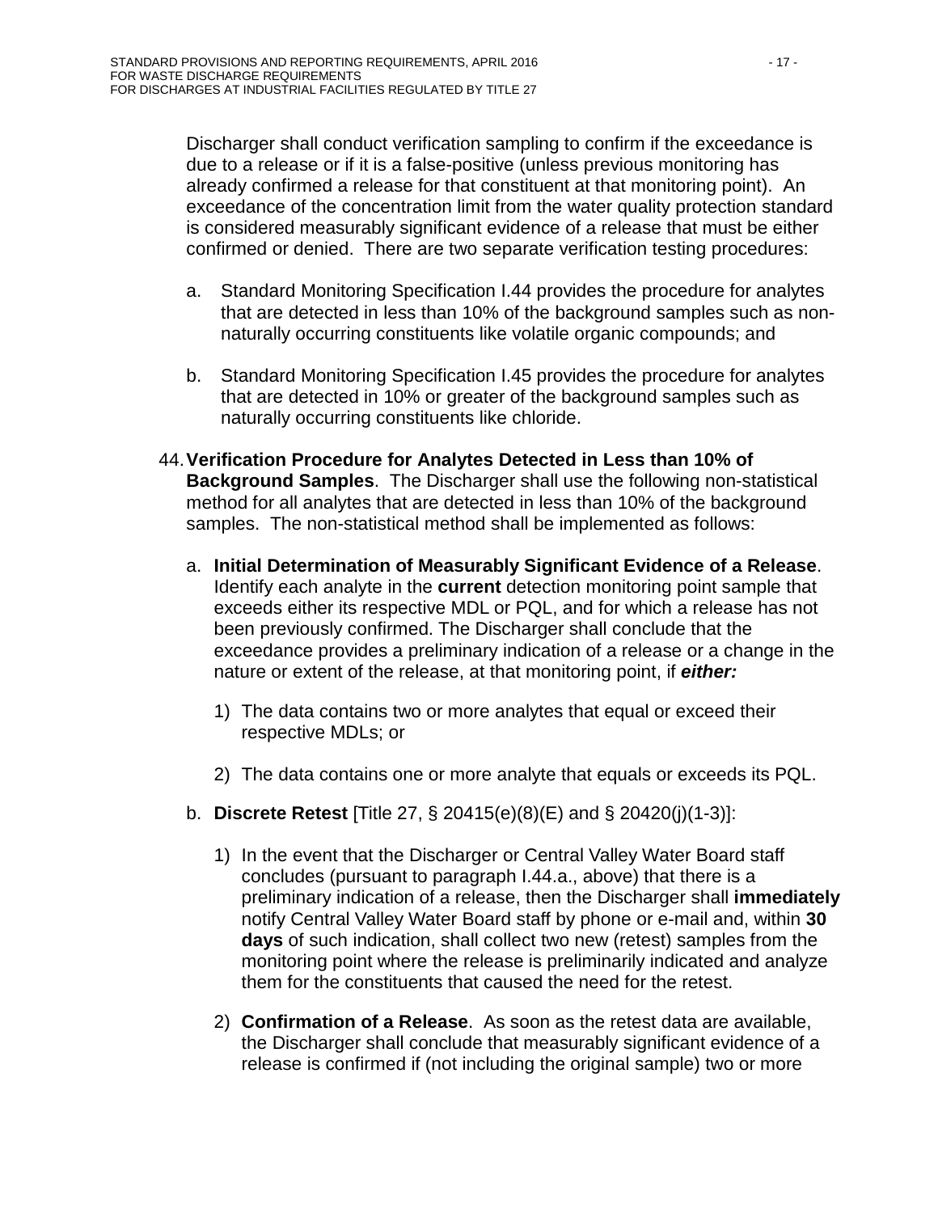Discharger shall conduct verification sampling to confirm if the exceedance is due to a release or if it is a false-positive (unless previous monitoring has already confirmed a release for that constituent at that monitoring point). An exceedance of the concentration limit from the water quality protection standard is considered measurably significant evidence of a release that must be either confirmed or denied. There are two separate verification testing procedures:

a. Standard Monitoring Specification I.44 provides the procedure for analytes that are detected in less than 10% of the background samples such as non-naturally occurring constituents like volatile organic compounds; and

b. Standard Monitoring Specification I.45 provides the procedure for analytes that are detected in 10% or greater of the background samples such as naturally occurring constituents like chloride.

44. **Verification Procedure for Analytes Detected in Less than 10% of Background Samples**. The Discharger shall use the following non-statistical method for all analytes that are detected in less than 10% of the background samples. The non-statistical method shall be implemented as follows:

   a. **Initial Determination of Measurably Significant Evidence of a Release**. Identify each analyte in the **current** detection monitoring point sample that exceeds either its respective MDL or PQL, and for which a release has not been previously confirmed. The Discharger shall conclude that the exceedance provides a preliminary indication of a release or a change in the nature or extent of the release, at that monitoring point, if ***either:***

      1) The data contains two or more analytes that equal or exceed their respective MDLs; or

      2) The data contains one or more analyte that equals or exceeds its PQL.

   b. **Discrete Retest** [Title 27, § 20415(e)(8)(E) and § 20420(j)(1-3)]:

      1) In the event that the Discharger or Central Valley Water Board staff concludes (pursuant to paragraph I.44.a., above) that there is a preliminary indication of a release, then the Discharger shall **immediately** notify Central Valley Water Board staff by phone or e-mail and, within **30 days** of such indication, shall collect two new (retest) samples from the monitoring point where the release is preliminarily indicated and analyze them for the constituents that caused the need for the retest.

      2) **Confirmation of a Release**. As soon as the retest data are available, the Discharger shall conclude that measurably significant evidence of a release is confirmed if (not including the original sample) two or more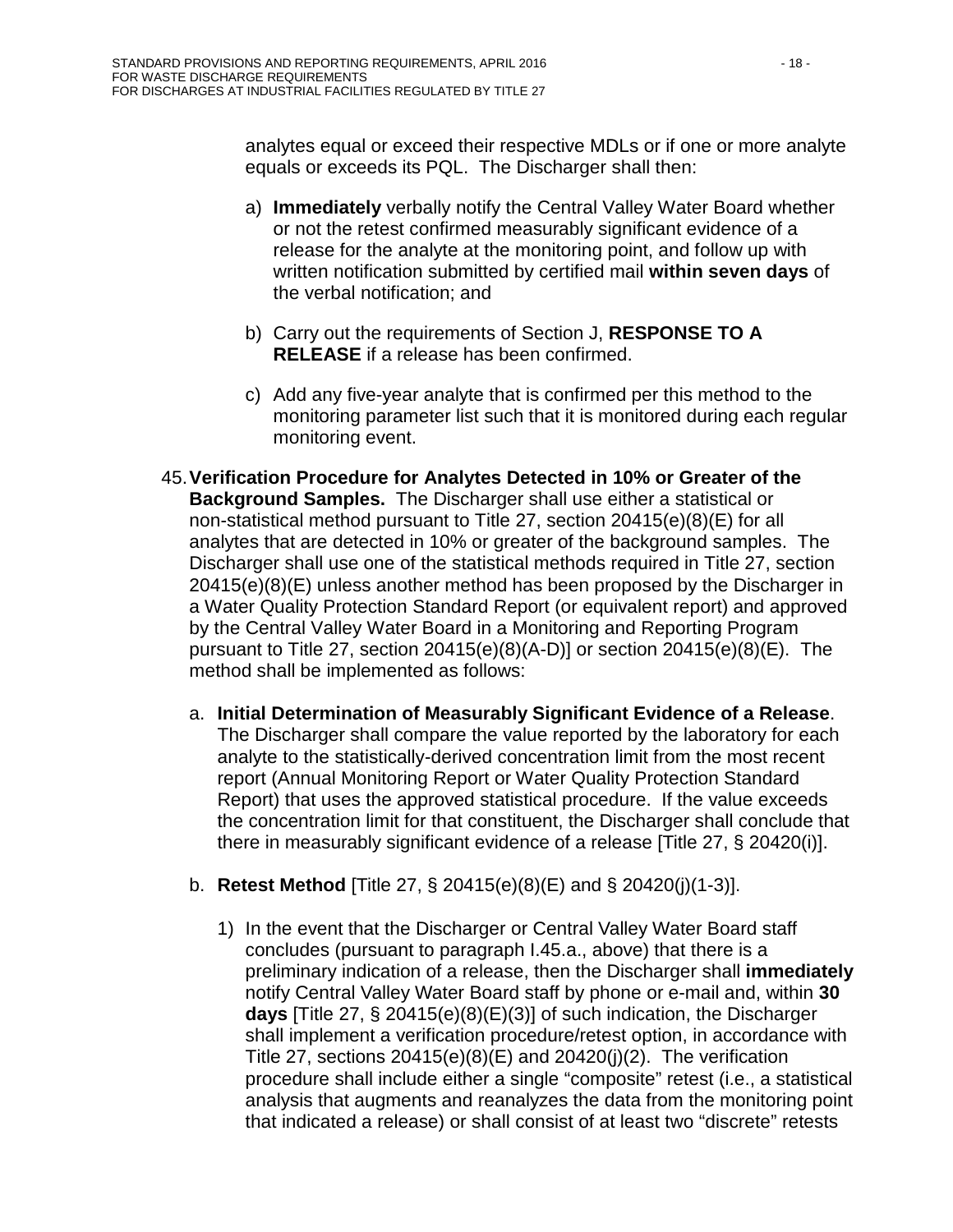analytes equal or exceed their respective MDLs or if one or more analyte equals or exceeds its PQL. The Discharger shall then:

a) **Immediately** verbally notify the Central Valley Water Board whether or not the retest confirmed measurably significant evidence of a release for the analyte at the monitoring point, and follow up with written notification submitted by certified mail **within seven days** of the verbal notification; and

b) Carry out the requirements of Section J, **RESPONSE TO A RELEASE** if a release has been confirmed.

c) Add any five-year analyte that is confirmed per this method to the monitoring parameter list such that it is monitored during each regular monitoring event.

45. **Verification Procedure for Analytes Detected in 10% or Greater of the Background Samples.** The Discharger shall use either a statistical or non-statistical method pursuant to Title 27, section 20415(e)(8)(E) for all analytes that are detected in 10% or greater of the background samples. The Discharger shall use one of the statistical methods required in Title 27, section 20415(e)(8)(E) unless another method has been proposed by the Discharger in a Water Quality Protection Standard Report (or equivalent report) and approved by the Central Valley Water Board in a Monitoring and Reporting Program pursuant to Title 27, section 20415(e)(8)(A-D)] or section 20415(e)(8)(E). The method shall be implemented as follows:

   a. **Initial Determination of Measurably Significant Evidence of a Release**. The Discharger shall compare the value reported by the laboratory for each analyte to the statistically-derived concentration limit from the most recent report (Annual Monitoring Report or Water Quality Protection Standard Report) that uses the approved statistical procedure. If the value exceeds the concentration limit for that constituent, the Discharger shall conclude that there in measurably significant evidence of a release [Title 27, § 20420(i)].

   b. **Retest Method** [Title 27, § 20415(e)(8)(E) and § 20420(j)(1-3)].

      1) In the event that the Discharger or Central Valley Water Board staff concludes (pursuant to paragraph I.45.a., above) that there is a preliminary indication of a release, then the Discharger shall **immediately** notify Central Valley Water Board staff by phone or e-mail and, within **30 days** [Title 27, § 20415(e)(8)(E)(3)] of such indication, the Discharger shall implement a verification procedure/retest option, in accordance with Title 27, sections 20415(e)(8)(E) and 20420(j)(2). The verification procedure shall include either a single "composite" retest (i.e., a statistical analysis that augments and reanalyzes the data from the monitoring point that indicated a release) or shall consist of at least two "discrete" retests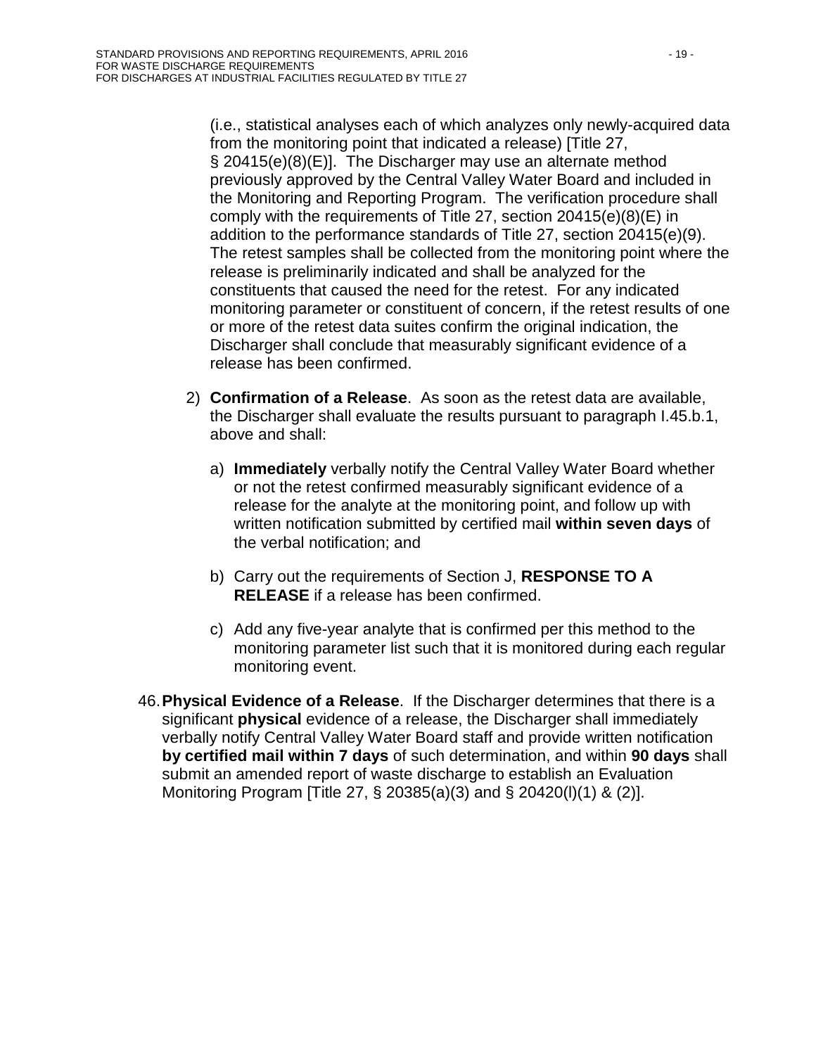(i.e., statistical analyses each of which analyzes only newly-acquired data from the monitoring point that indicated a release) [Title 27, § 20415(e)(8)(E)]. The Discharger may use an alternate method previously approved by the Central Valley Water Board and included in the Monitoring and Reporting Program. The verification procedure shall comply with the requirements of Title 27, section 20415(e)(8)(E) in addition to the performance standards of Title 27, section 20415(e)(9). The retest samples shall be collected from the monitoring point where the release is preliminarily indicated and shall be analyzed for the constituents that caused the need for the retest. For any indicated monitoring parameter or constituent of concern, if the retest results of one or more of the retest data suites confirm the original indication, the Discharger shall conclude that measurably significant evidence of a release has been confirmed.

2) **Confirmation of a Release**. As soon as the retest data are available, the Discharger shall evaluate the results pursuant to paragraph I.45.b.1, above and shall:

   a) **Immediately** verbally notify the Central Valley Water Board whether or not the retest confirmed measurably significant evidence of a release for the analyte at the monitoring point, and follow up with written notification submitted by certified mail **within seven days** of the verbal notification; and

   b) Carry out the requirements of Section J, **RESPONSE TO A RELEASE** if a release has been confirmed.

   c) Add any five-year analyte that is confirmed per this method to the monitoring parameter list such that it is monitored during each regular monitoring event.

46. **Physical Evidence of a Release**. If the Discharger determines that there is a significant **physical** evidence of a release, the Discharger shall immediately verbally notify Central Valley Water Board staff and provide written notification **by certified mail within 7 days** of such determination, and within **90 days** shall submit an amended report of waste discharge to establish an Evaluation Monitoring Program [Title 27, § 20385(a)(3) and § 20420(l)(1) & (2)].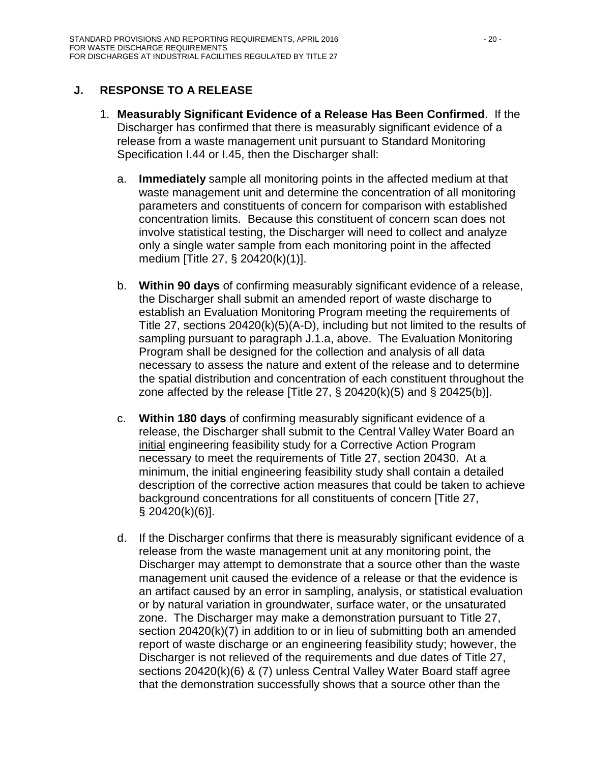## J. RESPONSE TO A RELEASE

1. **Measurably Significant Evidence of a Release Has Been Confirmed**. If the Discharger has confirmed that there is measurably significant evidence of a release from a waste management unit pursuant to Standard Monitoring Specification I.44 or I.45, then the Discharger shall:

   a. **Immediately** sample all monitoring points in the affected medium at that waste management unit and determine the concentration of all monitoring parameters and constituents of concern for comparison with established concentration limits. Because this constituent of concern scan does not involve statistical testing, the Discharger will need to collect and analyze only a single water sample from each monitoring point in the affected medium [Title 27, § 20420(k)(1)].

   b. **Within 90 days** of confirming measurably significant evidence of a release, the Discharger shall submit an amended report of waste discharge to establish an Evaluation Monitoring Program meeting the requirements of Title 27, sections 20420(k)(5)(A-D), including but not limited to the results of sampling pursuant to paragraph J.1.a, above. The Evaluation Monitoring Program shall be designed for the collection and analysis of all data necessary to assess the nature and extent of the release and to determine the spatial distribution and concentration of each constituent throughout the zone affected by the release [Title 27, § 20420(k)(5) and § 20425(b)].

   c. **Within 180 days** of confirming measurably significant evidence of a release, the Discharger shall submit to the Central Valley Water Board an initial engineering feasibility study for a Corrective Action Program necessary to meet the requirements of Title 27, section 20430. At a minimum, the initial engineering feasibility study shall contain a detailed description of the corrective action measures that could be taken to achieve background concentrations for all constituents of concern [Title 27, § 20420(k)(6)].

   d. If the Discharger confirms that there is measurably significant evidence of a release from the waste management unit at any monitoring point, the Discharger may attempt to demonstrate that a source other than the waste management unit caused the evidence of a release or that the evidence is an artifact caused by an error in sampling, analysis, or statistical evaluation or by natural variation in groundwater, surface water, or the unsaturated zone. The Discharger may make a demonstration pursuant to Title 27, section 20420(k)(7) in addition to or in lieu of submitting both an amended report of waste discharge or an engineering feasibility study; however, the Discharger is not relieved of the requirements and due dates of Title 27, sections 20420(k)(6) & (7) unless Central Valley Water Board staff agree that the demonstration successfully shows that a source other than the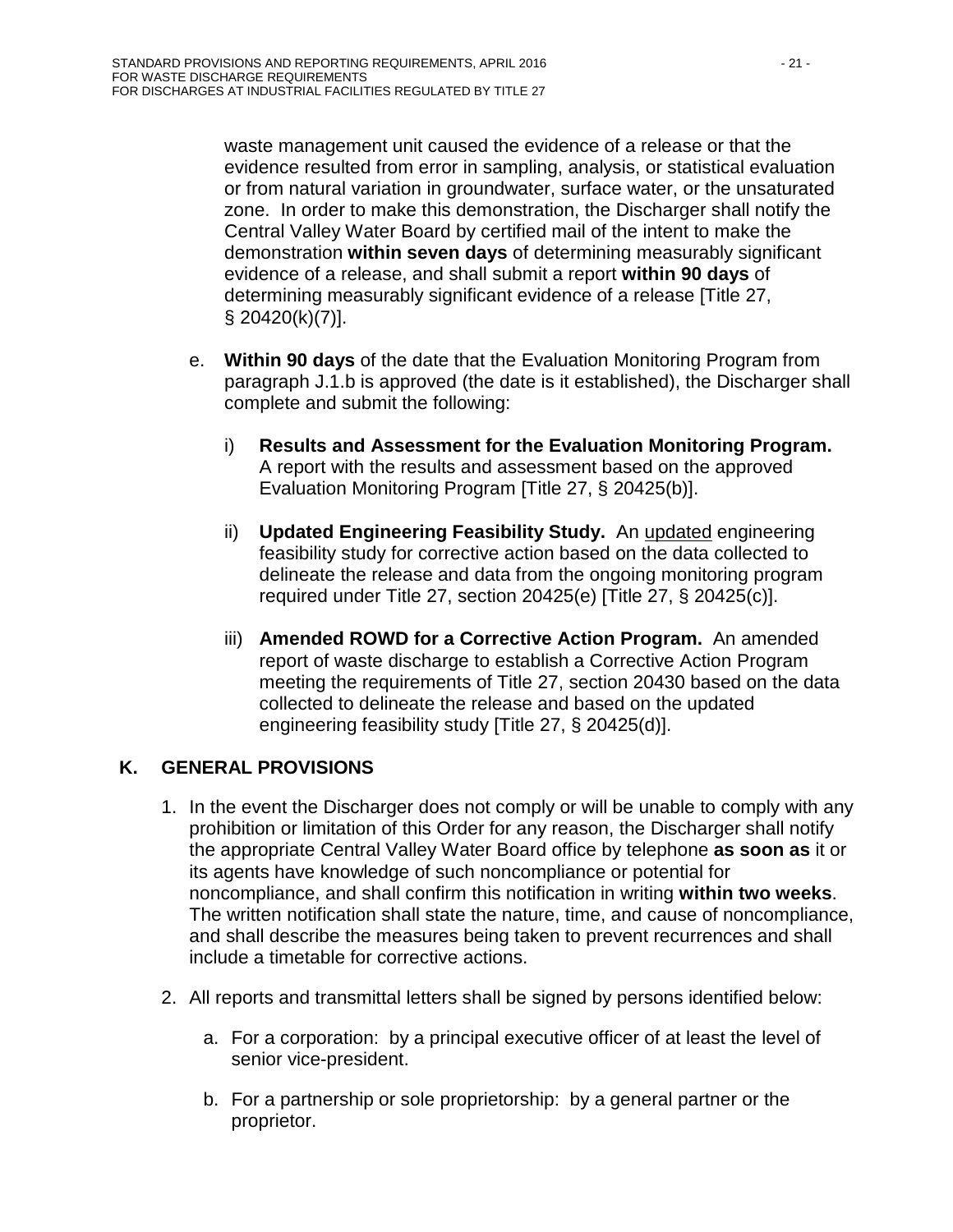waste management unit caused the evidence of a release or that the evidence resulted from error in sampling, analysis, or statistical evaluation or from natural variation in groundwater, surface water, or the unsaturated zone. In order to make this demonstration, the Discharger shall notify the Central Valley Water Board by certified mail of the intent to make the demonstration **within seven days** of determining measurably significant evidence of a release, and shall submit a report **within 90 days** of determining measurably significant evidence of a release [Title 27, § 20420(k)(7)].

e. **Within 90 days** of the date that the Evaluation Monitoring Program from paragraph J.1.b is approved (the date is it established), the Discharger shall complete and submit the following:

   i) **Results and Assessment for the Evaluation Monitoring Program.** A report with the results and assessment based on the approved Evaluation Monitoring Program [Title 27, § 20425(b)].

   ii) **Updated Engineering Feasibility Study.** An updated engineering feasibility study for corrective action based on the data collected to delineate the release and data from the ongoing monitoring program required under Title 27, section 20425(e) [Title 27, § 20425(c)].

   iii) **Amended ROWD for a Corrective Action Program.** An amended report of waste discharge to establish a Corrective Action Program meeting the requirements of Title 27, section 20430 based on the data collected to delineate the release and based on the updated engineering feasibility study [Title 27, § 20425(d)].

## K. GENERAL PROVISIONS

1. In the event the Discharger does not comply or will be unable to comply with any prohibition or limitation of this Order for any reason, the Discharger shall notify the appropriate Central Valley Water Board office by telephone **as soon as** it or its agents have knowledge of such noncompliance or potential for noncompliance, and shall confirm this notification in writing **within two weeks**. The written notification shall state the nature, time, and cause of noncompliance, and shall describe the measures being taken to prevent recurrences and shall include a timetable for corrective actions.

2. All reports and transmittal letters shall be signed by persons identified below:

   a. For a corporation: by a principal executive officer of at least the level of senior vice-president.

   b. For a partnership or sole proprietorship: by a general partner or the proprietor.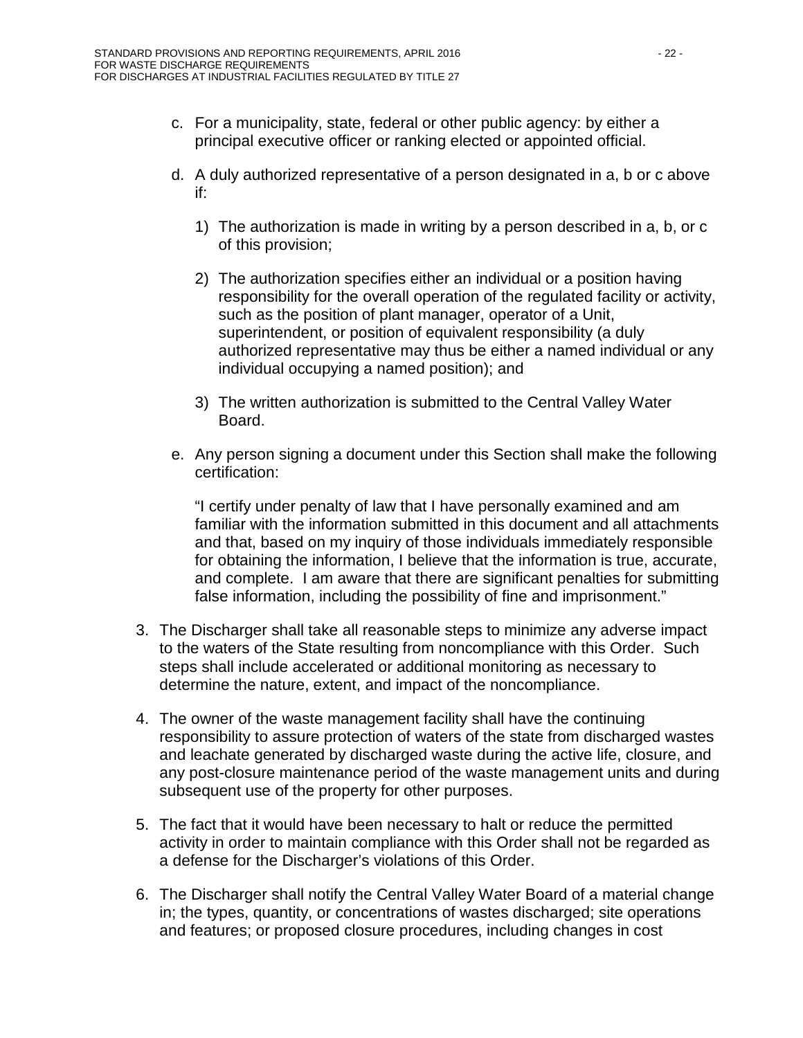c. For a municipality, state, federal or other public agency: by either a principal executive officer or ranking elected or appointed official.

d. A duly authorized representative of a person designated in a, b or c above if:

   1) The authorization is made in writing by a person described in a, b, or c of this provision;

   2) The authorization specifies either an individual or a position having responsibility for the overall operation of the regulated facility or activity, such as the position of plant manager, operator of a Unit, superintendent, or position of equivalent responsibility (a duly authorized representative may thus be either a named individual or any individual occupying a named position); and

   3) The written authorization is submitted to the Central Valley Water Board.

e. Any person signing a document under this Section shall make the following certification:

   "I certify under penalty of law that I have personally examined and am familiar with the information submitted in this document and all attachments and that, based on my inquiry of those individuals immediately responsible for obtaining the information, I believe that the information is true, accurate, and complete. I am aware that there are significant penalties for submitting false information, including the possibility of fine and imprisonment."

3. The Discharger shall take all reasonable steps to minimize any adverse impact to the waters of the State resulting from noncompliance with this Order. Such steps shall include accelerated or additional monitoring as necessary to determine the nature, extent, and impact of the noncompliance.

4. The owner of the waste management facility shall have the continuing responsibility to assure protection of waters of the state from discharged wastes and leachate generated by discharged waste during the active life, closure, and any post-closure maintenance period of the waste management units and during subsequent use of the property for other purposes.

5. The fact that it would have been necessary to halt or reduce the permitted activity in order to maintain compliance with this Order shall not be regarded as a defense for the Discharger's violations of this Order.

6. The Discharger shall notify the Central Valley Water Board of a material change in; the types, quantity, or concentrations of wastes discharged; site operations and features; or proposed closure procedures, including changes in cost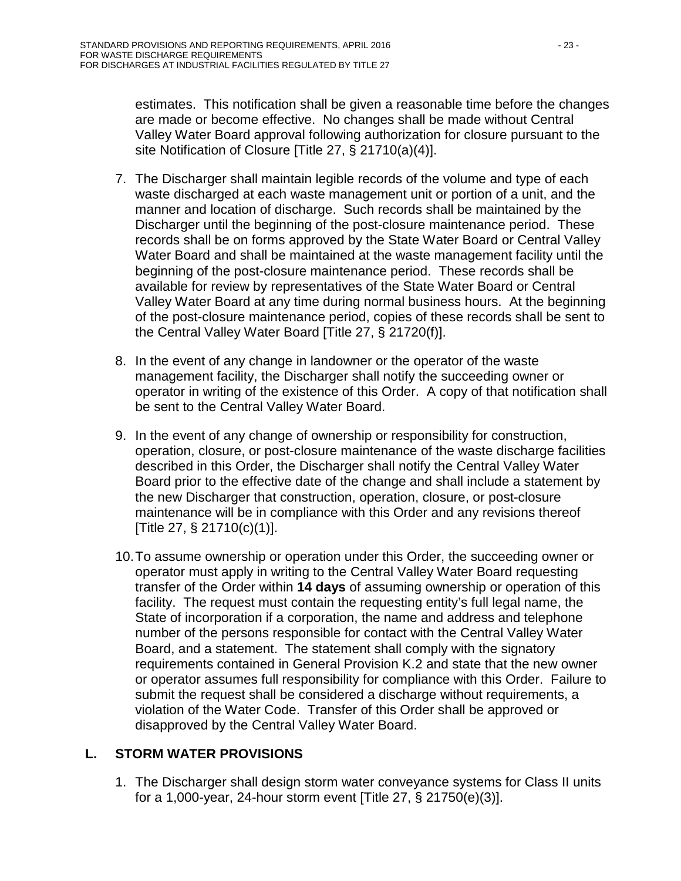estimates. This notification shall be given a reasonable time before the changes are made or become effective. No changes shall be made without Central Valley Water Board approval following authorization for closure pursuant to the site Notification of Closure [Title 27, § 21710(a)(4)].

7. The Discharger shall maintain legible records of the volume and type of each waste discharged at each waste management unit or portion of a unit, and the manner and location of discharge. Such records shall be maintained by the Discharger until the beginning of the post-closure maintenance period. These records shall be on forms approved by the State Water Board or Central Valley Water Board and shall be maintained at the waste management facility until the beginning of the post-closure maintenance period. These records shall be available for review by representatives of the State Water Board or Central Valley Water Board at any time during normal business hours. At the beginning of the post-closure maintenance period, copies of these records shall be sent to the Central Valley Water Board [Title 27, § 21720(f)].

8. In the event of any change in landowner or the operator of the waste management facility, the Discharger shall notify the succeeding owner or operator in writing of the existence of this Order. A copy of that notification shall be sent to the Central Valley Water Board.

9. In the event of any change of ownership or responsibility for construction, operation, closure, or post-closure maintenance of the waste discharge facilities described in this Order, the Discharger shall notify the Central Valley Water Board prior to the effective date of the change and shall include a statement by the new Discharger that construction, operation, closure, or post-closure maintenance will be in compliance with this Order and any revisions thereof [Title 27, § 21710(c)(1)].

10. To assume ownership or operation under this Order, the succeeding owner or operator must apply in writing to the Central Valley Water Board requesting transfer of the Order within **14 days** of assuming ownership or operation of this facility. The request must contain the requesting entity's full legal name, the State of incorporation if a corporation, the name and address and telephone number of the persons responsible for contact with the Central Valley Water Board, and a statement. The statement shall comply with the signatory requirements contained in General Provision K.2 and state that the new owner or operator assumes full responsibility for compliance with this Order. Failure to submit the request shall be considered a discharge without requirements, a violation of the Water Code. Transfer of this Order shall be approved or disapproved by the Central Valley Water Board.

## L. STORM WATER PROVISIONS

1. The Discharger shall design storm water conveyance systems for Class II units for a 1,000-year, 24-hour storm event [Title 27, § 21750(e)(3)].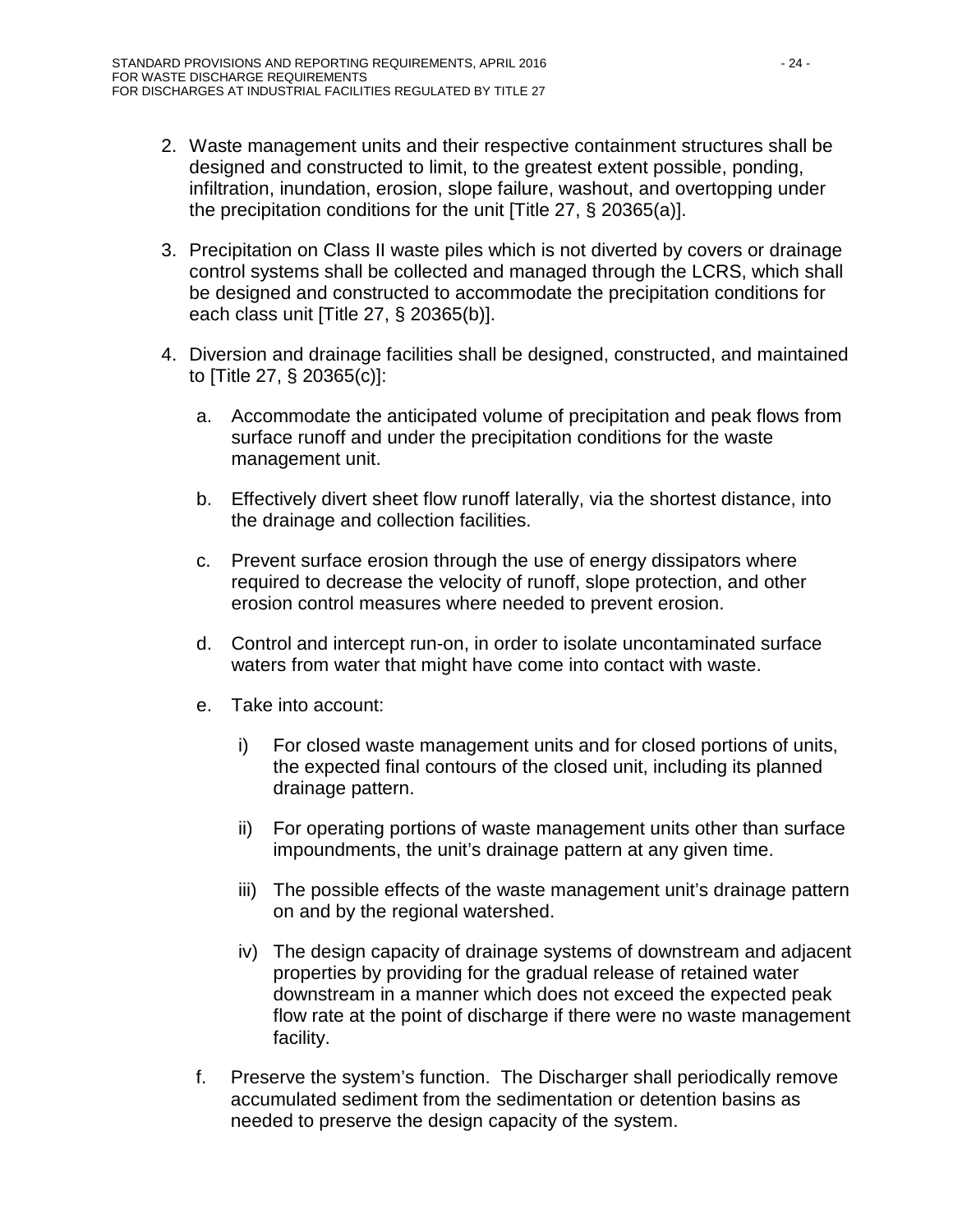2. Waste management units and their respective containment structures shall be designed and constructed to limit, to the greatest extent possible, ponding, infiltration, inundation, erosion, slope failure, washout, and overtopping under the precipitation conditions for the unit [Title 27, § 20365(a)].

3. Precipitation on Class II waste piles which is not diverted by covers or drainage control systems shall be collected and managed through the LCRS, which shall be designed and constructed to accommodate the precipitation conditions for each class unit [Title 27, § 20365(b)].

4. Diversion and drainage facilities shall be designed, constructed, and maintained to [Title 27, § 20365(c)]:

   a. Accommodate the anticipated volume of precipitation and peak flows from surface runoff and under the precipitation conditions for the waste management unit.

   b. Effectively divert sheet flow runoff laterally, via the shortest distance, into the drainage and collection facilities.

   c. Prevent surface erosion through the use of energy dissipators where required to decrease the velocity of runoff, slope protection, and other erosion control measures where needed to prevent erosion.

   d. Control and intercept run-on, in order to isolate uncontaminated surface waters from water that might have come into contact with waste.

   e. Take into account:

      i) For closed waste management units and for closed portions of units, the expected final contours of the closed unit, including its planned drainage pattern.

      ii) For operating portions of waste management units other than surface impoundments, the unit's drainage pattern at any given time.

      iii) The possible effects of the waste management unit's drainage pattern on and by the regional watershed.

      iv) The design capacity of drainage systems of downstream and adjacent properties by providing for the gradual release of retained water downstream in a manner which does not exceed the expected peak flow rate at the point of discharge if there were no waste management facility.

   f. Preserve the system's function. The Discharger shall periodically remove accumulated sediment from the sedimentation or detention basins as needed to preserve the design capacity of the system.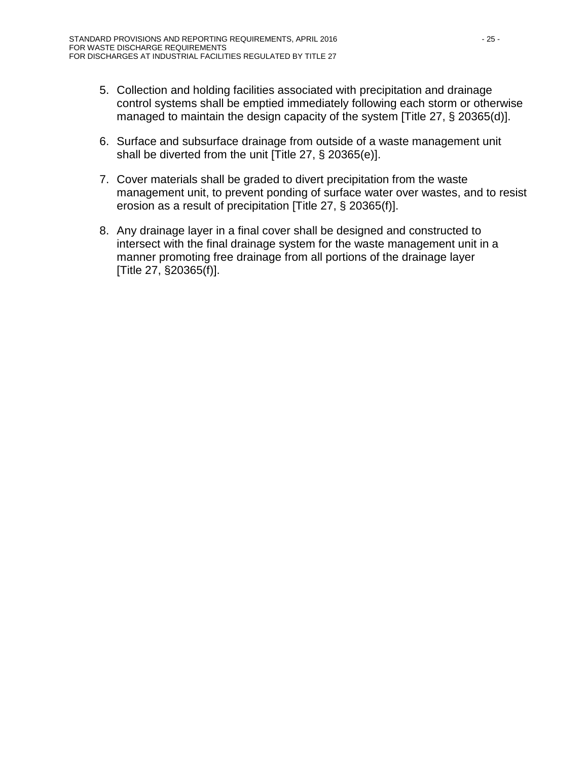5. Collection and holding facilities associated with precipitation and drainage control systems shall be emptied immediately following each storm or otherwise managed to maintain the design capacity of the system [Title 27, § 20365(d)].

6. Surface and subsurface drainage from outside of a waste management unit shall be diverted from the unit [Title 27, § 20365(e)].

7. Cover materials shall be graded to divert precipitation from the waste management unit, to prevent ponding of surface water over wastes, and to resist erosion as a result of precipitation [Title 27, § 20365(f)].

8. Any drainage layer in a final cover shall be designed and constructed to intersect with the final drainage system for the waste management unit in a manner promoting free drainage from all portions of the drainage layer [Title 27, §20365(f)].